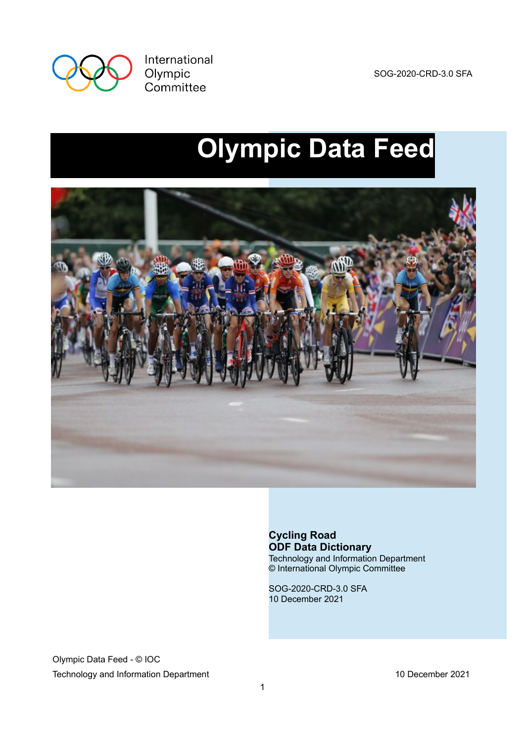International Olympic Committee

SOG-2020-CRD-3.0 SFA

# Olympic Data Feed

**Cycling Road**
**ODF Data Dictionary**
Technology and Information Department
© International Olympic Committee

SOG-2020-CRD-3.0 SFA
10 December 2021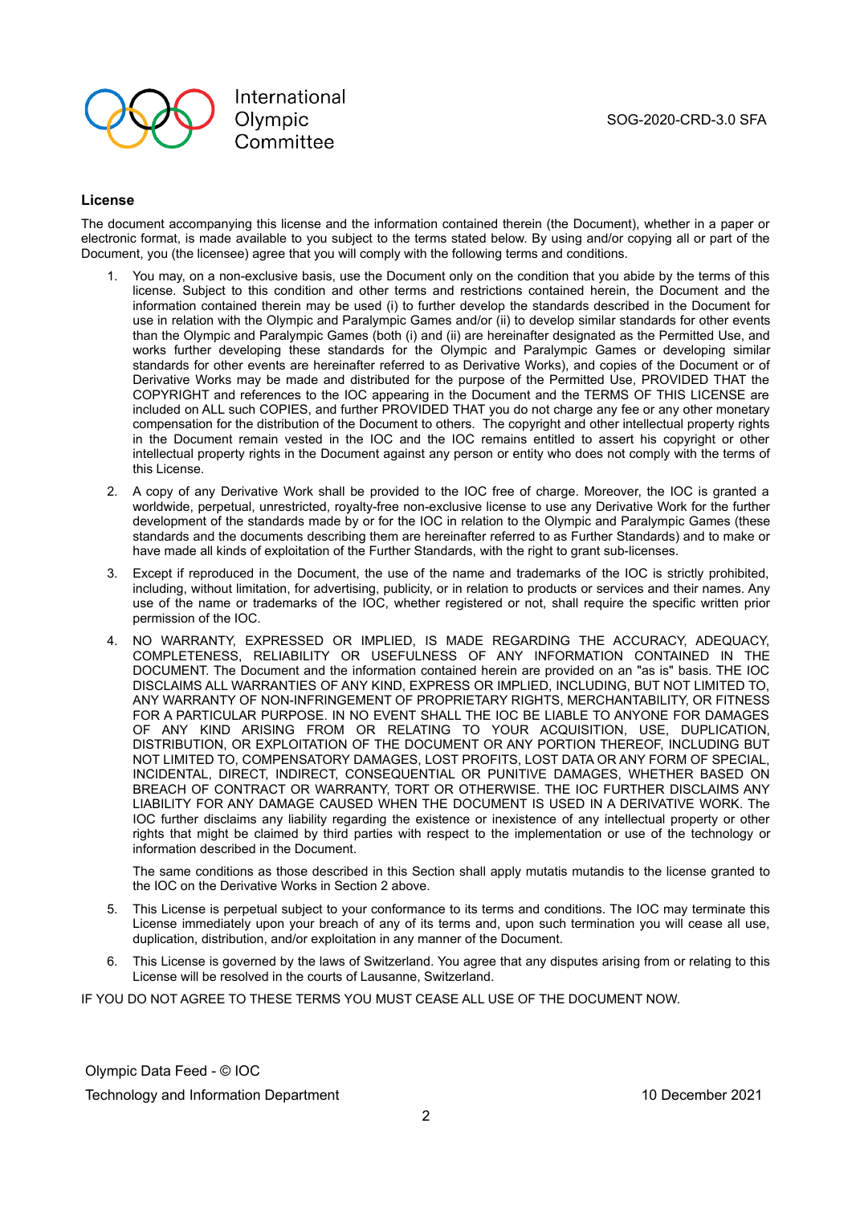## License

The document accompanying this license and the information contained therein (the Document), whether in a paper or electronic format, is made available to you subject to the terms stated below. By using and/or copying all or part of the Document, you (the licensee) agree that you will comply with the following terms and conditions.

1. You may, on a non-exclusive basis, use the Document only on the condition that you abide by the terms of this license. Subject to this condition and other terms and restrictions contained herein, the Document and the information contained therein may be used (i) to further develop the standards described in the Document for use in relation with the Olympic and Paralympic Games and/or (ii) to develop similar standards for other events than the Olympic and Paralympic Games (both (i) and (ii) are hereinafter designated as the Permitted Use, and works further developing these standards for the Olympic and Paralympic Games or developing similar standards for other events are hereinafter referred to as Derivative Works), and copies of the Document or of Derivative Works may be made and distributed for the purpose of the Permitted Use, PROVIDED THAT the COPYRIGHT and references to the IOC appearing in the Document and the TERMS OF THIS LICENSE are included on ALL such COPIES, and further PROVIDED THAT you do not charge any fee or any other monetary compensation for the distribution of the Document to others. The copyright and other intellectual property rights in the Document remain vested in the IOC and the IOC remains entitled to assert his copyright or other intellectual property rights in the Document against any person or entity who does not comply with the terms of this License.

2. A copy of any Derivative Work shall be provided to the IOC free of charge. Moreover, the IOC is granted a worldwide, perpetual, unrestricted, royalty-free non-exclusive license to use any Derivative Work for the further development of the standards made by or for the IOC in relation to the Olympic and Paralympic Games (these standards and the documents describing them are hereinafter referred to as Further Standards) and to make or have made all kinds of exploitation of the Further Standards, with the right to grant sub-licenses.

3. Except if reproduced in the Document, the use of the name and trademarks of the IOC is strictly prohibited, including, without limitation, for advertising, publicity, or in relation to products or services and their names. Any use of the name or trademarks of the IOC, whether registered or not, shall require the specific written prior permission of the IOC.

4. NO WARRANTY, EXPRESSED OR IMPLIED, IS MADE REGARDING THE ACCURACY, ADEQUACY, COMPLETENESS, RELIABILITY OR USEFULNESS OF ANY INFORMATION CONTAINED IN THE DOCUMENT. The Document and the information contained herein are provided on an "as is" basis. THE IOC DISCLAIMS ALL WARRANTIES OF ANY KIND, EXPRESS OR IMPLIED, INCLUDING, BUT NOT LIMITED TO, ANY WARRANTY OF NON-INFRINGEMENT OF PROPRIETARY RIGHTS, MERCHANTABILITY, OR FITNESS FOR A PARTICULAR PURPOSE. IN NO EVENT SHALL THE IOC BE LIABLE TO ANYONE FOR DAMAGES OF ANY KIND ARISING FROM OR RELATING TO YOUR ACQUISITION, USE, DUPLICATION, DISTRIBUTION, OR EXPLOITATION OF THE DOCUMENT OR ANY PORTION THEREOF, INCLUDING BUT NOT LIMITED TO, COMPENSATORY DAMAGES, LOST PROFITS, LOST DATA OR ANY FORM OF SPECIAL, INCIDENTAL, DIRECT, INDIRECT, CONSEQUENTIAL OR PUNITIVE DAMAGES, WHETHER BASED ON BREACH OF CONTRACT OR WARRANTY, TORT OR OTHERWISE. THE IOC FURTHER DISCLAIMS ANY LIABILITY FOR ANY DAMAGE CAUSED WHEN THE DOCUMENT IS USED IN A DERIVATIVE WORK. The IOC further disclaims any liability regarding the existence or inexistence of any intellectual property or other rights that might be claimed by third parties with respect to the implementation or use of the technology or information described in the Document.

   The same conditions as those described in this Section shall apply mutatis mutandis to the license granted to the IOC on the Derivative Works in Section 2 above.

5. This License is perpetual subject to your conformance to its terms and conditions. The IOC may terminate this License immediately upon your breach of any of its terms and, upon such termination you will cease all use, duplication, distribution, and/or exploitation in any manner of the Document.

6. This License is governed by the laws of Switzerland. You agree that any disputes arising from or relating to this License will be resolved in the courts of Lausanne, Switzerland.

IF YOU DO NOT AGREE TO THESE TERMS YOU MUST CEASE ALL USE OF THE DOCUMENT NOW.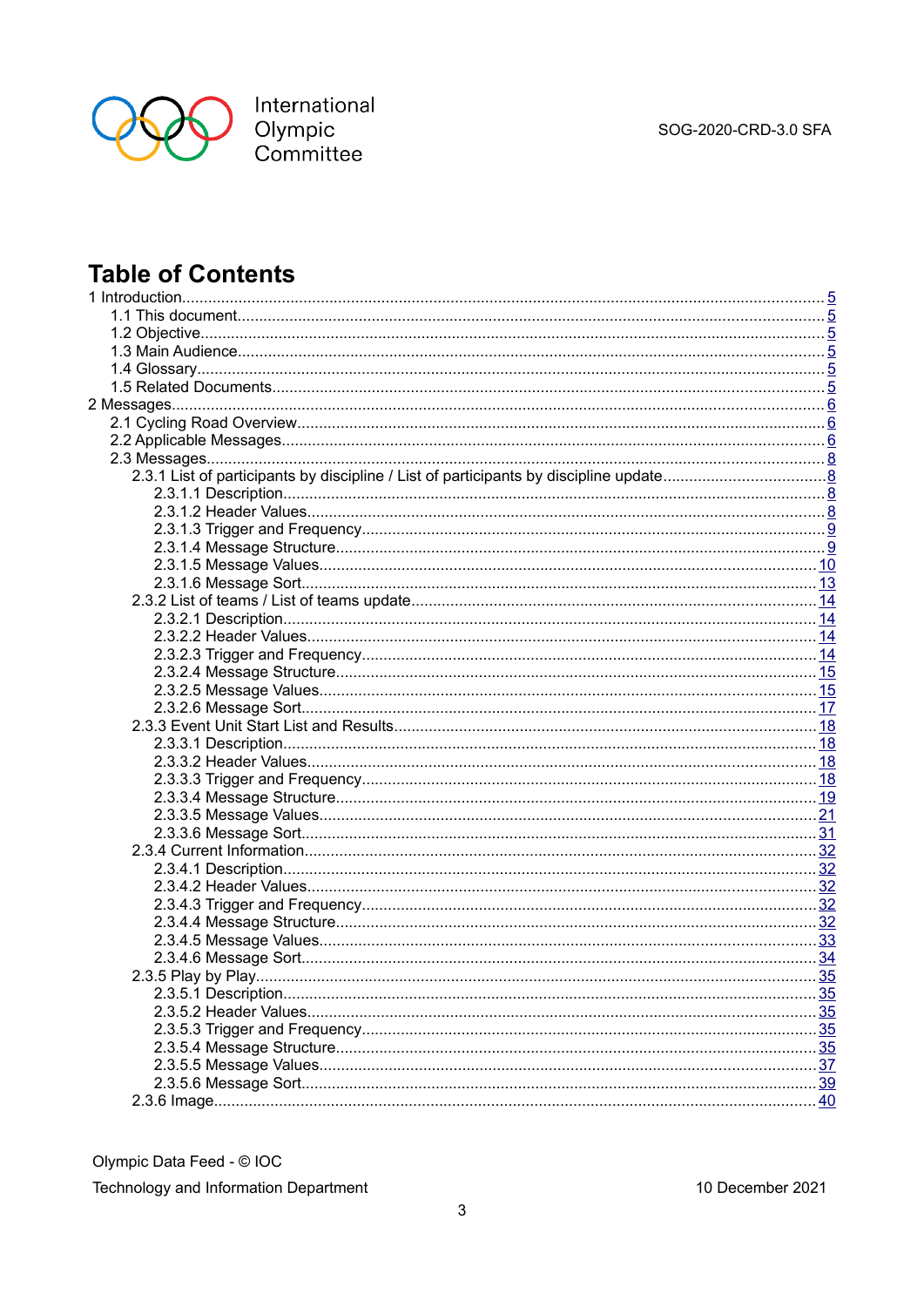# Table of Contents

- 1 Introduction.....5
  - 1.1 This document.....5
  - 1.2 Objective.....5
  - 1.3 Main Audience.....5
  - 1.4 Glossary.....5
  - 1.5 Related Documents.....5
- 2 Messages.....6
  - 2.1 Cycling Road Overview.....6
  - 2.2 Applicable Messages.....6
  - 2.3 Messages.....8
    - 2.3.1 List of participants by discipline / List of participants by discipline update.....8
      - 2.3.1.1 Description.....8
      - 2.3.1.2 Header Values.....8
      - 2.3.1.3 Trigger and Frequency.....9
      - 2.3.1.4 Message Structure.....9
      - 2.3.1.5 Message Values.....10
      - 2.3.1.6 Message Sort.....13
    - 2.3.2 List of teams / List of teams update.....14
      - 2.3.2.1 Description.....14
      - 2.3.2.2 Header Values.....14
      - 2.3.2.3 Trigger and Frequency.....14
      - 2.3.2.4 Message Structure.....15
      - 2.3.2.5 Message Values.....15
      - 2.3.2.6 Message Sort.....17
    - 2.3.3 Event Unit Start List and Results.....18
      - 2.3.3.1 Description.....18
      - 2.3.3.2 Header Values.....18
      - 2.3.3.3 Trigger and Frequency.....18
      - 2.3.3.4 Message Structure.....19
      - 2.3.3.5 Message Values.....21
      - 2.3.3.6 Message Sort.....31
    - 2.3.4 Current Information.....32
      - 2.3.4.1 Description.....32
      - 2.3.4.2 Header Values.....32
      - 2.3.4.3 Trigger and Frequency.....32
      - 2.3.4.4 Message Structure.....32
      - 2.3.4.5 Message Values.....33
      - 2.3.4.6 Message Sort.....34
    - 2.3.5 Play by Play.....35
      - 2.3.5.1 Description.....35
      - 2.3.5.2 Header Values.....35
      - 2.3.5.3 Trigger and Frequency.....35
      - 2.3.5.4 Message Structure.....35
      - 2.3.5.5 Message Values.....37
      - 2.3.5.6 Message Sort.....39
    - 2.3.6 Image.....40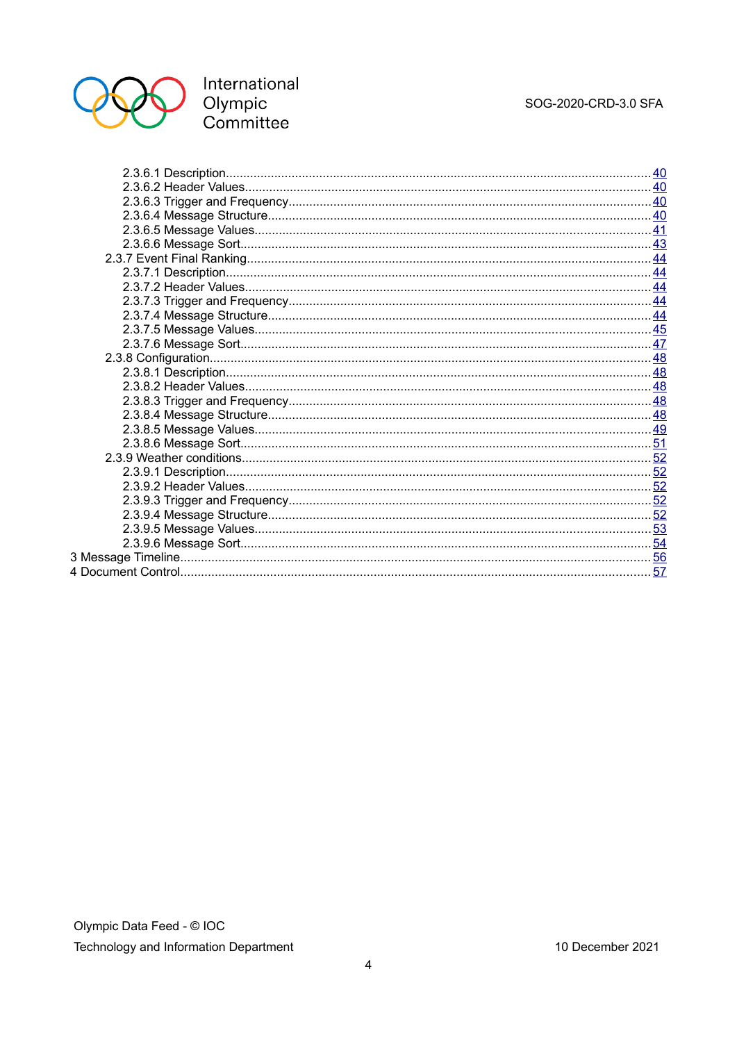2.3.6.1 Description......................................................................................................................40
2.3.6.2 Header Values...............................................................................................................40
2.3.6.3 Trigger and Frequency..................................................................................................40
2.3.6.4 Message Structure........................................................................................................40
2.3.6.5 Message Values............................................................................................................41
2.3.6.6 Message Sort................................................................................................................43
2.3.7 Event Final Ranking...............................................................................................................44
2.3.7.1 Description......................................................................................................................44
2.3.7.2 Header Values...............................................................................................................44
2.3.7.3 Trigger and Frequency..................................................................................................44
2.3.7.4 Message Structure........................................................................................................44
2.3.7.5 Message Values............................................................................................................45
2.3.7.6 Message Sort................................................................................................................47
2.3.8 Configuration.........................................................................................................................48
2.3.8.1 Description......................................................................................................................48
2.3.8.2 Header Values...............................................................................................................48
2.3.8.3 Trigger and Frequency..................................................................................................48
2.3.8.4 Message Structure........................................................................................................48
2.3.8.5 Message Values............................................................................................................49
2.3.8.6 Message Sort................................................................................................................51
2.3.9 Weather conditions................................................................................................................52
2.3.9.1 Description......................................................................................................................52
2.3.9.2 Header Values...............................................................................................................52
2.3.9.3 Trigger and Frequency..................................................................................................52
2.3.9.4 Message Structure........................................................................................................52
2.3.9.5 Message Values............................................................................................................53
2.3.9.6 Message Sort................................................................................................................54
3 Message Timeline.......................................................................................................................56
4 Document Control.......................................................................................................................57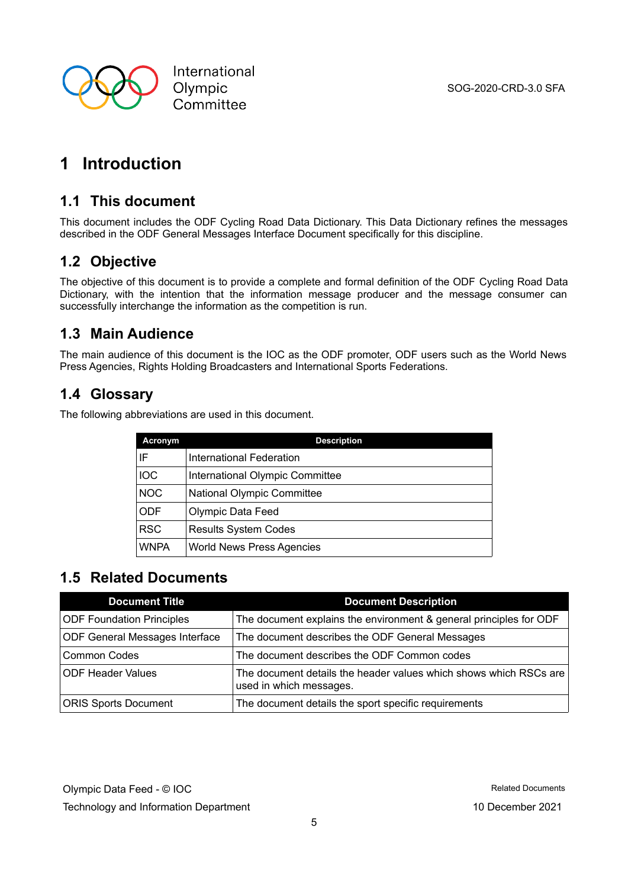# 1 Introduction

## 1.1 This document

This document includes the ODF Cycling Road Data Dictionary. This Data Dictionary refines the messages described in the ODF General Messages Interface Document specifically for this discipline.

## 1.2 Objective

The objective of this document is to provide a complete and formal definition of the ODF Cycling Road Data Dictionary, with the intention that the information message producer and the message consumer can successfully interchange the information as the competition is run.

## 1.3 Main Audience

The main audience of this document is the IOC as the ODF promoter, ODF users such as the World News Press Agencies, Rights Holding Broadcasters and International Sports Federations.

## 1.4 Glossary

The following abbreviations are used in this document.

| Acronym | Description |
| --- | --- |
| IF | International Federation |
| IOC | International Olympic Committee |
| NOC | National Olympic Committee |
| ODF | Olympic Data Feed |
| RSC | Results System Codes |
| WNPA | World News Press Agencies |

## 1.5 Related Documents

| Document Title | Document Description |
| --- | --- |
| ODF Foundation Principles | The document explains the environment & general principles for ODF |
| ODF General Messages Interface | The document describes the ODF General Messages |
| Common Codes | The document describes the ODF Common codes |
| ODF Header Values | The document details the header values which shows which RSCs are used in which messages. |
| ORIS Sports Document | The document details the sport specific requirements |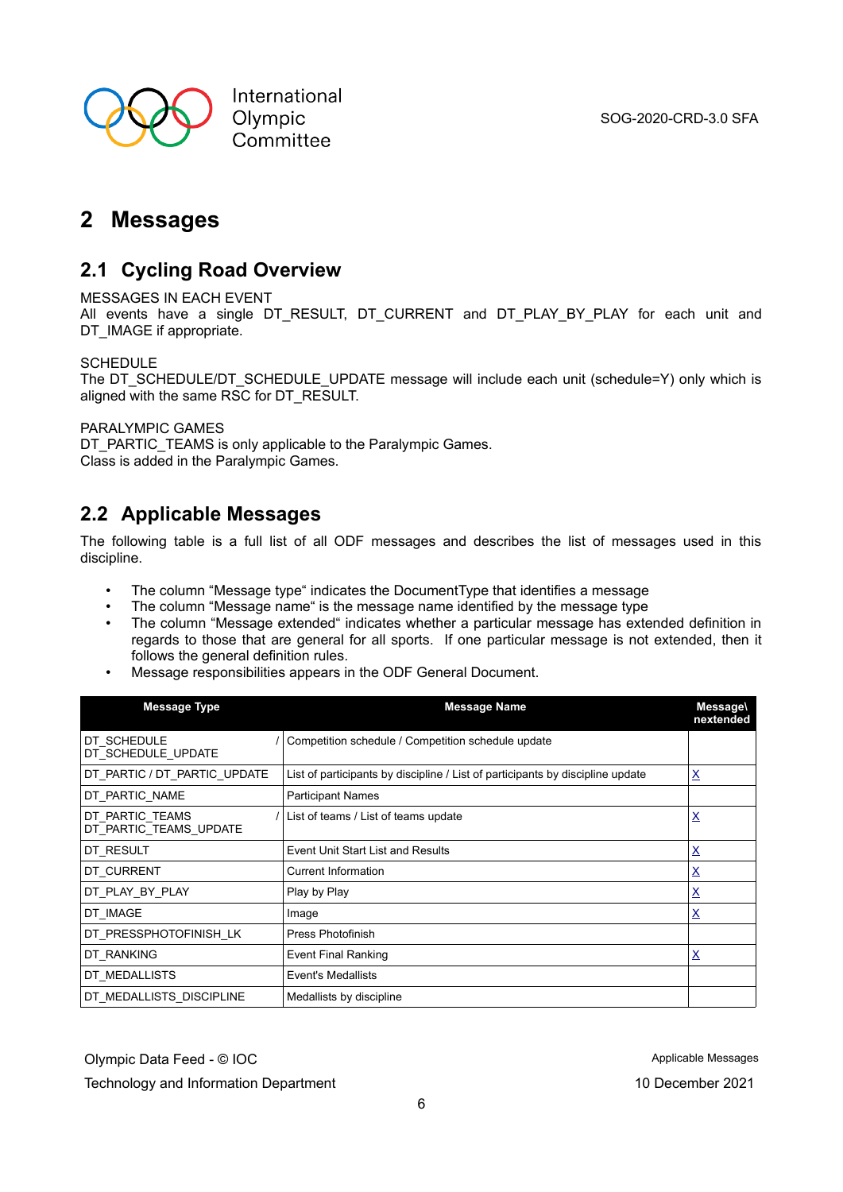# 2 Messages

## 2.1 Cycling Road Overview

MESSAGES IN EACH EVENT
All events have a single DT_RESULT, DT_CURRENT and DT_PLAY_BY_PLAY for each unit and DT_IMAGE if appropriate.

SCHEDULE
The DT_SCHEDULE/DT_SCHEDULE_UPDATE message will include each unit (schedule=Y) only which is aligned with the same RSC for DT_RESULT.

PARALYMPIC GAMES
DT_PARTIC_TEAMS is only applicable to the Paralympic Games.
Class is added in the Paralympic Games.

## 2.2 Applicable Messages

The following table is a full list of all ODF messages and describes the list of messages used in this discipline.

- The column "Message type" indicates the DocumentType that identifies a message
- The column "Message name" is the message name identified by the message type
- The column "Message extended" indicates whether a particular message has extended definition in regards to those that are general for all sports. If one particular message is not extended, then it follows the general definition rules.
- Message responsibilities appears in the ODF General Document.

| Message Type | Message Name | Message\nextended |
|---|---|---|
| DT_SCHEDULE / DT_SCHEDULE_UPDATE | Competition schedule / Competition schedule update | |
| DT_PARTIC / DT_PARTIC_UPDATE | List of participants by discipline / List of participants by discipline update | X |
| DT_PARTIC_NAME | Participant Names | |
| DT_PARTIC_TEAMS / DT_PARTIC_TEAMS_UPDATE | List of teams / List of teams update | X |
| DT_RESULT | Event Unit Start List and Results | X |
| DT_CURRENT | Current Information | X |
| DT_PLAY_BY_PLAY | Play by Play | X |
| DT_IMAGE | Image | X |
| DT_PRESSPHOTOFINISH_LK | Press Photofinish | |
| DT_RANKING | Event Final Ranking | X |
| DT_MEDALLISTS | Event's Medallists | |
| DT_MEDALLISTS_DISCIPLINE | Medallists by discipline | |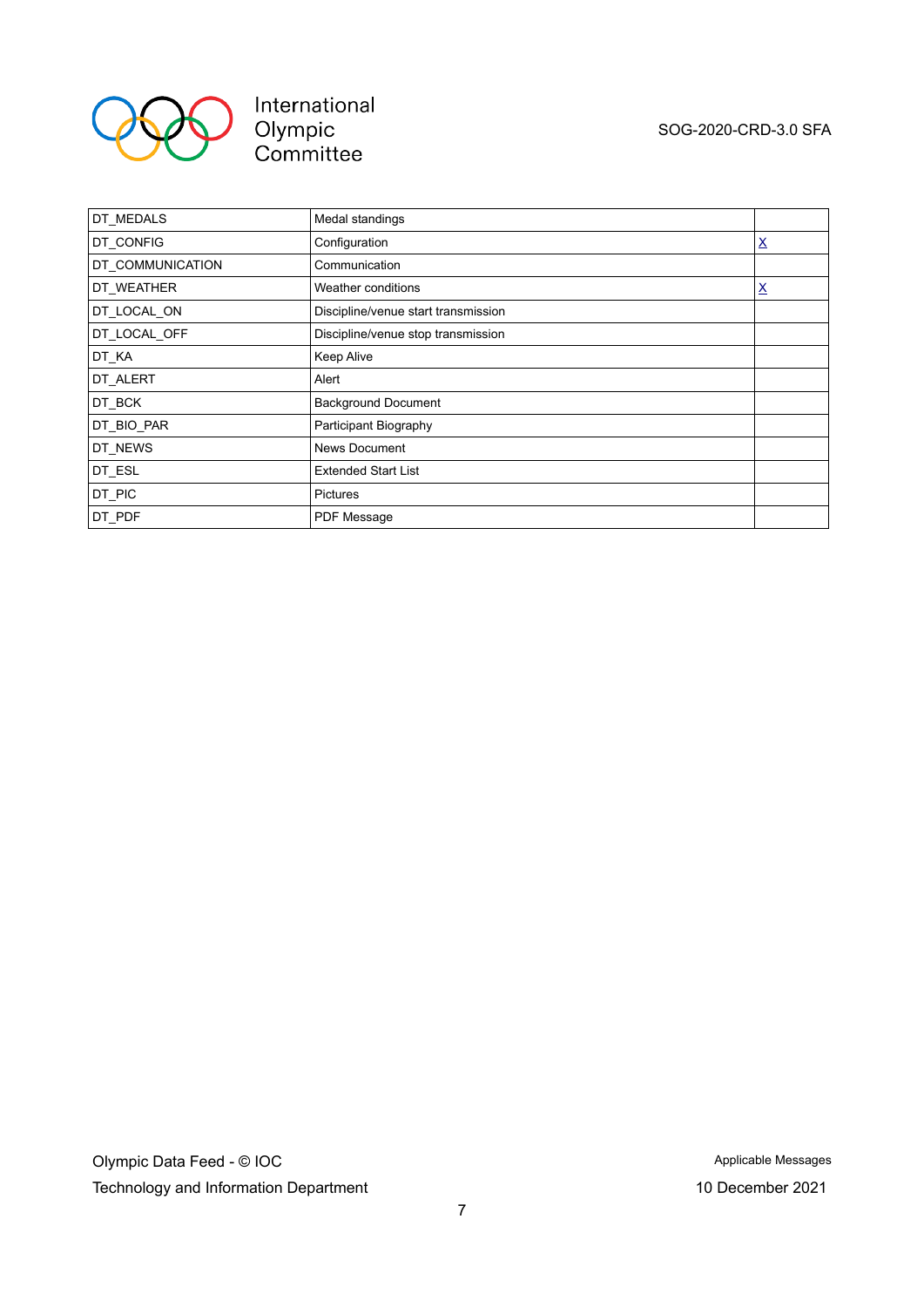| | | |
|---|---|---|
| DT_MEDALS | Medal standings | |
| DT_CONFIG | Configuration | X |
| DT_COMMUNICATION | Communication | |
| DT_WEATHER | Weather conditions | X |
| DT_LOCAL_ON | Discipline/venue start transmission | |
| DT_LOCAL_OFF | Discipline/venue stop transmission | |
| DT_KA | Keep Alive | |
| DT_ALERT | Alert | |
| DT_BCK | Background Document | |
| DT_BIO_PAR | Participant Biography | |
| DT_NEWS | News Document | |
| DT_ESL | Extended Start List | |
| DT_PIC | Pictures | |
| DT_PDF | PDF Message | |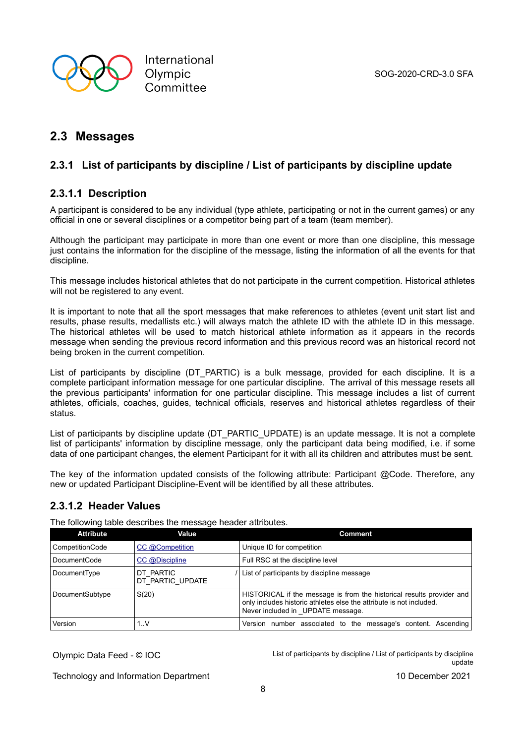## 2.3 Messages

### 2.3.1 List of participants by discipline / List of participants by discipline update

#### 2.3.1.1 Description

A participant is considered to be any individual (type athlete, participating or not in the current games) or any official in one or several disciplines or a competitor being part of a team (team member).

Although the participant may participate in more than one event or more than one discipline, this message just contains the information for the discipline of the message, listing the information of all the events for that discipline.

This message includes historical athletes that do not participate in the current competition. Historical athletes will not be registered to any event.

It is important to note that all the sport messages that make references to athletes (event unit start list and results, phase results, medallists etc.) will always match the athlete ID with the athlete ID in this message. The historical athletes will be used to match historical athlete information as it appears in the records message when sending the previous record information and this previous record was an historical record not being broken in the current competition.

List of participants by discipline (DT_PARTIC) is a bulk message, provided for each discipline. It is a complete participant information message for one particular discipline. The arrival of this message resets all the previous participants' information for one particular discipline. This message includes a list of current athletes, officials, coaches, guides, technical officials, reserves and historical athletes regardless of their status.

List of participants by discipline update (DT_PARTIC_UPDATE) is an update message. It is not a complete list of participants' information by discipline message, only the participant data being modified, i.e. if some data of one participant changes, the element Participant for it with all its children and attributes must be sent.

The key of the information updated consists of the following attribute: Participant @Code. Therefore, any new or updated Participant Discipline-Event will be identified by all these attributes.

#### 2.3.1.2 Header Values

The following table describes the message header attributes.

| Attribute | Value | Comment |
|---|---|---|
| CompetitionCode | CC @Competition | Unique ID for competition |
| DocumentCode | CC @Discipline | Full RSC at the discipline level |
| DocumentType | DT_PARTIC / DT_PARTIC_UPDATE | List of participants by discipline message |
| DocumentSubtype | S(20) | HISTORICAL if the message is from the historical results provider and only includes historic athletes else the attribute is not included. Never included in _UPDATE message. |
| Version | 1..V | Version number associated to the message's content. Ascending |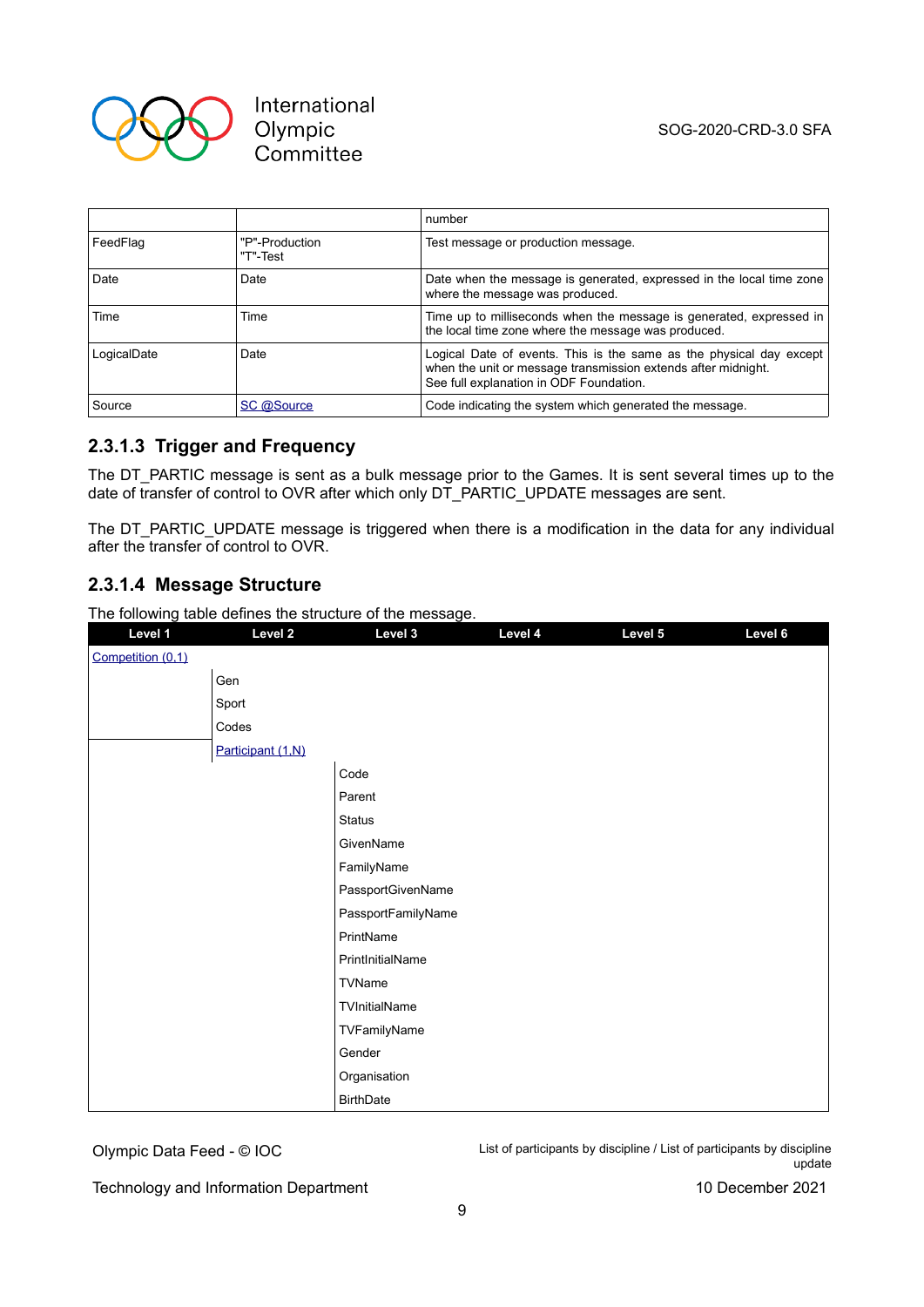| | | number |
|---|---|---|
| FeedFlag | "P"-Production<br>"T"-Test | Test message or production message. |
| Date | Date | Date when the message is generated, expressed in the local time zone where the message was produced. |
| Time | Time | Time up to milliseconds when the message is generated, expressed in the local time zone where the message was produced. |
| LogicalDate | Date | Logical Date of events. This is the same as the physical day except when the unit or message transmission extends after midnight.<br>See full explanation in ODF Foundation. |
| Source | SC @Source | Code indicating the system which generated the message. |

### 2.3.1.3 Trigger and Frequency

The DT_PARTIC message is sent as a bulk message prior to the Games. It is sent several times up to the date of transfer of control to OVR after which only DT_PARTIC_UPDATE messages are sent.

The DT_PARTIC_UPDATE message is triggered when there is a modification in the data for any individual after the transfer of control to OVR.

### 2.3.1.4 Message Structure

The following table defines the structure of the message.

| Level 1 | Level 2 | Level 3 | Level 4 | Level 5 | Level 6 |
|---|---|---|---|---|---|
| Competition (0,1) | | | | | |
| | Gen | | | | |
| | Sport | | | | |
| | Codes | | | | |
| | Participant (1,N) | | | | |
| | | Code | | | |
| | | Parent | | | |
| | | Status | | | |
| | | GivenName | | | |
| | | FamilyName | | | |
| | | PassportGivenName | | | |
| | | PassportFamilyName | | | |
| | | PrintName | | | |
| | | PrintInitialName | | | |
| | | TVName | | | |
| | | TVInitialName | | | |
| | | TVFamilyName | | | |
| | | Gender | | | |
| | | Organisation | | | |
| | | BirthDate | | | |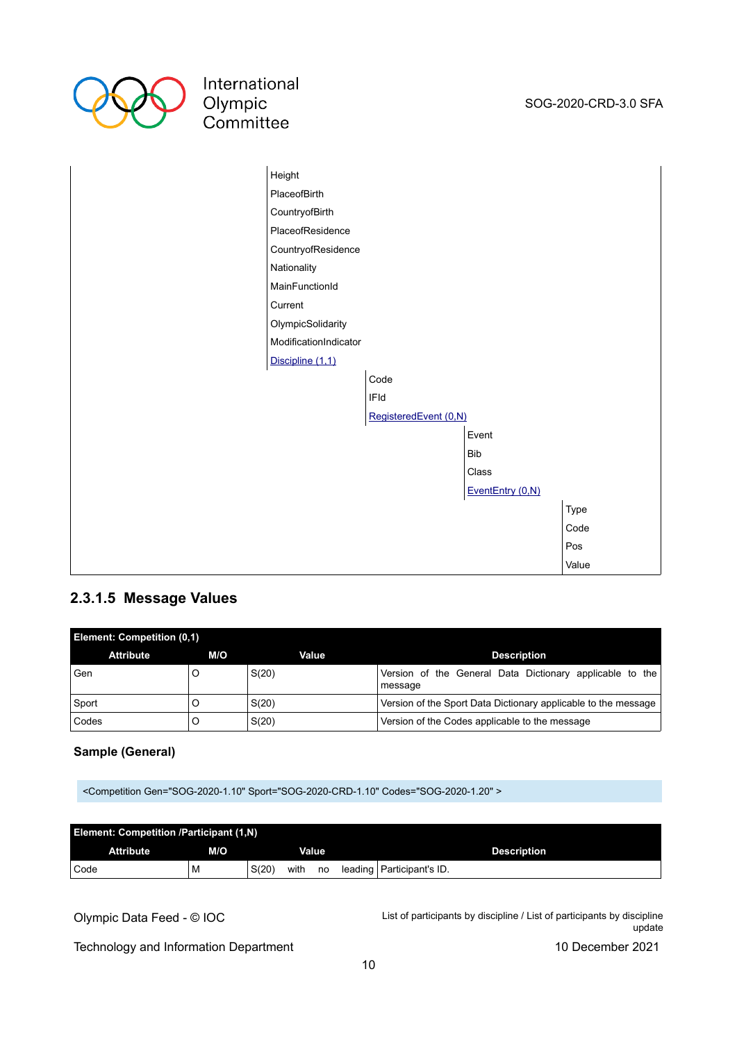| | | | | |
|---|---|---|---|---|
| | Height | | | |
| | PlaceofBirth | | | |
| | CountryofBirth | | | |
| | PlaceofResidence | | | |
| | CountryofResidence | | | |
| | Nationality | | | |
| | MainFunctionId | | | |
| | Current | | | |
| | OlympicSolidarity | | | |
| | ModificationIndicator | | | |
| | Discipline (1,1) | | | |
| | | Code | | |
| | | IFId | | |
| | | RegisteredEvent (0,N) | | |
| | | | Event | |
| | | | Bib | |
| | | | Class | |
| | | | EventEntry (0,N) | |
| | | | | Type |
| | | | | Code |
| | | | | Pos |
| | | | | Value |

### 2.3.1.5 Message Values

| Element: Competition (0,1) | | | |
|---|---|---|---|
| **Attribute** | **M/O** | **Value** | **Description** |
| Gen | O | S(20) | Version of the General Data Dictionary applicable to the message |
| Sport | O | S(20) | Version of the Sport Data Dictionary applicable to the message |
| Codes | O | S(20) | Version of the Codes applicable to the message |

**Sample (General)**

```
<Competition Gen="SOG-2020-1.10" Sport="SOG-2020-CRD-1.10" Codes="SOG-2020-1.20" >
```

| Element: Competition /Participant (1,N) | | | |
|---|---|---|---|
| **Attribute** | **M/O** | **Value** | **Description** |
| Code | M | S(20) with no leading | Participant's ID. |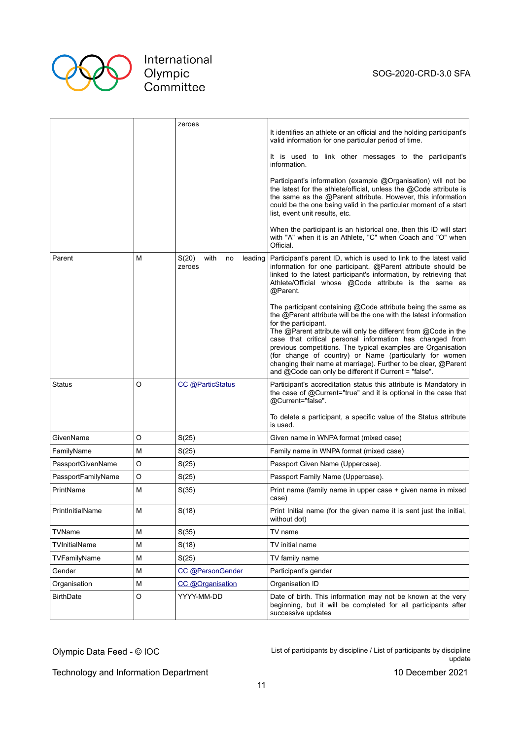| | | zeroes | It identifies an athlete or an official and the holding participant's valid information for one particular period of time.<br><br>It is used to link other messages to the participant's information.<br><br>Participant's information (example @Organisation) will not be the latest for the athlete/official, unless the @Code attribute is the same as the @Parent attribute. However, this information could be the one being valid in the particular moment of a start list, event unit results, etc.<br><br>When the participant is an historical one, then this ID will start with "A" when it is an Athlete, "C" when Coach and "O" when Official. |
|---|---|---|---|
| Parent | M | S(20) with no leading zeroes | Participant's parent ID, which is used to link to the latest valid information for one participant. @Parent attribute should be linked to the latest participant's information, by retrieving that Athlete/Official whose @Code attribute is the same as @Parent.<br><br>The participant containing @Code attribute being the same as the @Parent attribute will be the one with the latest information for the participant.<br>The @Parent attribute will only be different from @Code in the case that critical personal information has changed from previous competitions. The typical examples are Organisation (for change of country) or Name (particularly for women changing their name at marriage). Further to be clear, @Parent and @Code can only be different if Current = "false". |
| Status | O | CC @ParticStatus | Participant's accreditation status this attribute is Mandatory in the case of @Current="true" and it is optional in the case that @Current="false".<br><br>To delete a participant, a specific value of the Status attribute is used. |
| GivenName | O | S(25) | Given name in WNPA format (mixed case) |
| FamilyName | M | S(25) | Family name in WNPA format (mixed case) |
| PassportGivenName | O | S(25) | Passport Given Name (Uppercase). |
| PassportFamilyName | O | S(25) | Passport Family Name (Uppercase). |
| PrintName | M | S(35) | Print name (family name in upper case + given name in mixed case) |
| PrintInitialName | M | S(18) | Print Initial name (for the given name it is sent just the initial, without dot) |
| TVName | M | S(35) | TV name |
| TVInitialName | M | S(18) | TV initial name |
| TVFamilyName | M | S(25) | TV family name |
| Gender | M | CC @PersonGender | Participant's gender |
| Organisation | M | CC @Organisation | Organisation ID |
| BirthDate | O | YYYY-MM-DD | Date of birth. This information may not be known at the very beginning, but it will be completed for all participants after successive updates |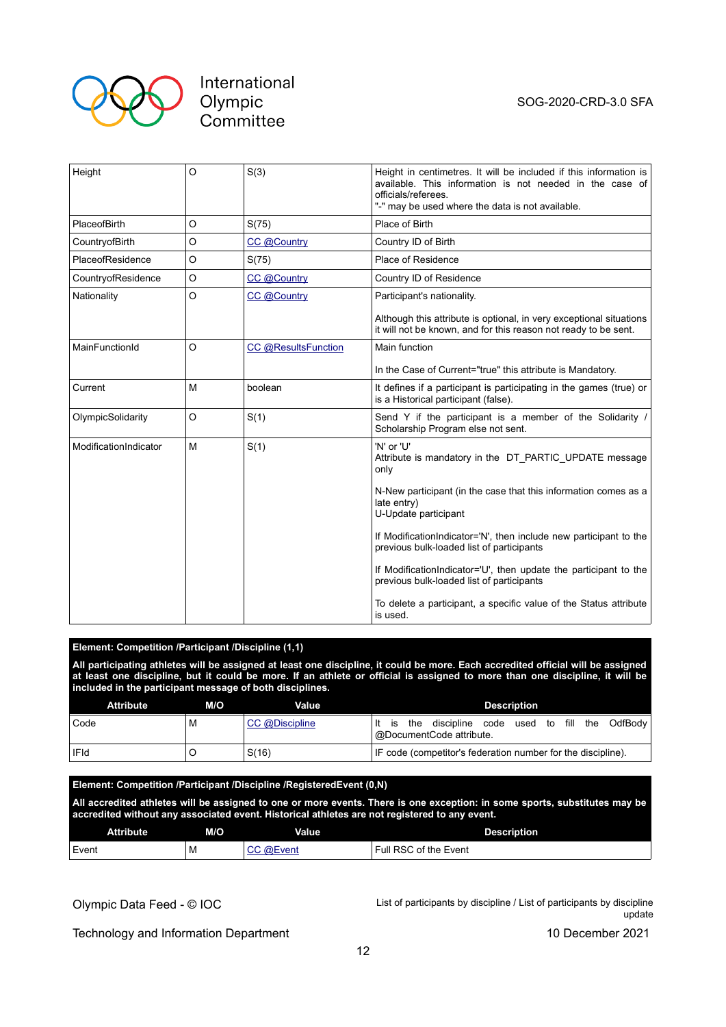| Attribute | M/O | Value | Description |
|---|---|---|---|
| Height | O | S(3) | Height in centimetres. It will be included if this information is available. This information is not needed in the case of officials/referees.<br>"-" may be used where the data is not available. |
| PlaceofBirth | O | S(75) | Place of Birth |
| CountryofBirth | O | CC @Country | Country ID of Birth |
| PlaceofResidence | O | S(75) | Place of Residence |
| CountryofResidence | O | CC @Country | Country ID of Residence |
| Nationality | O | CC @Country | Participant's nationality.<br><br>Although this attribute is optional, in very exceptional situations it will not be known, and for this reason not ready to be sent. |
| MainFunctionId | O | CC @ResultsFunction | Main function<br><br>In the Case of Current="true" this attribute is Mandatory. |
| Current | M | boolean | It defines if a participant is participating in the games (true) or is a Historical participant (false). |
| OlympicSolidarity | O | S(1) | Send Y if the participant is a member of the Solidarity / Scholarship Program else not sent. |
| ModificationIndicator | M | S(1) | 'N' or 'U'<br>Attribute is mandatory in the DT_PARTIC_UPDATE message only<br><br>N-New participant (in the case that this information comes as a late entry)<br>U-Update participant<br><br>If ModificationIndicator='N', then include new participant to the previous bulk-loaded list of participants<br><br>If ModificationIndicator='U', then update the participant to the previous bulk-loaded list of participants<br><br>To delete a participant, a specific value of the Status attribute is used. |

**Element: Competition /Participant /Discipline (1,1)**

**All participating athletes will be assigned at least one discipline, it could be more. Each accredited official will be assigned at least one discipline, but it could be more. If an athlete or official is assigned to more than one discipline, it will be included in the participant message of both disciplines.**

| Attribute | M/O | Value | Description |
|---|---|---|---|
| Code | M | CC @Discipline | It is the discipline code used to fill the OdfBody @DocumentCode attribute. |
| IFId | O | S(16) | IF code (competitor's federation number for the discipline). |

**Element: Competition /Participant /Discipline /RegisteredEvent (0,N)**

**All accredited athletes will be assigned to one or more events. There is one exception: in some sports, substitutes may be accredited without any associated event. Historical athletes are not registered to any event.**

| Attribute | M/O | Value | Description |
|---|---|---|---|
| Event | M | CC @Event | Full RSC of the Event |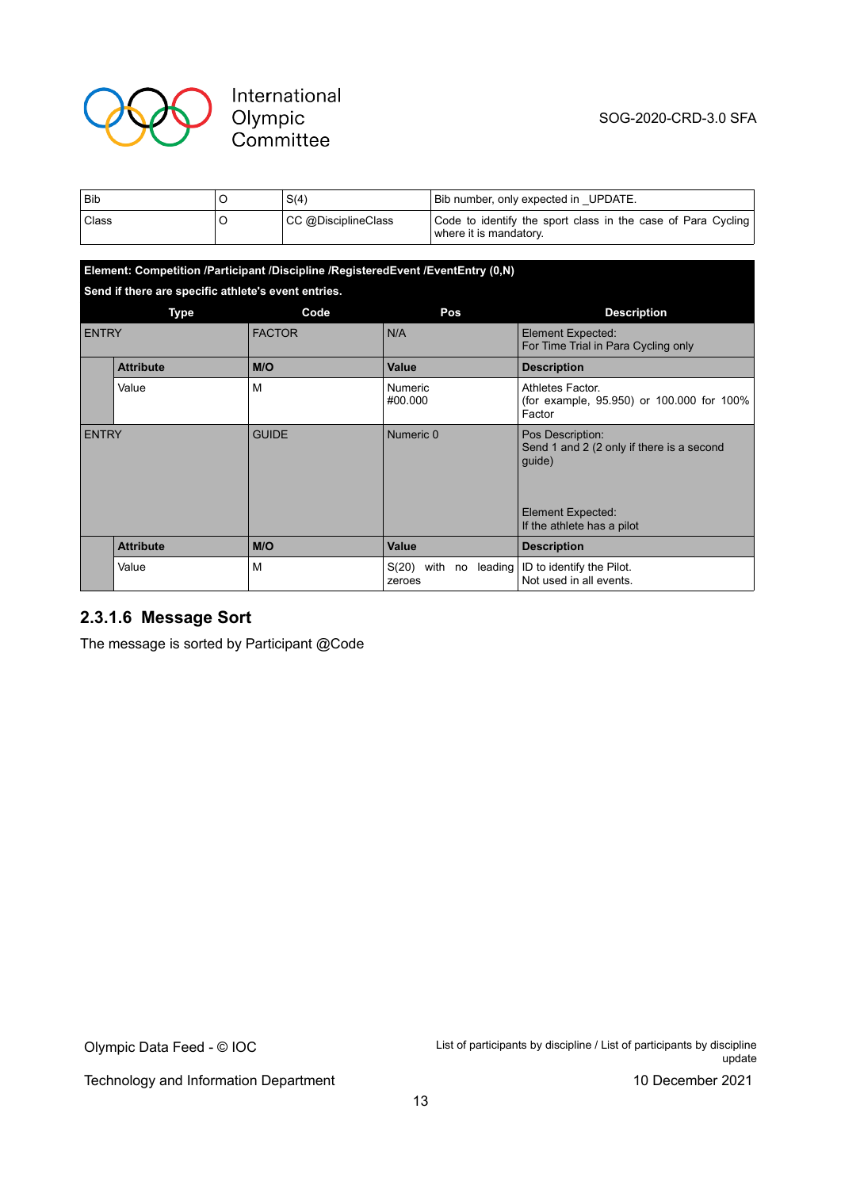| | | | |
|---|---|---|---|
| Bib | O | S(4) | Bib number, only expected in _UPDATE. |
| Class | O | CC @DisciplineClass | Code to identify the sport class in the case of Para Cycling where it is mandatory. |

**Element: Competition /Participant /Discipline /RegisteredEvent /EventEntry (0,N)**

**Send if there are specific athlete's event entries.**

| Type | | Code | Pos | Description |
|---|---|---|---|---|
| ENTRY | | FACTOR | N/A | Element Expected:<br>For Time Trial in Para Cycling only |
| | **Attribute** | **M/O** | **Value** | **Description** |
| | Value | M | Numeric<br>#00.000 | Athletes Factor.<br>(for example, 95.950) or 100.000 for 100% Factor |
| ENTRY | | GUIDE | Numeric 0 | Pos Description:<br>Send 1 and 2 (2 only if there is a second guide)<br><br>Element Expected:<br>If the athlete has a pilot |
| | **Attribute** | **M/O** | **Value** | **Description** |
| | Value | M | S(20) with no leading zeroes | ID to identify the Pilot.<br>Not used in all events. |

### 2.3.1.6 Message Sort

The message is sorted by Participant @Code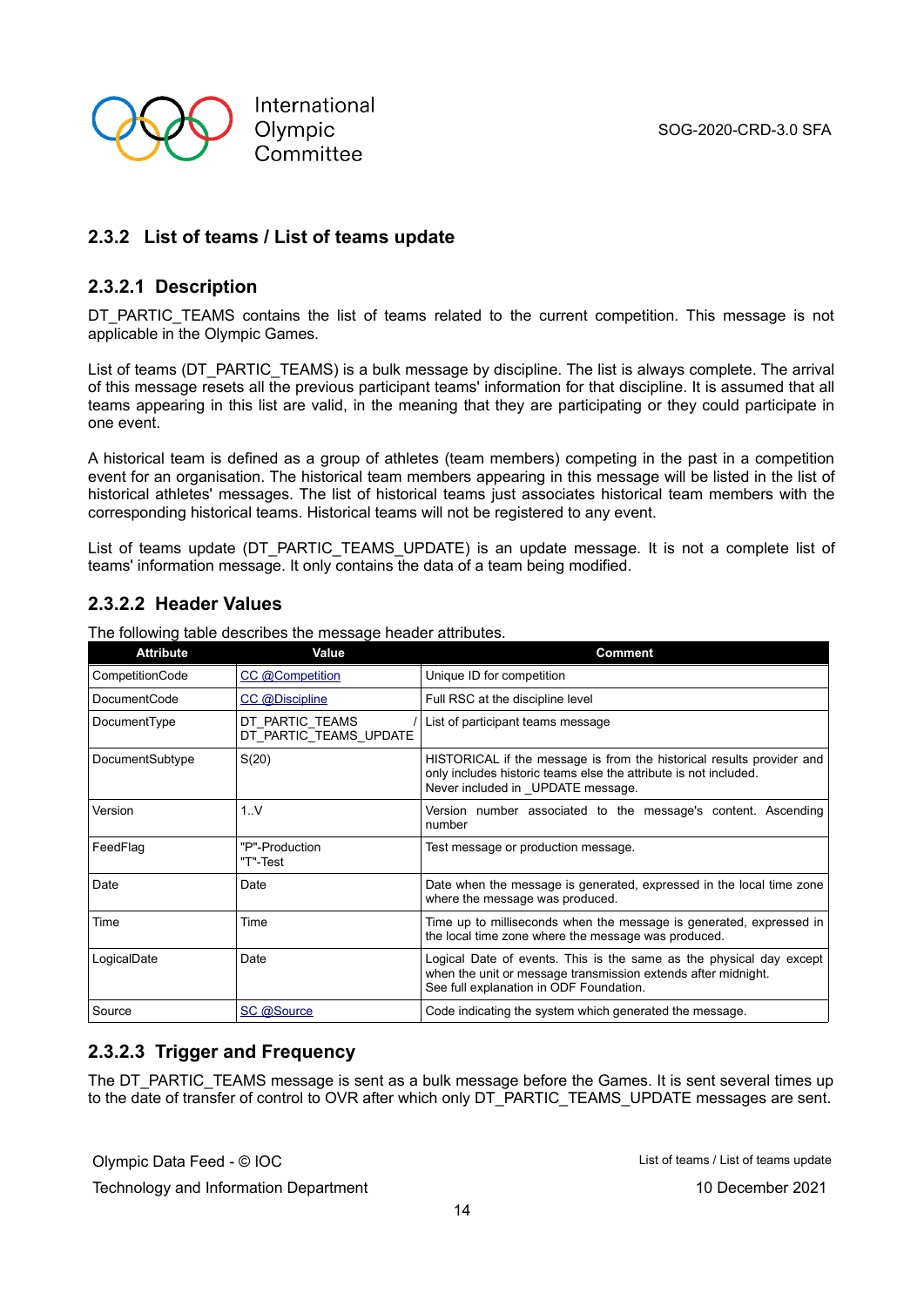### 2.3.2 List of teams / List of teams update

#### 2.3.2.1 Description

DT_PARTIC_TEAMS contains the list of teams related to the current competition. This message is not applicable in the Olympic Games.

List of teams (DT_PARTIC_TEAMS) is a bulk message by discipline. The list is always complete. The arrival of this message resets all the previous participant teams' information for that discipline. It is assumed that all teams appearing in this list are valid, in the meaning that they are participating or they could participate in one event.

A historical team is defined as a group of athletes (team members) competing in the past in a competition event for an organisation. The historical team members appearing in this message will be listed in the list of historical athletes' messages. The list of historical teams just associates historical team members with the corresponding historical teams. Historical teams will not be registered to any event.

List of teams update (DT_PARTIC_TEAMS_UPDATE) is an update message. It is not a complete list of teams' information message. It only contains the data of a team being modified.

#### 2.3.2.2 Header Values

The following table describes the message header attributes.

| Attribute | Value | Comment |
|---|---|---|
| CompetitionCode | CC @Competition | Unique ID for competition |
| DocumentCode | CC @Discipline | Full RSC at the discipline level |
| DocumentType | DT_PARTIC_TEAMS / DT_PARTIC_TEAMS_UPDATE | List of participant teams message |
| DocumentSubtype | S(20) | HISTORICAL if the message is from the historical results provider and only includes historic teams else the attribute is not included.<br>Never included in _UPDATE message. |
| Version | 1..V | Version number associated to the message's content. Ascending number |
| FeedFlag | "P"-Production<br>"T"-Test | Test message or production message. |
| Date | Date | Date when the message is generated, expressed in the local time zone where the message was produced. |
| Time | Time | Time up to milliseconds when the message is generated, expressed in the local time zone where the message was produced. |
| LogicalDate | Date | Logical Date of events. This is the same as the physical day except when the unit or message transmission extends after midnight.<br>See full explanation in ODF Foundation. |
| Source | SC @Source | Code indicating the system which generated the message. |

#### 2.3.2.3 Trigger and Frequency

The DT_PARTIC_TEAMS message is sent as a bulk message before the Games. It is sent several times up to the date of transfer of control to OVR after which only DT_PARTIC_TEAMS_UPDATE messages are sent.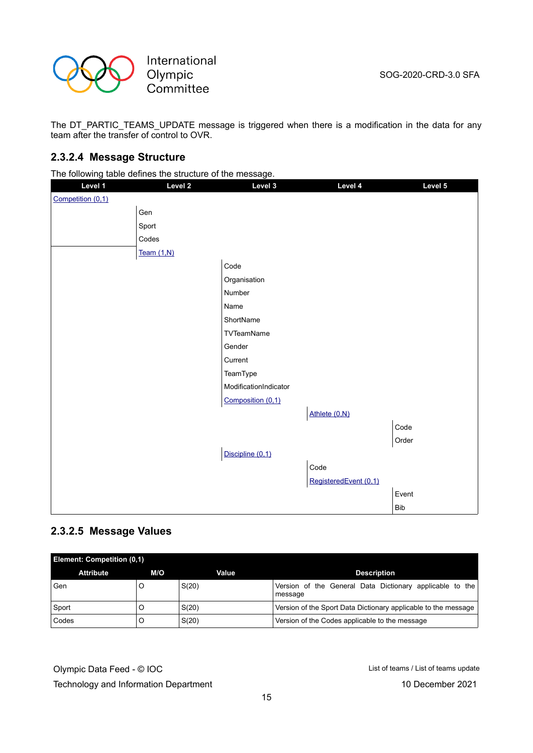The DT_PARTIC_TEAMS_UPDATE message is triggered when there is a modification in the data for any team after the transfer of control to OVR.

### 2.3.2.4 Message Structure

The following table defines the structure of the message.

| Level 1 | Level 2 | Level 3 | Level 4 | Level 5 |
|---|---|---|---|---|
| Competition (0,1) | | | | |
| | Gen | | | |
| | Sport | | | |
| | Codes | | | |
| | Team (1,N) | | | |
| | | Code | | |
| | | Organisation | | |
| | | Number | | |
| | | Name | | |
| | | ShortName | | |
| | | TVTeamName | | |
| | | Gender | | |
| | | Current | | |
| | | TeamType | | |
| | | ModificationIndicator | | |
| | | Composition (0,1) | | |
| | | | Athlete (0,N) | |
| | | | | Code |
| | | | | Order |
| | | Discipline (0,1) | | |
| | | | Code | |
| | | | RegisteredEvent (0,1) | |
| | | | | Event |
| | | | | Bib |

### 2.3.2.5 Message Values

| Element: Competition (0,1) | | | |
|---|---|---|---|
| **Attribute** | **M/O** | **Value** | **Description** |
| Gen | O | S(20) | Version of the General Data Dictionary applicable to the message |
| Sport | O | S(20) | Version of the Sport Data Dictionary applicable to the message |
| Codes | O | S(20) | Version of the Codes applicable to the message |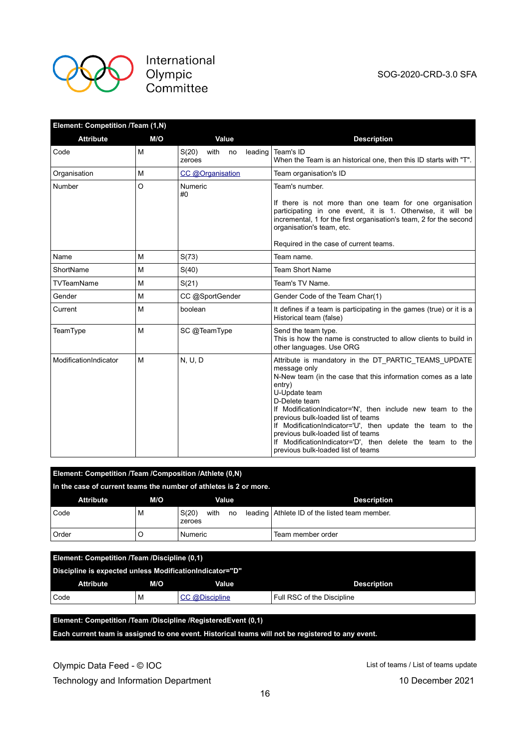| Element: Competition /Team (1,N) | | | |
|---|---|---|---|
| **Attribute** | **M/O** | **Value** | **Description** |
| Code | M | S(20) with no leading zeroes | Team's ID<br>When the Team is an historical one, then this ID starts with "T". |
| Organisation | M | CC @Organisation | Team organisation's ID |
| Number | O | Numeric<br>#0 | Team's number.<br><br>If there is not more than one team for one organisation participating in one event, it is 1. Otherwise, it will be incremental, 1 for the first organisation's team, 2 for the second organisation's team, etc.<br><br>Required in the case of current teams. |
| Name | M | S(73) | Team name. |
| ShortName | M | S(40) | Team Short Name |
| TVTeamName | M | S(21) | Team's TV Name. |
| Gender | M | CC @SportGender | Gender Code of the Team Char(1) |
| Current | M | boolean | It defines if a team is participating in the games (true) or it is a Historical team (false) |
| TeamType | M | SC @TeamType | Send the team type.<br>This is how the name is constructed to allow clients to build in other languages. Use ORG |
| ModificationIndicator | M | N, U, D | Attribute is mandatory in the DT_PARTIC_TEAMS_UPDATE message only<br>N-New team (in the case that this information comes as a late entry)<br>U-Update team<br>D-Delete team<br>If ModificationIndicator='N', then include new team to the previous bulk-loaded list of teams<br>If ModificationIndicator='U', then update the team to the previous bulk-loaded list of teams<br>If ModificationIndicator='D', then delete the team to the previous bulk-loaded list of teams |

| Element: Competition /Team /Composition /Athlete (0,N)<br>In the case of current teams the number of athletes is 2 or more. | | | |
|---|---|---|---|
| **Attribute** | **M/O** | **Value** | **Description** |
| Code | M | S(20) with no leading zeroes | Athlete ID of the listed team member. |
| Order | O | Numeric | Team member order |

| Element: Competition /Team /Discipline (0,1)<br>Discipline is expected unless ModificationIndicator="D" | | | |
|---|---|---|---|
| **Attribute** | **M/O** | **Value** | **Description** |
| Code | M | CC @Discipline | Full RSC of the Discipline |

| Element: Competition /Team /Discipline /RegisteredEvent (0,1)<br>Each current team is assigned to one event. Historical teams will not be registered to any event. |
|---|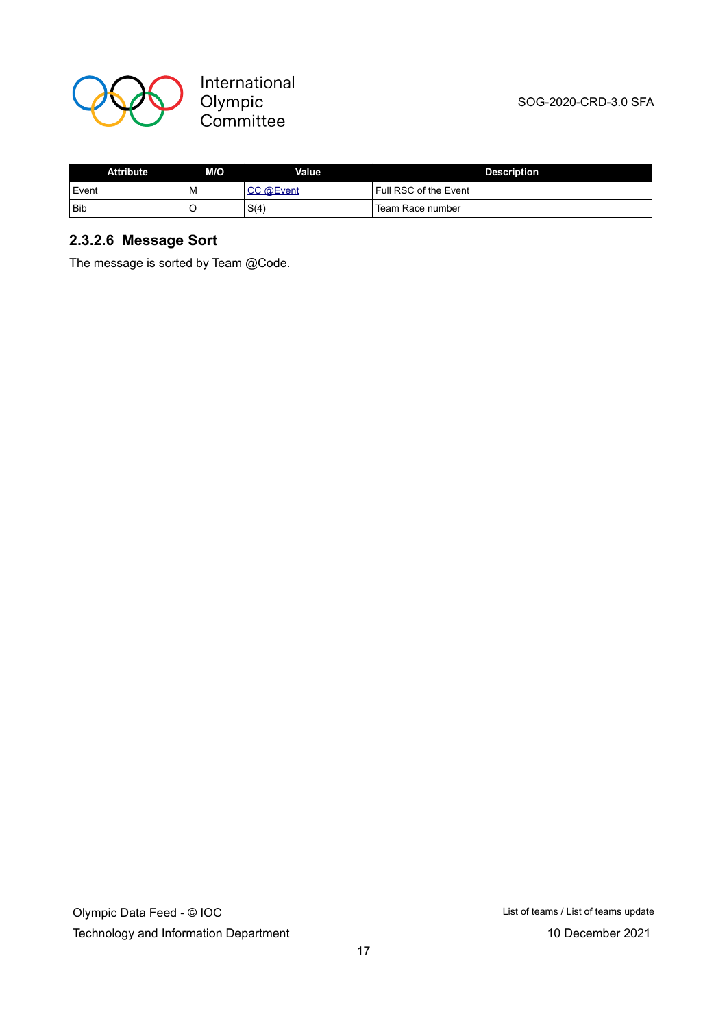| Attribute | M/O | Value | Description |
|---|---|---|---|
| Event | M | CC @Event | Full RSC of the Event |
| Bib | O | S(4) | Team Race number |

### 2.3.2.6 Message Sort

The message is sorted by Team @Code.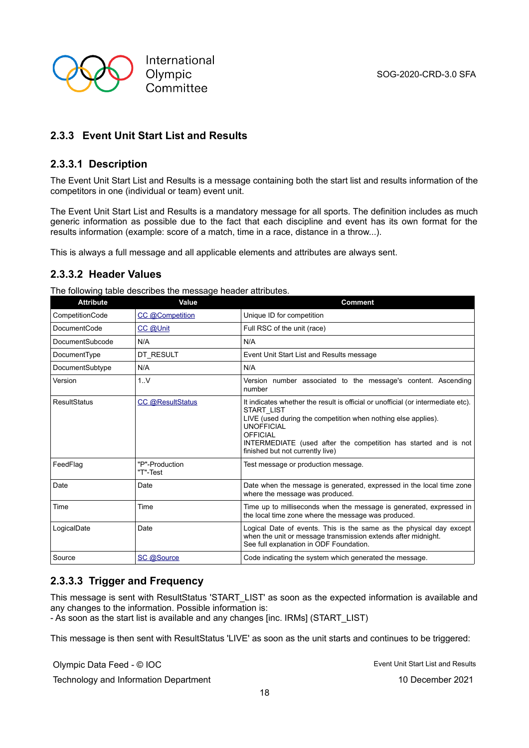### 2.3.3 Event Unit Start List and Results

#### 2.3.3.1 Description

The Event Unit Start List and Results is a message containing both the start list and results information of the competitors in one (individual or team) event unit.

The Event Unit Start List and Results is a mandatory message for all sports. The definition includes as much generic information as possible due to the fact that each discipline and event has its own format for the results information (example: score of a match, time in a race, distance in a throw...).

This is always a full message and all applicable elements and attributes are always sent.

#### 2.3.3.2 Header Values

The following table describes the message header attributes.

| Attribute | Value | Comment |
|---|---|---|
| CompetitionCode | CC @Competition | Unique ID for competition |
| DocumentCode | CC @Unit | Full RSC of the unit (race) |
| DocumentSubcode | N/A | N/A |
| DocumentType | DT_RESULT | Event Unit Start List and Results message |
| DocumentSubtype | N/A | N/A |
| Version | 1..V | Version number associated to the message's content. Ascending number |
| ResultStatus | CC @ResultStatus | It indicates whether the result is official or unofficial (or intermediate etc).<br>START_LIST<br>LIVE (used during the competition when nothing else applies).<br>UNOFFICIAL<br>OFFICIAL<br>INTERMEDIATE (used after the competition has started and is not finished but not currently live) |
| FeedFlag | "P"-Production<br>"T"-Test | Test message or production message. |
| Date | Date | Date when the message is generated, expressed in the local time zone where the message was produced. |
| Time | Time | Time up to milliseconds when the message is generated, expressed in the local time zone where the message was produced. |
| LogicalDate | Date | Logical Date of events. This is the same as the physical day except when the unit or message transmission extends after midnight.<br>See full explanation in ODF Foundation. |
| Source | SC @Source | Code indicating the system which generated the message. |

#### 2.3.3.3 Trigger and Frequency

This message is sent with ResultStatus 'START_LIST' as soon as the expected information is available and any changes to the information. Possible information is:
- As soon as the start list is available and any changes [inc. IRMs] (START_LIST)

This message is then sent with ResultStatus 'LIVE' as soon as the unit starts and continues to be triggered: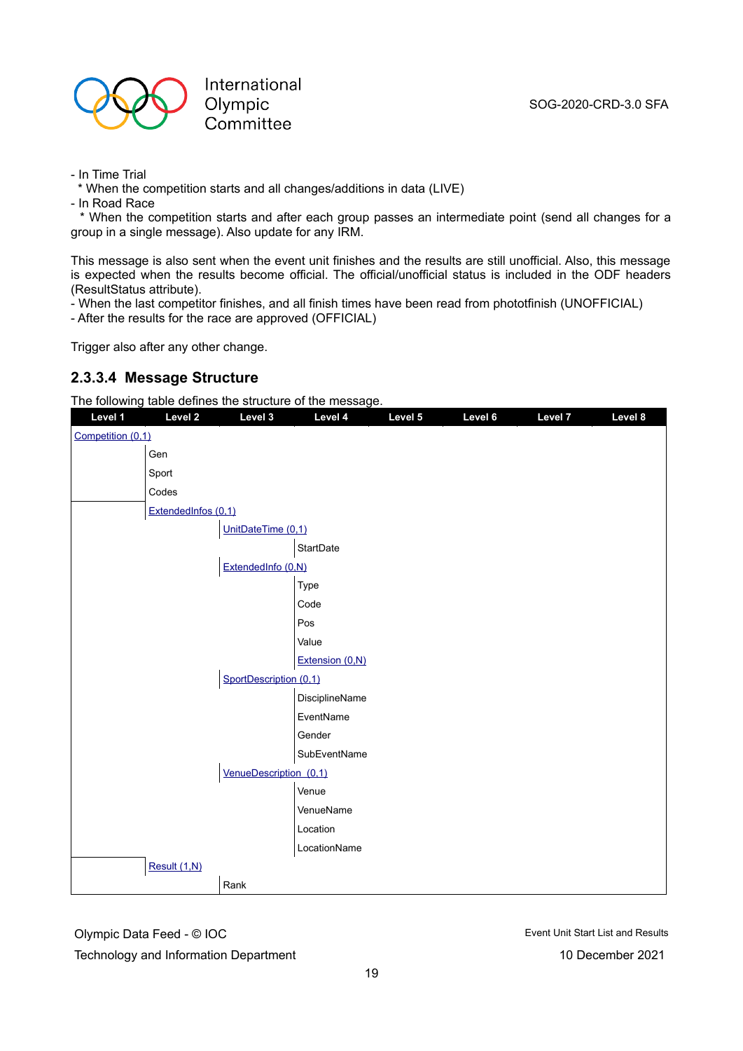- In Time Trial
  * When the competition starts and all changes/additions in data (LIVE)
- In Road Race
  * When the competition starts and after each group passes an intermediate point (send all changes for a group in a single message). Also update for any IRM.

This message is also sent when the event unit finishes and the results are still unofficial. Also, this message is expected when the results become official. The official/unofficial status is included in the ODF headers (ResultStatus attribute).
- When the last competitor finishes, and all finish times have been read from photofinish (UNOFFICIAL)
- After the results for the race are approved (OFFICIAL)

Trigger also after any other change.

### 2.3.3.4 Message Structure

The following table defines the structure of the message.

| Level 1 | Level 2 | Level 3 | Level 4 | Level 5 | Level 6 | Level 7 | Level 8 |
|---|---|---|---|---|---|---|---|
| Competition (0,1) | | | | | | | |
| | Gen | | | | | | |
| | Sport | | | | | | |
| | Codes | | | | | | |
| | ExtendedInfos (0,1) | | | | | | |
| | | UnitDateTime (0,1) | | | | | |
| | | | StartDate | | | | |
| | | ExtendedInfo (0,N) | | | | | |
| | | | Type | | | | |
| | | | Code | | | | |
| | | | Pos | | | | |
| | | | Value | | | | |
| | | | Extension (0,N) | | | | |
| | | SportDescription (0,1) | | | | | |
| | | | DisciplineName | | | | |
| | | | EventName | | | | |
| | | | Gender | | | | |
| | | | SubEventName | | | | |
| | | VenueDescription (0,1) | | | | | |
| | | | Venue | | | | |
| | | | VenueName | | | | |
| | | | Location | | | | |
| | | | LocationName | | | | |
| | Result (1,N) | | | | | | |
| | | Rank | | | | | |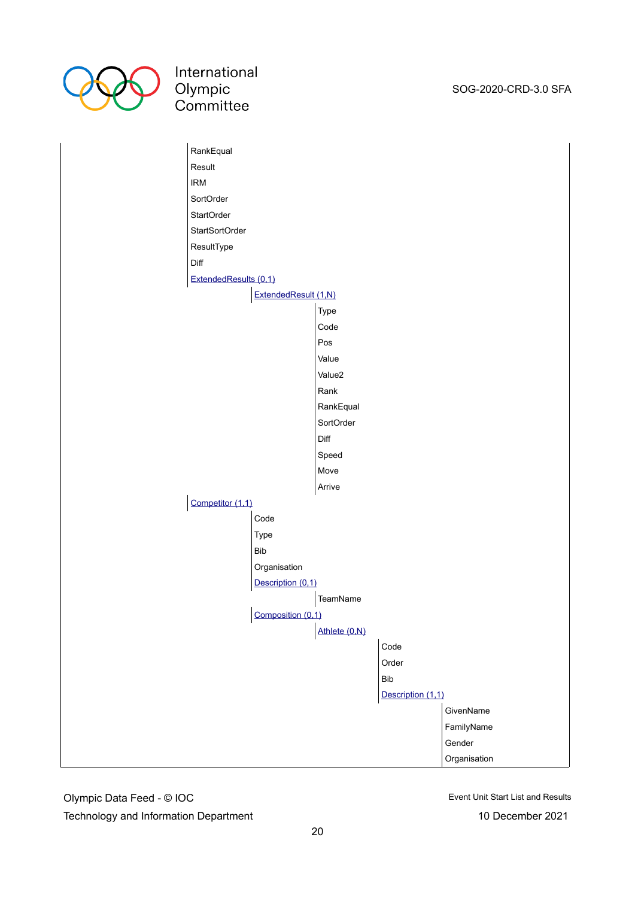- RankEqual
- Result
- IRM
- SortOrder
- StartOrder
- StartSortOrder
- ResultType
- Diff
- ExtendedResults (0,1)
  - ExtendedResult (1,N)
    - Type
    - Code
    - Pos
    - Value
    - Value2
    - Rank
    - RankEqual
    - SortOrder
    - Diff
    - Speed
    - Move
    - Arrive
- Competitor (1,1)
  - Code
  - Type
  - Bib
  - Organisation
  - Description (0,1)
    - TeamName
  - Composition (0,1)
    - Athlete (0,N)
      - Code
      - Order
      - Bib
      - Description (1,1)
        - GivenName
        - FamilyName
        - Gender
        - Organisation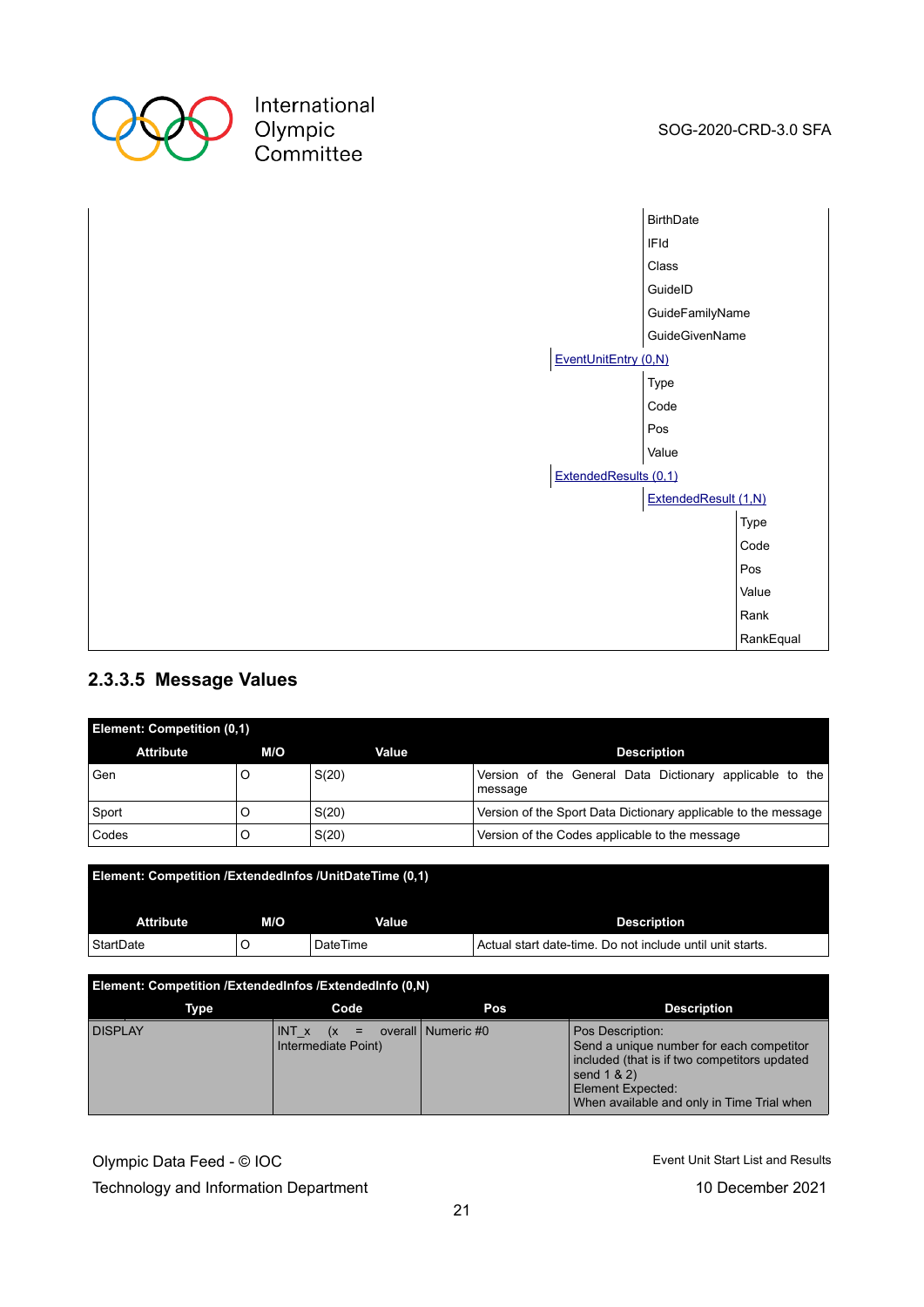- BirthDate
- IFId
- Class
- GuideID
- GuideFamilyName
- GuideGivenName
- EventUnitEntry (0,N)
  - Type
  - Code
  - Pos
  - Value
- ExtendedResults (0,1)
  - ExtendedResult (1,N)
    - Type
    - Code
    - Pos
    - Value
    - Rank
    - RankEqual

### 2.3.3.5 Message Values

**Element: Competition (0,1)**

| Attribute | M/O | Value | Description |
|---|---|---|---|
| Gen | O | S(20) | Version of the General Data Dictionary applicable to the message |
| Sport | O | S(20) | Version of the Sport Data Dictionary applicable to the message |
| Codes | O | S(20) | Version of the Codes applicable to the message |

**Element: Competition /ExtendedInfos /UnitDateTime (0,1)**

| Attribute | M/O | Value | Description |
|---|---|---|---|
| StartDate | O | DateTime | Actual start date-time. Do not include until unit starts. |

**Element: Competition /ExtendedInfos /ExtendedInfo (0,N)**

| Type | Code | Pos | Description |
|---|---|---|---|
| DISPLAY | INT_x (x = overall Intermediate Point) | Numeric #0 | Pos Description:<br>Send a unique number for each competitor included (that is if two competitors updated send 1 & 2)<br>Element Expected:<br>When available and only in Time Trial when |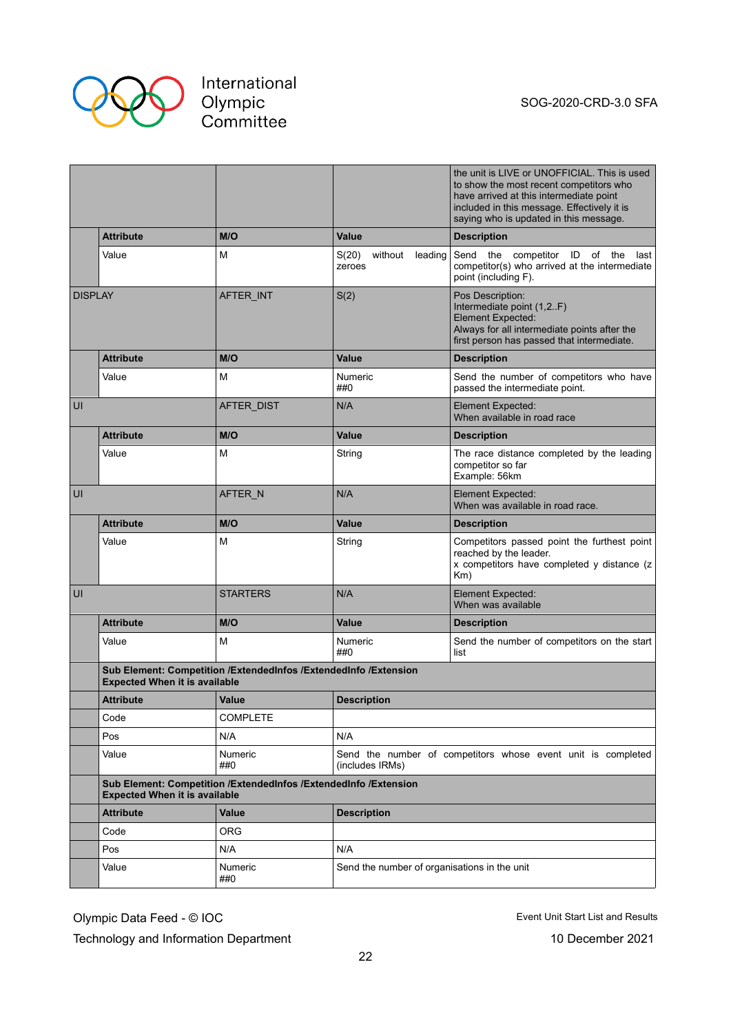| | | | |
|---|---|---|---|
| | | | the unit is LIVE or UNOFFICIAL. This is used to show the most recent competitors who have arrived at this intermediate point included in this message. Effectively it is saying who is updated in this message. |
| | **Attribute** | **M/O** | **Value** | **Description** |
| | Value | M | S(20) without leading zeroes | Send the competitor ID of the last competitor(s) who arrived at the intermediate point (including F). |
| DISPLAY | | AFTER_INT | S(2) | Pos Description: Intermediate point (1,2..F) Element Expected: Always for all intermediate points after the first person has passed that intermediate. |
| | **Attribute** | **M/O** | **Value** | **Description** |
| | Value | M | Numeric ##0 | Send the number of competitors who have passed the intermediate point. |
| UI | | AFTER_DIST | N/A | Element Expected: When available in road race |
| | **Attribute** | **M/O** | **Value** | **Description** |
| | Value | M | String | The race distance completed by the leading competitor so far Example: 56km |
| UI | | AFTER_N | N/A | Element Expected: When was available in road race. |
| | **Attribute** | **M/O** | **Value** | **Description** |
| | Value | M | String | Competitors passed point the furthest point reached by the leader. x competitors have completed y distance (z Km) |
| UI | | STARTERS | N/A | Element Expected: When was available |
| | **Attribute** | **M/O** | **Value** | **Description** |
| | Value | M | Numeric ##0 | Send the number of competitors on the start list |
| | **Sub Element: Competition /ExtendedInfos /ExtendedInfo /Extension Expected When it is available** | | | |
| | **Attribute** | **Value** | **Description** | |
| | Code | COMPLETE | | |
| | Pos | N/A | N/A | |
| | Value | Numeric ##0 | Send the number of competitors whose event unit is completed (includes IRMs) | |
| | **Sub Element: Competition /ExtendedInfos /ExtendedInfo /Extension Expected When it is available** | | | |
| | **Attribute** | **Value** | **Description** | |
| | Code | ORG | | |
| | Pos | N/A | N/A | |
| | Value | Numeric ##0 | Send the number of organisations in the unit | |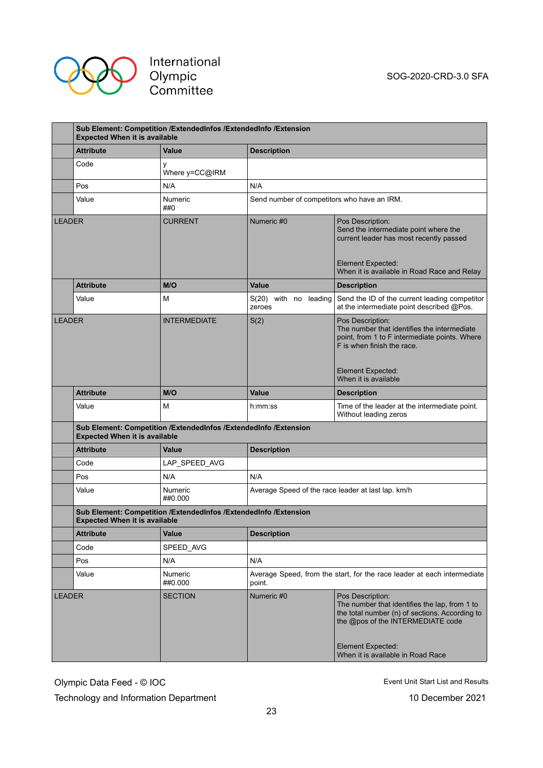| | | | | |
|---|---|---|---|---|
| | **Sub Element: Competition /ExtendedInfos /ExtendedInfo /Extension**<br>**Expected When it is available** | | | |
| | **Attribute** | **Value** | **Description** | |
| | Code | y<br>Where y=CC@IRM | | |
| | Pos | N/A | N/A | |
| | Value | Numeric<br>##0 | Send number of competitors who have an IRM. | |
| LEADER | | CURRENT | Numeric #0 | Pos Description:<br>Send the intermediate point where the current leader has most recently passed<br><br>Element Expected:<br>When it is available in Road Race and Relay |
| | **Attribute** | **M/O** | **Value** | **Description** |
| | Value | M | S(20) with no leading zeroes | Send the ID of the current leading competitor at the intermediate point described @Pos. |
| LEADER | | INTERMEDIATE | S(2) | Pos Description:<br>The number that identifies the intermediate point, from 1 to F intermediate points. Where F is when finish the race.<br><br>Element Expected:<br>When it is available |
| | **Attribute** | **M/O** | **Value** | **Description** |
| | Value | M | h:mm:ss | Time of the leader at the intermediate point. Without leading zeros |
| | **Sub Element: Competition /ExtendedInfos /ExtendedInfo /Extension**<br>**Expected When it is available** | | | |
| | **Attribute** | **Value** | **Description** | |
| | Code | LAP_SPEED_AVG | | |
| | Pos | N/A | N/A | |
| | Value | Numeric<br>##0.000 | Average Speed of the race leader at last lap. km/h | |
| | **Sub Element: Competition /ExtendedInfos /ExtendedInfo /Extension**<br>**Expected When it is available** | | | |
| | **Attribute** | **Value** | **Description** | |
| | Code | SPEED_AVG | | |
| | Pos | N/A | N/A | |
| | Value | Numeric<br>##0.000 | Average Speed, from the start, for the race leader at each intermediate point. | |
| LEADER | | SECTION | Numeric #0 | Pos Description:<br>The number that identifies the lap, from 1 to the total number (n) of sections. According to the @pos of the INTERMEDIATE code<br><br>Element Expected:<br>When it is available in Road Race |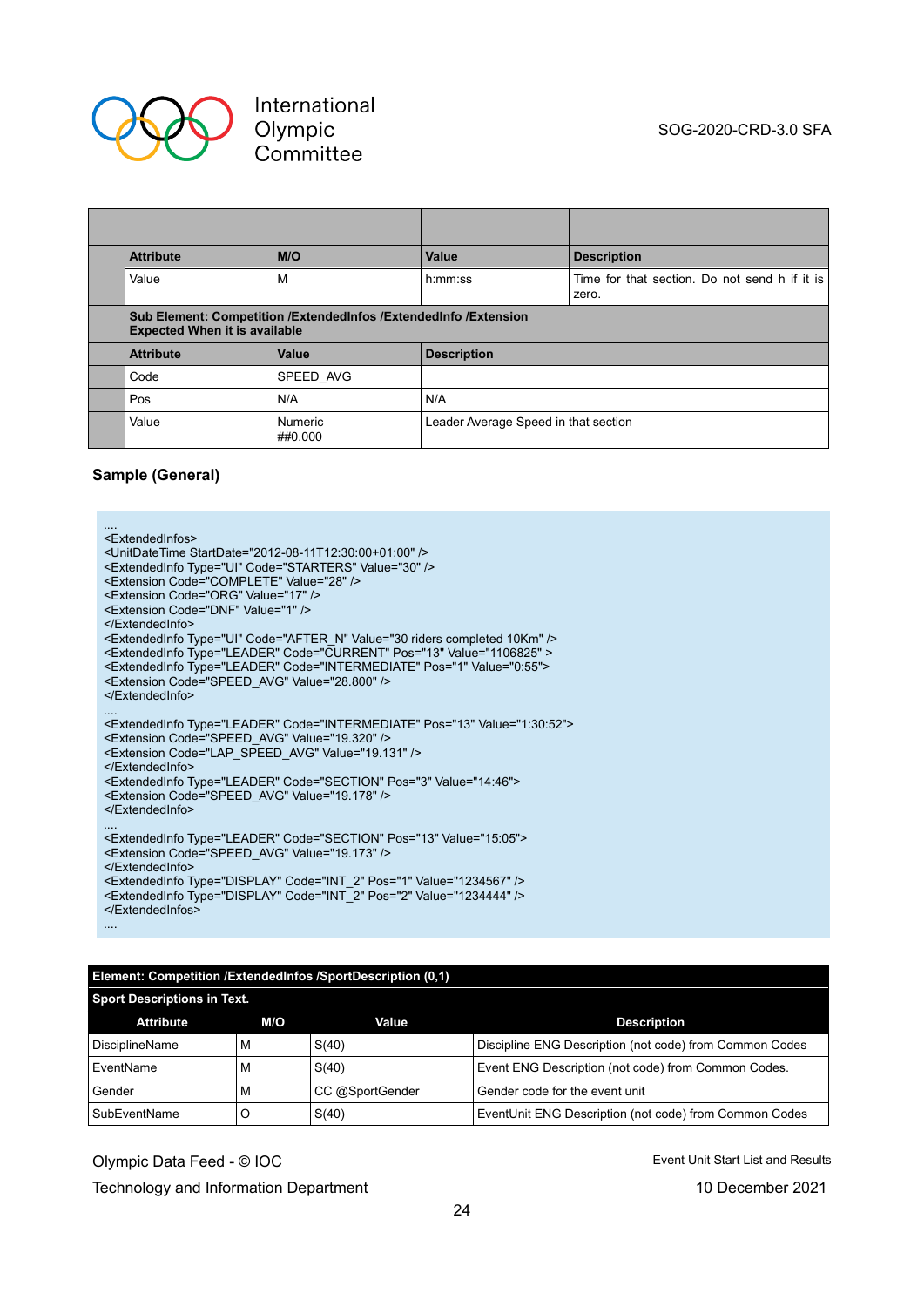| | Attribute | M/O | Value | Description |
|---|---|---|---|---|
| | Value | M | h:mm:ss | Time for that section. Do not send h if it is zero. |
| | **Sub Element: Competition /ExtendedInfos /ExtendedInfo /Extension Expected When it is available** | | | |
| | **Attribute** | **Value** | **Description** | |
| | Code | SPEED_AVG | | |
| | Pos | N/A | N/A | |
| | Value | Numeric ##0.000 | Leader Average Speed in that section | |

### Sample (General)

```
....
<ExtendedInfos>
<UnitDateTime StartDate="2012-08-11T12:30:00+01:00" />
<ExtendedInfo Type="UI" Code="STARTERS" Value="30" />
<Extension Code="COMPLETE" Value="28" />
<Extension Code="ORG" Value="17" />
<Extension Code="DNF" Value="1" />
</ExtendedInfo>
<ExtendedInfo Type="UI" Code="AFTER_N" Value="30 riders completed 10Km" />
<ExtendedInfo Type="LEADER" Code="CURRENT" Pos="13" Value="1106825" >
<ExtendedInfo Type="LEADER" Code="INTERMEDIATE" Pos="1" Value="0:55">
<Extension Code="SPEED_AVG" Value="28.800" />
</ExtendedInfo>
....
<ExtendedInfo Type="LEADER" Code="INTERMEDIATE" Pos="13" Value="1:30:52">
<Extension Code="SPEED_AVG" Value="19.320" />
<Extension Code="LAP_SPEED_AVG" Value="19.131" />
</ExtendedInfo>
<ExtendedInfo Type="LEADER" Code="SECTION" Pos="3" Value="14:46">
<Extension Code="SPEED_AVG" Value="19.178" />
</ExtendedInfo>
....
<ExtendedInfo Type="LEADER" Code="SECTION" Pos="13" Value="15:05">
<Extension Code="SPEED_AVG" Value="19.173" />
</ExtendedInfo>
<ExtendedInfo Type="DISPLAY" Code="INT_2" Pos="1" Value="1234567" />
<ExtendedInfo Type="DISPLAY" Code="INT_2" Pos="2" Value="1234444" />
</ExtendedInfos>
....
```

| **Element: Competition /ExtendedInfos /SportDescription (0,1)** | | | |
|---|---|---|---|
| **Sport Descriptions in Text.** | | | |
| **Attribute** | **M/O** | **Value** | **Description** |
| DisciplineName | M | S(40) | Discipline ENG Description (not code) from Common Codes |
| EventName | M | S(40) | Event ENG Description (not code) from Common Codes. |
| Gender | M | CC @SportGender | Gender code for the event unit |
| SubEventName | O | S(40) | EventUnit ENG Description (not code) from Common Codes |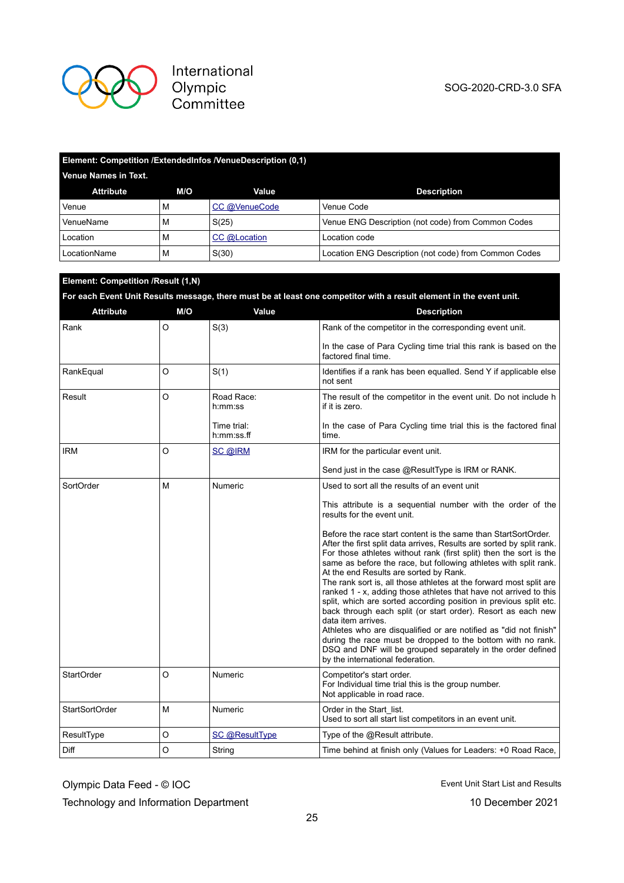| Element: Competition /ExtendedInfos /VenueDescription (0,1) | | | |
|---|---|---|---|
| Venue Names in Text. | | | |
| **Attribute** | **M/O** | **Value** | **Description** |
| Venue | M | CC @VenueCode | Venue Code |
| VenueName | M | S(25) | Venue ENG Description (not code) from Common Codes |
| Location | M | CC @Location | Location code |
| LocationName | M | S(30) | Location ENG Description (not code) from Common Codes |

| Element: Competition /Result (1,N) | | | |
|---|---|---|---|
| For each Event Unit Results message, there must be at least one competitor with a result element in the event unit. | | | |
| **Attribute** | **M/O** | **Value** | **Description** |
| Rank | O | S(3) | Rank of the competitor in the corresponding event unit.<br><br>In the case of Para Cycling time trial this rank is based on the factored final time. |
| RankEqual | O | S(1) | Identifies if a rank has been equalled. Send Y if applicable else not sent |
| Result | O | Road Race:<br>h:mm:ss<br><br>Time trial:<br>h:mm:ss.ff | The result of the competitor in the event unit. Do not include h if it is zero.<br><br>In the case of Para Cycling time trial this is the factored final time. |
| IRM | O | SC @IRM | IRM for the particular event unit.<br><br>Send just in the case @ResultType is IRM or RANK. |
| SortOrder | M | Numeric | Used to sort all the results of an event unit<br><br>This attribute is a sequential number with the order of the results for the event unit.<br><br>Before the race start content is the same than StartSortOrder. After the first split data arrives, Results are sorted by split rank. For those athletes without rank (first split) then the sort is the same as before the race, but following athletes with split rank. At the end Results are sorted by Rank.<br>The rank sort is, all those athletes at the forward most split are ranked 1 - x, adding those athletes that have not arrived to this split, which are sorted according position in previous split etc. back through each split (or start order). Resort as each new data item arrives.<br>Athletes who are disqualified or are notified as "did not finish" during the race must be dropped to the bottom with no rank. DSQ and DNF will be grouped separately in the order defined by the international federation. |
| StartOrder | O | Numeric | Competitor's start order.<br>For Individual time trial this is the group number.<br>Not applicable in road race. |
| StartSortOrder | M | Numeric | Order in the Start_list.<br>Used to sort all start list competitors in an event unit. |
| ResultType | O | SC @ResultType | Type of the @Result attribute. |
| Diff | O | String | Time behind at finish only (Values for Leaders: +0 Road Race, |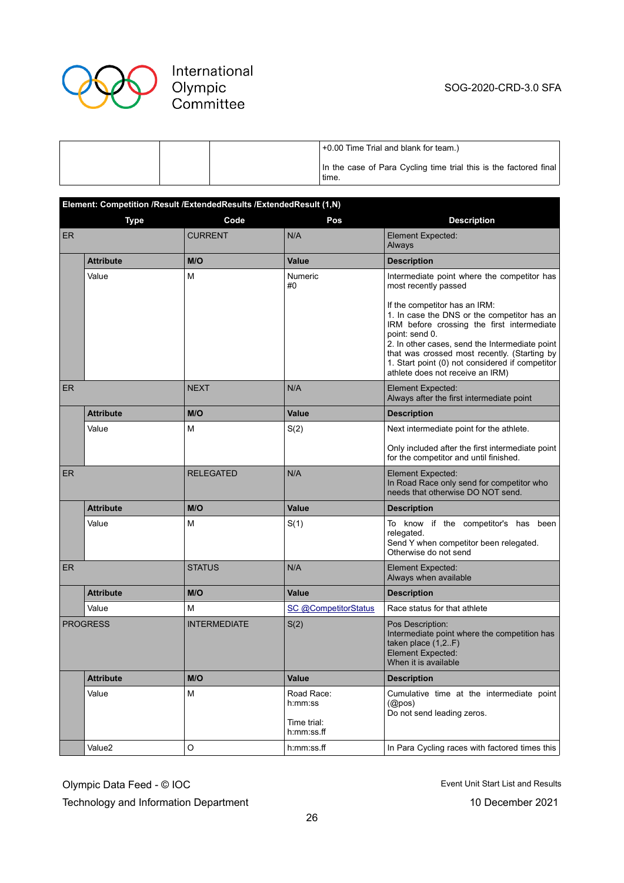| | | | +0.00 Time Trial and blank for team.)<br><br>In the case of Para Cycling time trial this is the factored final time. |
|---|---|---|---|

**Element: Competition /Result /ExtendedResults /ExtendedResult (1,N)**

| Type | | Code | Pos | Description |
|---|---|---|---|---|
| ER | | CURRENT | N/A | Element Expected:<br>Always |
| | **Attribute** | **M/O** | **Value** | **Description** |
| | Value | M | Numeric<br>#0 | Intermediate point where the competitor has most recently passed<br><br>If the competitor has an IRM:<br>1. In case the DNS or the competitor has an IRM before crossing the first intermediate point: send 0.<br>2. In other cases, send the Intermediate point that was crossed most recently. (Starting by 1. Start point (0) not considered if competitor athlete does not receive an IRM) |
| ER | | NEXT | N/A | Element Expected:<br>Always after the first intermediate point |
| | **Attribute** | **M/O** | **Value** | **Description** |
| | Value | M | S(2) | Next intermediate point for the athlete.<br><br>Only included after the first intermediate point for the competitor and until finished. |
| ER | | RELEGATED | N/A | Element Expected:<br>In Road Race only send for competitor who needs that otherwise DO NOT send. |
| | **Attribute** | **M/O** | **Value** | **Description** |
| | Value | M | S(1) | To know if the competitor's has been relegated.<br>Send Y when competitor been relegated.<br>Otherwise do not send |
| ER | | STATUS | N/A | Element Expected:<br>Always when available |
| | **Attribute** | **M/O** | **Value** | **Description** |
| | Value | M | SC @CompetitorStatus | Race status for that athlete |
| PROGRESS | | INTERMEDIATE | S(2) | Pos Description:<br>Intermediate point where the competition has taken place (1,2..F)<br>Element Expected:<br>When it is available |
| | **Attribute** | **M/O** | **Value** | **Description** |
| | Value | M | Road Race:<br>h:mm:ss<br><br>Time trial:<br>h:mm:ss.ff | Cumulative time at the intermediate point (@pos)<br>Do not send leading zeros. |
| | Value2 | O | h:mm:ss.ff | In Para Cycling races with factored times this |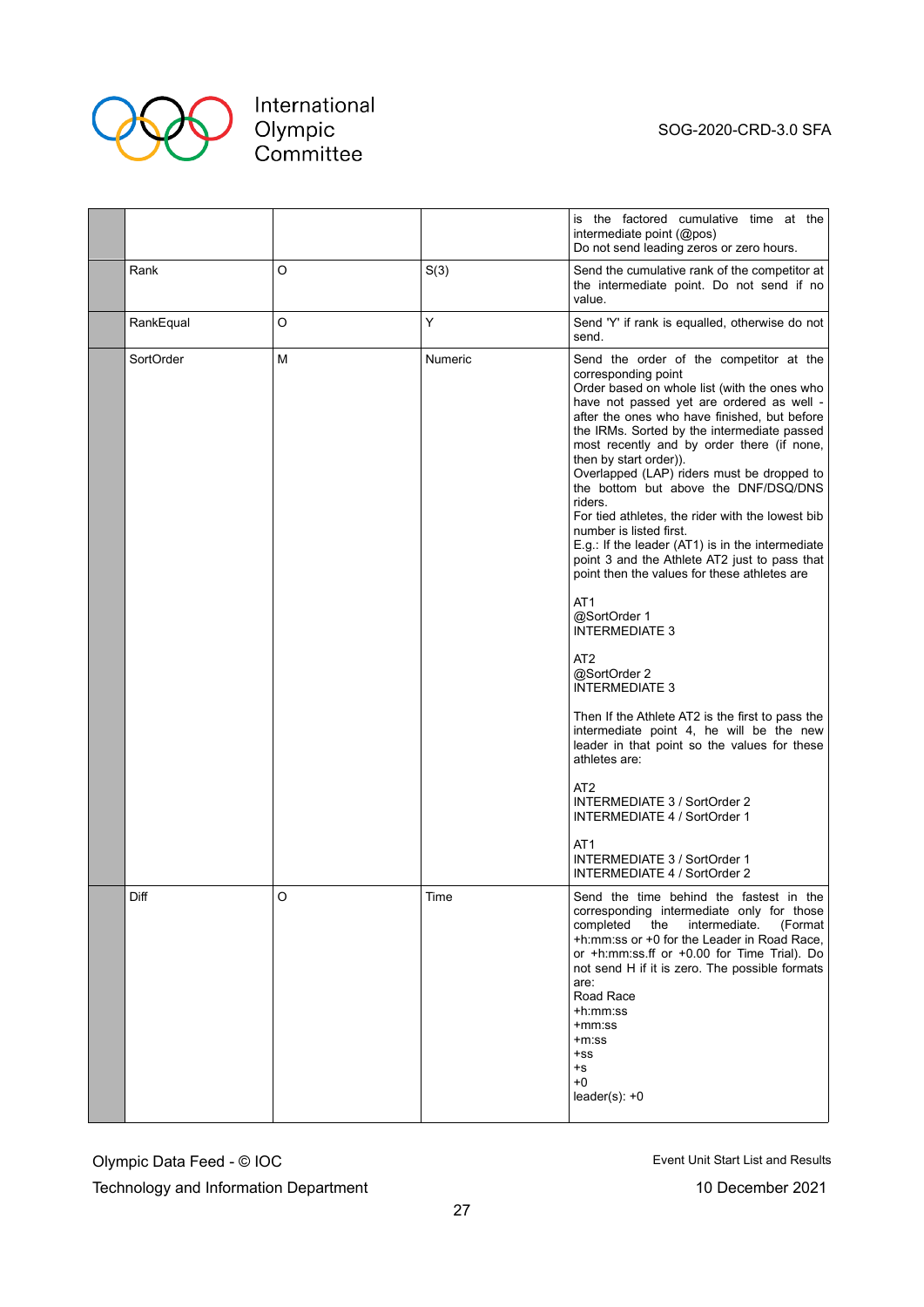| | | | | |
|---|---|---|---|---|
| | | | | is the factored cumulative time at the intermediate point (@pos)<br>Do not send leading zeros or zero hours. |
| | Rank | O | S(3) | Send the cumulative rank of the competitor at the intermediate point. Do not send if no value. |
| | RankEqual | O | Y | Send 'Y' if rank is equalled, otherwise do not send. |
| | SortOrder | M | Numeric | Send the order of the competitor at the corresponding point<br>Order based on whole list (with the ones who have not passed yet are ordered as well - after the ones who have finished, but before the IRMs. Sorted by the intermediate passed most recently and by order there (if none, then by start order)).<br>Overlapped (LAP) riders must be dropped to the bottom but above the DNF/DSQ/DNS riders.<br>For tied athletes, the rider with the lowest bib number is listed first.<br>E.g.: If the leader (AT1) is in the intermediate point 3 and the Athlete AT2 just to pass that point then the values for these athletes are<br><br>AT1<br>@SortOrder 1<br>INTERMEDIATE 3<br><br>AT2<br>@SortOrder 2<br>INTERMEDIATE 3<br><br>Then If the Athlete AT2 is the first to pass the intermediate point 4, he will be the new leader in that point so the values for these athletes are:<br><br>AT2<br>INTERMEDIATE 3 / SortOrder 2<br>INTERMEDIATE 4 / SortOrder 1<br><br>AT1<br>INTERMEDIATE 3 / SortOrder 1<br>INTERMEDIATE 4 / SortOrder 2 |
| | Diff | O | Time | Send the time behind the fastest in the corresponding intermediate only for those completed the intermediate. (Format +h:mm:ss or +0 for the Leader in Road Race, or +h:mm:ss.ff or +0.00 for Time Trial). Do not send H if it is zero. The possible formats are:<br>Road Race<br>+h:mm:ss<br>+mm:ss<br>+m:ss<br>+ss<br>+s<br>+0<br>leader(s): +0 |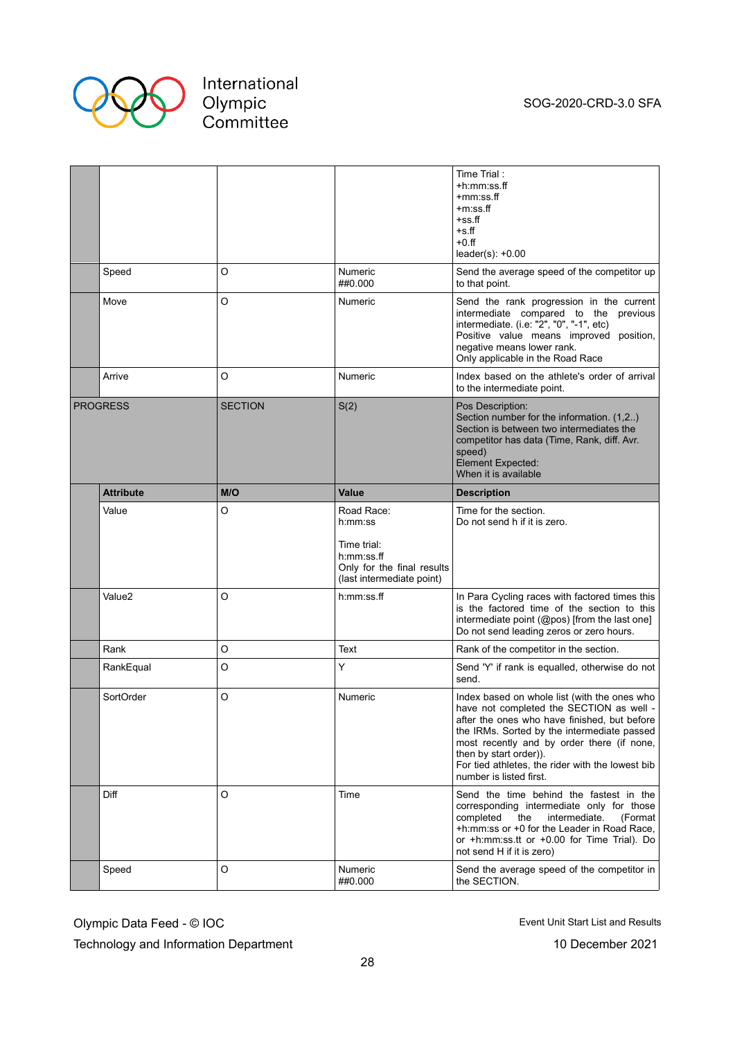| | | | | |
|---|---|---|---|---|
| | | | | Time Trial :<br>+h:mm:ss.ff<br>+mm:ss.ff<br>+m:ss.ff<br>+ss.ff<br>+s.ff<br>+0.ff<br>leader(s): +0.00 |
| | Speed | O | Numeric<br>##0.000 | Send the average speed of the competitor up to that point. |
| | Move | O | Numeric | Send the rank progression in the current intermediate compared to the previous intermediate. (i.e: "2", "0", "-1", etc)<br>Positive value means improved position, negative means lower rank.<br>Only applicable in the Road Race |
| | Arrive | O | Numeric | Index based on the athlete's order of arrival to the intermediate point. |
| PROGRESS | | SECTION | S(2) | Pos Description:<br>Section number for the information. (1,2..)<br>Section is between two intermediates the competitor has data (Time, Rank, diff. Avr. speed)<br>Element Expected:<br>When it is available |
| | **Attribute** | **M/O** | **Value** | **Description** |
| | Value | O | Road Race:<br>h:mm:ss<br><br>Time trial:<br>h:mm:ss.ff<br>Only for the final results (last intermediate point) | Time for the section.<br>Do not send h if it is zero. |
| | Value2 | O | h:mm:ss.ff | In Para Cycling races with factored times this is the factored time of the section to this intermediate point (@pos) [from the last one]<br>Do not send leading zeros or zero hours. |
| | Rank | O | Text | Rank of the competitor in the section. |
| | RankEqual | O | Y | Send 'Y' if rank is equalled, otherwise do not send. |
| | SortOrder | O | Numeric | Index based on whole list (with the ones who have not completed the SECTION as well - after the ones who have finished, but before the IRMs. Sorted by the intermediate passed most recently and by order there (if none, then by start order)).<br>For tied athletes, the rider with the lowest bib number is listed first. |
| | Diff | O | Time | Send the time behind the fastest in the corresponding intermediate only for those completed the intermediate. (Format +h:mm:ss or +0 for the Leader in Road Race, or +h:mm:ss.tt or +0.00 for Time Trial). Do not send H if it is zero) |
| | Speed | O | Numeric<br>##0.000 | Send the average speed of the competitor in the SECTION. |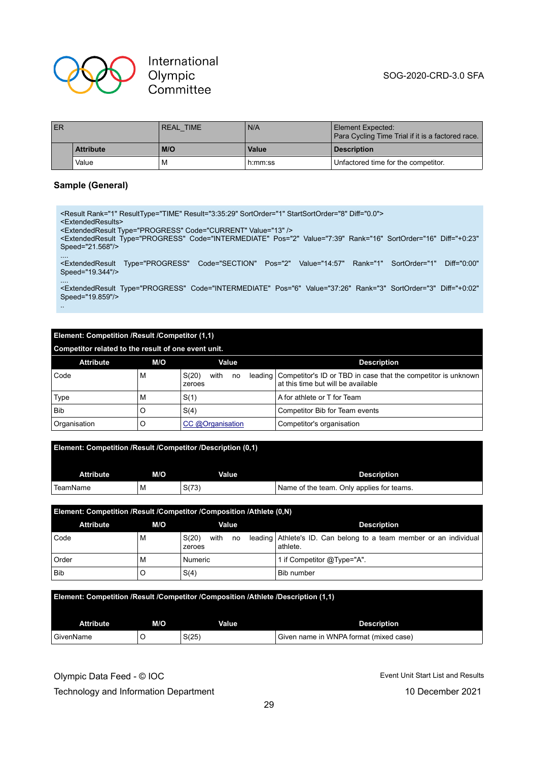| ER | | REAL_TIME | N/A | Element Expected: Para Cycling Time Trial if it is a factored race. |
|---|---|---|---|---|
| | **Attribute** | **M/O** | **Value** | **Description** |
| | Value | M | h:mm:ss | Unfactored time for the competitor. |

### Sample (General)

```
<Result Rank="1" ResultType="TIME" Result="3:35:29" SortOrder="1" StartSortOrder="8" Diff="0.0">
<ExtendedResults>
<ExtendedResult Type="PROGRESS" Code="CURRENT" Value="13" />
<ExtendedResult Type="PROGRESS" Code="INTERMEDIATE" Pos="2" Value="7:39" Rank="16" SortOrder="16" Diff="+0:23" Speed="21.568"/>
....
<ExtendedResult Type="PROGRESS" Code="SECTION" Pos="2" Value="14:57" Rank="1" SortOrder="1" Diff="0:00" Speed="19.344"/>
....
<ExtendedResult Type="PROGRESS" Code="INTERMEDIATE" Pos="6" Value="37:26" Rank="3" SortOrder="3" Diff="+0:02" Speed="19.859"/>
..
```

**Element: Competition /Result /Competitor (1,1)**

Competitor related to the result of one event unit.

| Attribute | M/O | Value | Description |
|---|---|---|---|
| Code | M | S(20) with no leading zeroes | Competitor's ID or TBD in case that the competitor is unknown at this time but will be available |
| Type | M | S(1) | A for athlete or T for Team |
| Bib | O | S(4) | Competitor Bib for Team events |
| Organisation | O | CC @Organisation | Competitor's organisation |

**Element: Competition /Result /Competitor /Description (0,1)**

| Attribute | M/O | Value | Description |
|---|---|---|---|
| TeamName | M | S(73) | Name of the team. Only applies for teams. |

**Element: Competition /Result /Competitor /Composition /Athlete (0,N)**

| Attribute | M/O | Value | Description |
|---|---|---|---|
| Code | M | S(20) with no leading zeroes | Athlete's ID. Can belong to a team member or an individual athlete. |
| Order | M | Numeric | 1 if Competitor @Type="A". |
| Bib | O | S(4) | Bib number |

**Element: Competition /Result /Competitor /Composition /Athlete /Description (1,1)**

| Attribute | M/O | Value | Description |
|---|---|---|---|
| GivenName | O | S(25) | Given name in WNPA format (mixed case) |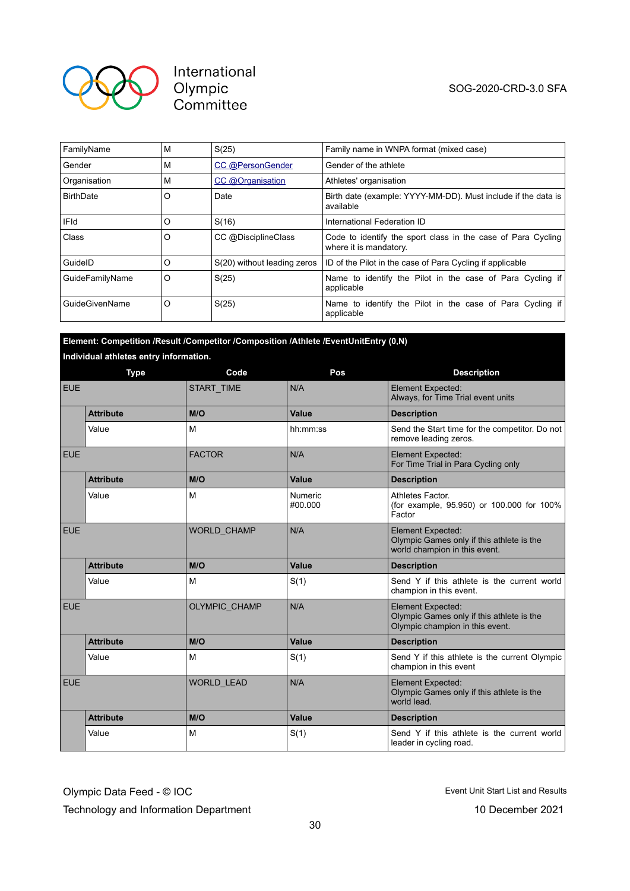| | | | |
|---|---|---|---|
| FamilyName | M | S(25) | Family name in WNPA format (mixed case) |
| Gender | M | CC @PersonGender | Gender of the athlete |
| Organisation | M | CC @Organisation | Athletes' organisation |
| BirthDate | O | Date | Birth date (example: YYYY-MM-DD). Must include if the data is available |
| IFId | O | S(16) | International Federation ID |
| Class | O | CC @DisciplineClass | Code to identify the sport class in the case of Para Cycling where it is mandatory. |
| GuideID | O | S(20) without leading zeros | ID of the Pilot in the case of Para Cycling if applicable |
| GuideFamilyName | O | S(25) | Name to identify the Pilot in the case of Para Cycling if applicable |
| GuideGivenName | O | S(25) | Name to identify the Pilot in the case of Para Cycling if applicable |

**Element: Competition /Result /Competitor /Composition /Athlete /EventUnitEntry (0,N)**

**Individual athletes entry information.**

| Type | | Code | Pos | Description |
|---|---|---|---|---|
| EUE | | START_TIME | N/A | Element Expected:<br>Always, for Time Trial event units |
| | **Attribute** | **M/O** | **Value** | **Description** |
| | Value | M | hh:mm:ss | Send the Start time for the competitor. Do not remove leading zeros. |
| EUE | | FACTOR | N/A | Element Expected:<br>For Time Trial in Para Cycling only |
| | **Attribute** | **M/O** | **Value** | **Description** |
| | Value | M | Numeric<br>#00.000 | Athletes Factor.<br>(for example, 95.950) or 100.000 for 100% Factor |
| EUE | | WORLD_CHAMP | N/A | Element Expected:<br>Olympic Games only if this athlete is the world champion in this event. |
| | **Attribute** | **M/O** | **Value** | **Description** |
| | Value | M | S(1) | Send Y if this athlete is the current world champion in this event. |
| EUE | | OLYMPIC_CHAMP | N/A | Element Expected:<br>Olympic Games only if this athlete is the Olympic champion in this event. |
| | **Attribute** | **M/O** | **Value** | **Description** |
| | Value | M | S(1) | Send Y if this athlete is the current Olympic champion in this event |
| EUE | | WORLD_LEAD | N/A | Element Expected:<br>Olympic Games only if this athlete is the world lead. |
| | **Attribute** | **M/O** | **Value** | **Description** |
| | Value | M | S(1) | Send Y if this athlete is the current world leader in cycling road. |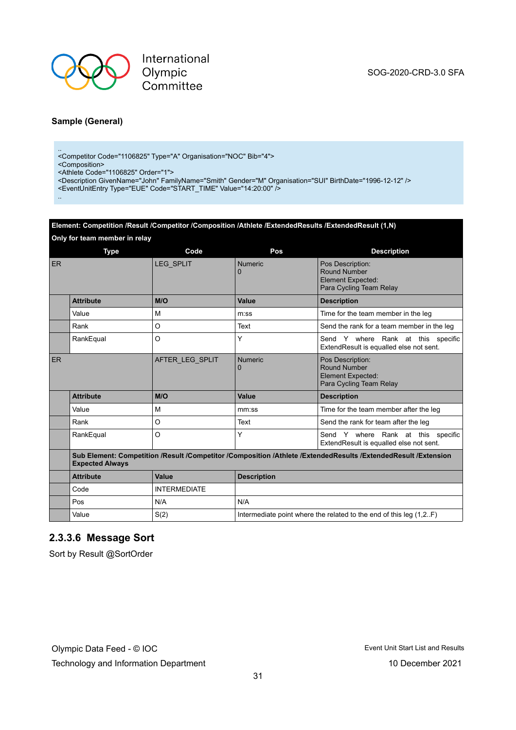**Sample (General)**

```
..
<Competitor Code="1106825" Type="A" Organisation="NOC" Bib="4">
<Composition>
<Athlete Code="1106825" Order="1">
<Description GivenName="John" FamilyName="Smith" Gender="M" Organisation="SUI" BirthDate="1996-12-12" />
<EventUnitEntry Type="EUE" Code="START_TIME" Value="14:20:00" />
..
```

| **Element: Competition /Result /Competitor /Composition /Athlete /ExtendedResults /ExtendedResult (1,N)**<br>**Only for team member in relay** | | | | |
|---|---|---|---|---|
| **Type** | | **Code** | **Pos** | **Description** |
| ER | | LEG_SPLIT | Numeric<br>0 | Pos Description:<br>Round Number<br>Element Expected:<br>Para Cycling Team Relay |
| | **Attribute** | **M/O** | **Value** | **Description** |
| | Value | M | m:ss | Time for the team member in the leg |
| | Rank | O | Text | Send the rank for a team member in the leg |
| | RankEqual | O | Y | Send Y where Rank at this specific ExtendResult is equalled else not sent. |
| ER | | AFTER_LEG_SPLIT | Numeric<br>0 | Pos Description:<br>Round Number<br>Element Expected:<br>Para Cycling Team Relay |
| | **Attribute** | **M/O** | **Value** | **Description** |
| | Value | M | mm:ss | Time for the team member after the leg |
| | Rank | O | Text | Send the rank for team after the leg |
| | RankEqual | O | Y | Send Y where Rank at this specific ExtendResult is equalled else not sent. |
| | **Sub Element: Competition /Result /Competitor /Composition /Athlete /ExtendedResults /ExtendedResult /Extension**<br>**Expected Always** | | | |
| | **Attribute** | **Value** | **Description** | |
| | Code | INTERMEDIATE | | |
| | Pos | N/A | N/A | |
| | Value | S(2) | Intermediate point where the related to the end of this leg (1,2..F) | |

### 2.3.3.6 Message Sort

Sort by Result @SortOrder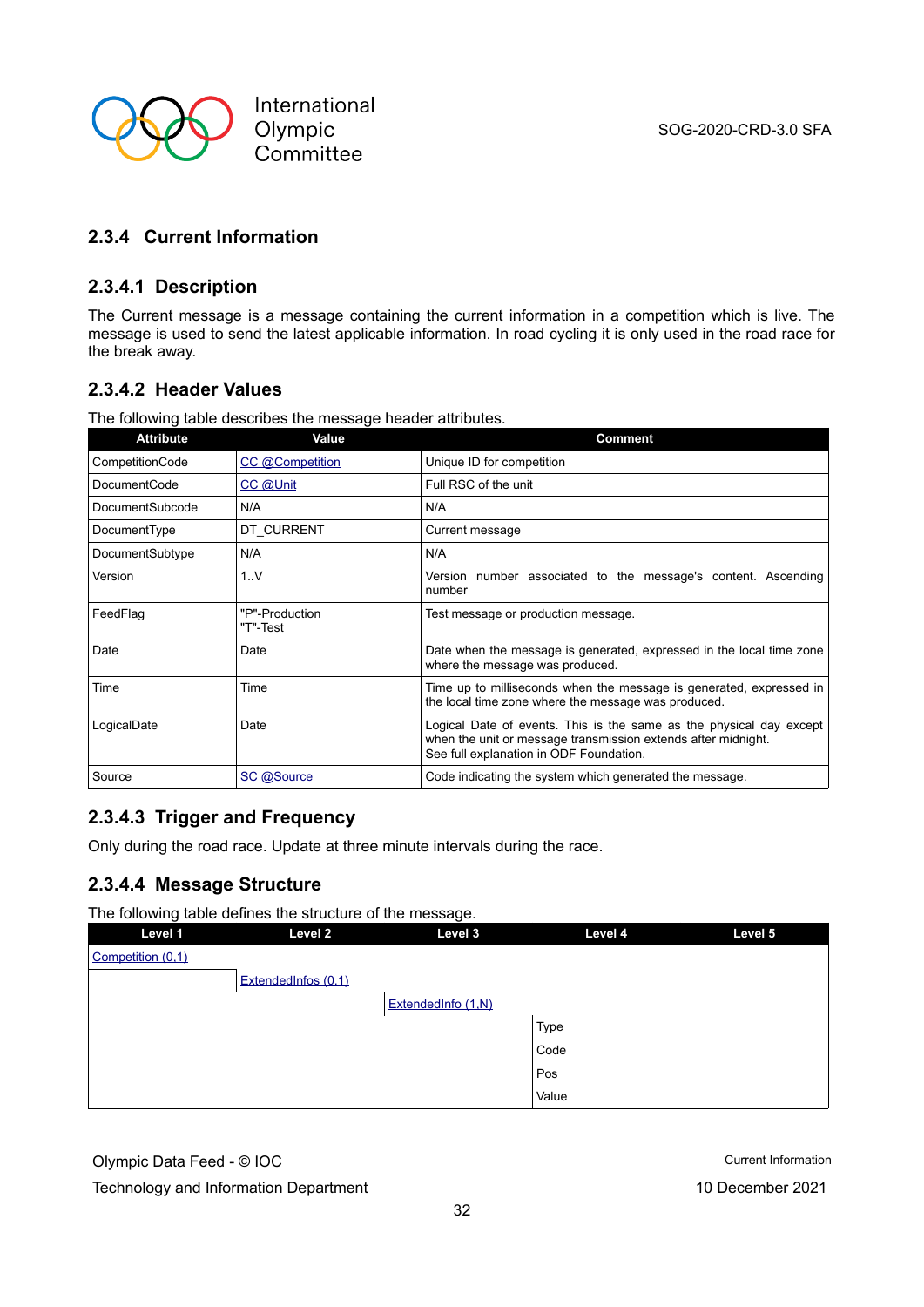### 2.3.4 Current Information

#### 2.3.4.1 Description

The Current message is a message containing the current information in a competition which is live. The message is used to send the latest applicable information. In road cycling it is only used in the road race for the break away.

#### 2.3.4.2 Header Values

The following table describes the message header attributes.

| Attribute | Value | Comment |
|---|---|---|
| CompetitionCode | CC @Competition | Unique ID for competition |
| DocumentCode | CC @Unit | Full RSC of the unit |
| DocumentSubcode | N/A | N/A |
| DocumentType | DT_CURRENT | Current message |
| DocumentSubtype | N/A | N/A |
| Version | 1..V | Version number associated to the message's content. Ascending number |
| FeedFlag | "P"-Production<br>"T"-Test | Test message or production message. |
| Date | Date | Date when the message is generated, expressed in the local time zone where the message was produced. |
| Time | Time | Time up to milliseconds when the message is generated, expressed in the local time zone where the message was produced. |
| LogicalDate | Date | Logical Date of events. This is the same as the physical day except when the unit or message transmission extends after midnight.<br>See full explanation in ODF Foundation. |
| Source | SC @Source | Code indicating the system which generated the message. |

#### 2.3.4.3 Trigger and Frequency

Only during the road race. Update at three minute intervals during the race.

#### 2.3.4.4 Message Structure

The following table defines the structure of the message.

| Level 1 | Level 2 | Level 3 | Level 4 | Level 5 |
|---|---|---|---|---|
| Competition (0,1) | | | | |
| | ExtendedInfos (0,1) | | | |
| | | ExtendedInfo (1,N) | | |
| | | | Type | |
| | | | Code | |
| | | | Pos | |
| | | | Value | |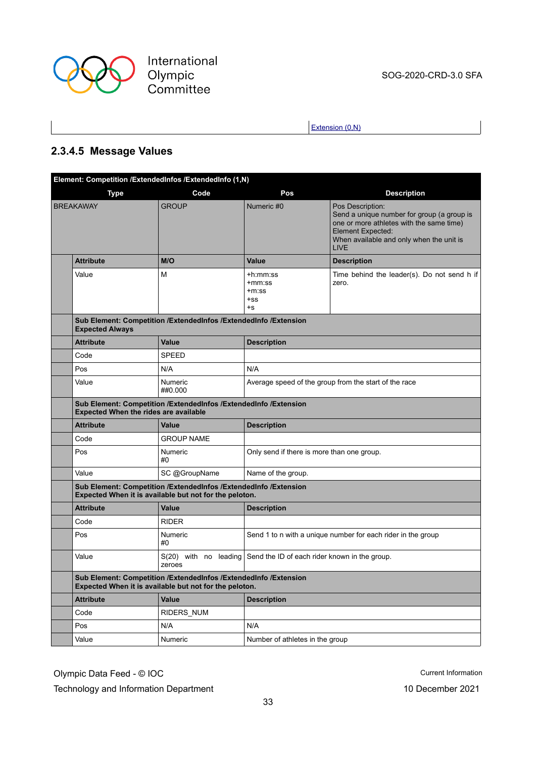| | Extension (0,N) |
|---|---|

### 2.3.4.5 Message Values

| Element: Competition /ExtendedInfos /ExtendedInfo (1,N) | | | |
|---|---|---|---|
| **Type** | **Code** | **Pos** | **Description** |
| BREAKAWAY | GROUP | Numeric #0 | Pos Description:<br>Send a unique number for group (a group is one or more athletes with the same time)<br>Element Expected:<br>When available and only when the unit is LIVE |
| **Attribute** | **M/O** | **Value** | **Description** |
| Value | M | +h:mm:ss<br>+mm:ss<br>+m:ss<br>+ss<br>+s | Time behind the leader(s). Do not send h if zero. |
| **Sub Element: Competition /ExtendedInfos /ExtendedInfo /Extension<br>Expected Always** | | | |
| **Attribute** | **Value** | **Description** | |
| Code | SPEED | | |
| Pos | N/A | N/A | |
| Value | Numeric<br>##0.000 | Average speed of the group from the start of the race | |
| **Sub Element: Competition /ExtendedInfos /ExtendedInfo /Extension<br>Expected When the rides are available** | | | |
| **Attribute** | **Value** | **Description** | |
| Code | GROUP NAME | | |
| Pos | Numeric<br>#0 | Only send if there is more than one group. | |
| Value | SC @GroupName | Name of the group. | |
| **Sub Element: Competition /ExtendedInfos /ExtendedInfo /Extension<br>Expected When it is available but not for the peloton.** | | | |
| **Attribute** | **Value** | **Description** | |
| Code | RIDER | | |
| Pos | Numeric<br>#0 | Send 1 to n with a unique number for each rider in the group | |
| Value | S(20) with no leading zeroes | Send the ID of each rider known in the group. | |
| **Sub Element: Competition /ExtendedInfos /ExtendedInfo /Extension<br>Expected When it is available but not for the peloton.** | | | |
| **Attribute** | **Value** | **Description** | |
| Code | RIDERS_NUM | | |
| Pos | N/A | N/A | |
| Value | Numeric | Number of athletes in the group | |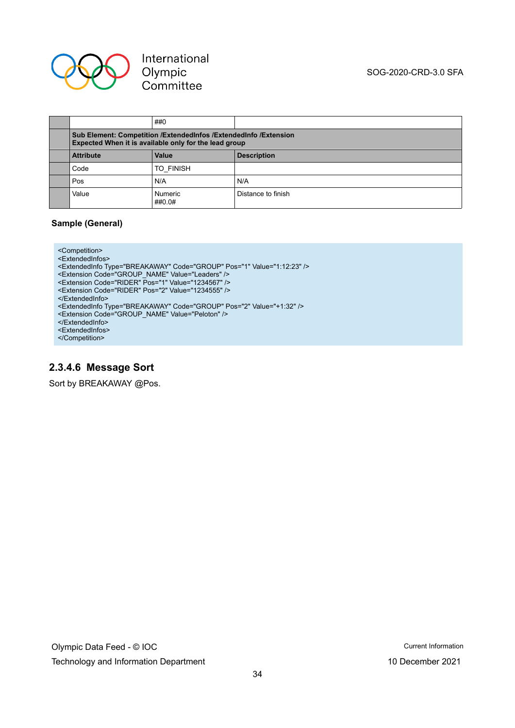| | | ##0 | |
|---|---|---|---|
| | **Sub Element: Competition /ExtendedInfos /ExtendedInfo /Extension**<br>**Expected When it is available only for the lead group** | | |
| | **Attribute** | **Value** | **Description** |
| | Code | TO_FINISH | |
| | Pos | N/A | N/A |
| | Value | Numeric<br>##0.0# | Distance to finish |

**Sample (General)**

```
<Competition>
<ExtendedInfos>
<ExtendedInfo Type="BREAKAWAY" Code="GROUP" Pos="1" Value="1:12:23" />
<Extension Code="GROUP_NAME" Value="Leaders" />
<Extension Code="RIDER" Pos="1" Value="1234567" />
<Extension Code="RIDER" Pos="2" Value="1234555" />
</ExtendedInfo>
<ExtendedInfo Type="BREAKAWAY" Code="GROUP" Pos="2" Value="+1:32" />
<Extension Code="GROUP_NAME" Value="Peloton" />
</ExtendedInfo>
<ExtendedInfos>
</Competition>
```

### 2.3.4.6 Message Sort

Sort by BREAKAWAY @Pos.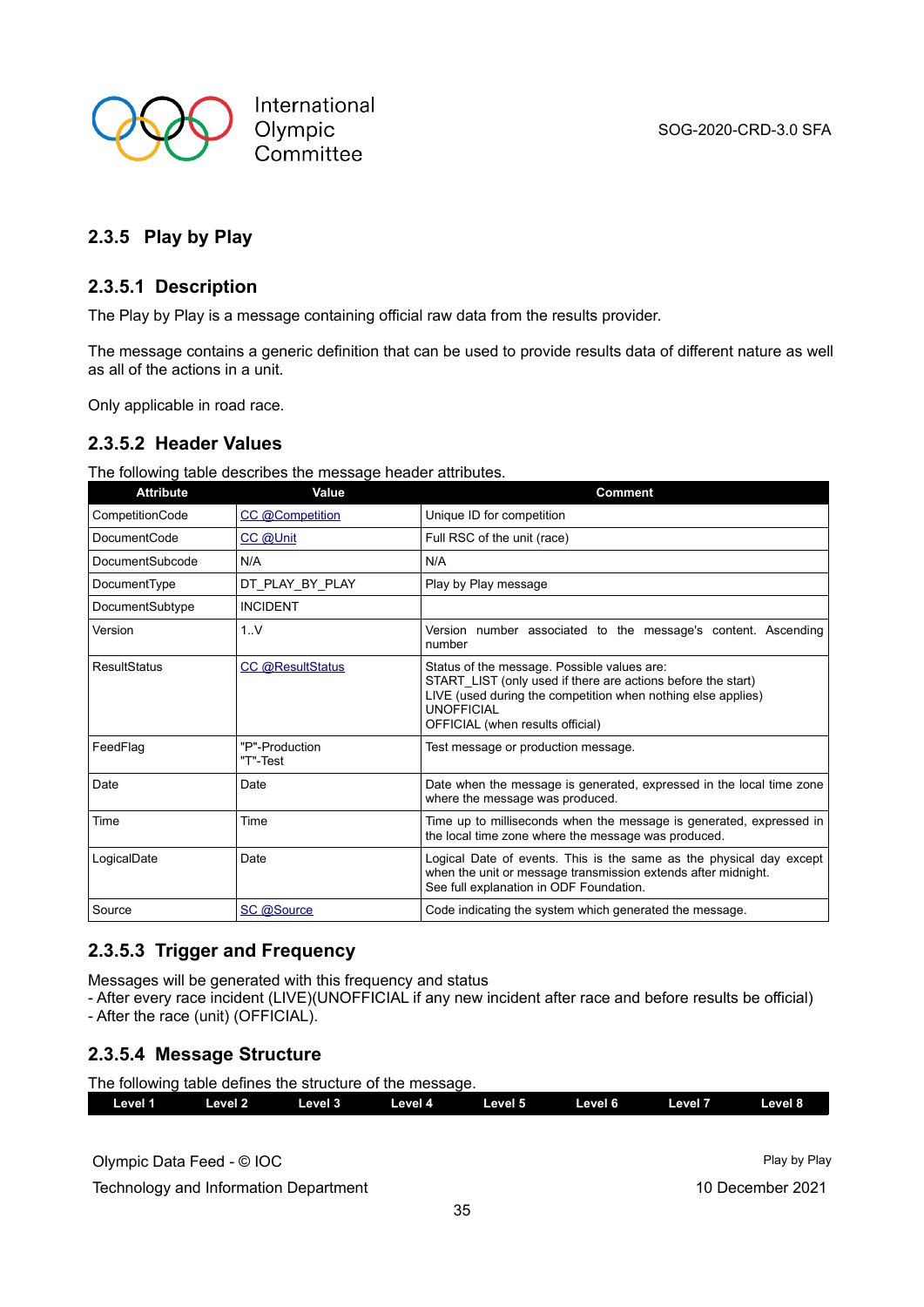## 2.3.5 Play by Play

### 2.3.5.1 Description

The Play by Play is a message containing official raw data from the results provider.

The message contains a generic definition that can be used to provide results data of different nature as well as all of the actions in a unit.

Only applicable in road race.

### 2.3.5.2 Header Values

The following table describes the message header attributes.

| Attribute | Value | Comment |
|---|---|---|
| CompetitionCode | CC @Competition | Unique ID for competition |
| DocumentCode | CC @Unit | Full RSC of the unit (race) |
| DocumentSubcode | N/A | N/A |
| DocumentType | DT_PLAY_BY_PLAY | Play by Play message |
| DocumentSubtype | INCIDENT | |
| Version | 1..V | Version number associated to the message's content. Ascending number |
| ResultStatus | CC @ResultStatus | Status of the message. Possible values are:<br>START_LIST (only used if there are actions before the start)<br>LIVE (used during the competition when nothing else applies)<br>UNOFFICIAL<br>OFFICIAL (when results official) |
| FeedFlag | "P"-Production<br>"T"-Test | Test message or production message. |
| Date | Date | Date when the message is generated, expressed in the local time zone where the message was produced. |
| Time | Time | Time up to milliseconds when the message is generated, expressed in the local time zone where the message was produced. |
| LogicalDate | Date | Logical Date of events. This is the same as the physical day except when the unit or message transmission extends after midnight.<br>See full explanation in ODF Foundation. |
| Source | SC @Source | Code indicating the system which generated the message. |

### 2.3.5.3 Trigger and Frequency

Messages will be generated with this frequency and status
- After every race incident (LIVE)(UNOFFICIAL if any new incident after race and before results be official)
- After the race (unit) (OFFICIAL).

### 2.3.5.4 Message Structure

The following table defines the structure of the message.

| Level 1 | Level 2 | Level 3 | Level 4 | Level 5 | Level 6 | Level 7 | Level 8 |
|---|---|---|---|---|---|---|---|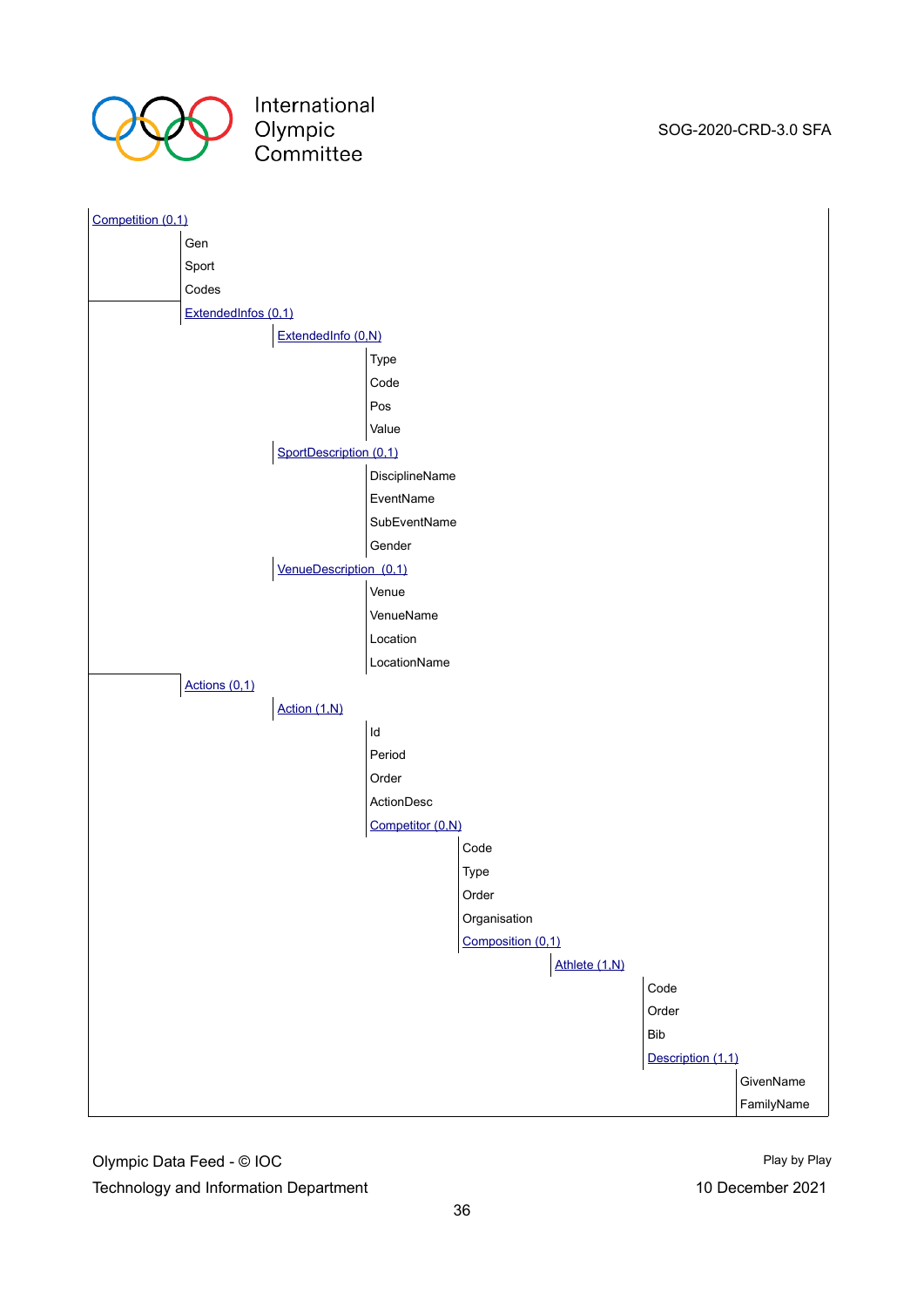- [Competition (0,1)]()
  - Gen
  - Sport
  - Codes
  - [ExtendedInfos (0,1)]()
    - [ExtendedInfo (0,N)]()
      - Type
      - Code
      - Pos
      - Value
    - [SportDescription (0,1)]()
      - DisciplineName
      - EventName
      - SubEventName
      - Gender
    - [VenueDescription (0,1)]()
      - Venue
      - VenueName
      - Location
      - LocationName
  - [Actions (0,1)]()
    - [Action (1,N)]()
      - Id
      - Period
      - Order
      - ActionDesc
      - [Competitor (0,N)]()
        - Code
        - Type
        - Order
        - Organisation
        - [Composition (0,1)]()
          - [Athlete (1,N)]()
            - Code
            - Order
            - Bib
            - [Description (1,1)]()
              - GivenName
              - FamilyName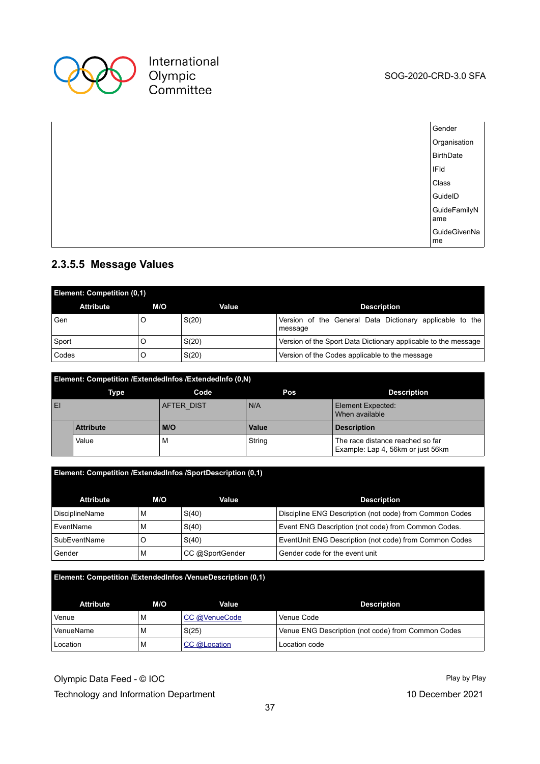| | |
|---|---|
| | Gender |
| | Organisation |
| | BirthDate |
| | IFId |
| | Class |
| | GuideID |
| | GuideFamilyName |
| | GuideGivenName |

### 2.3.5.5 Message Values

| Element: Competition (0,1) | | | |
|---|---|---|---|
| **Attribute** | **M/O** | **Value** | **Description** |
| Gen | O | S(20) | Version of the General Data Dictionary applicable to the message |
| Sport | O | S(20) | Version of the Sport Data Dictionary applicable to the message |
| Codes | O | S(20) | Version of the Codes applicable to the message |

| Element: Competition /ExtendedInfos /ExtendedInfo (0,N) | | | | |
|---|---|---|---|---|
| **Type** | | **Code** | **Pos** | **Description** |
| EI | | AFTER_DIST | N/A | Element Expected: When available |
| | **Attribute** | **M/O** | **Value** | **Description** |
| | Value | M | String | The race distance reached so far Example: Lap 4, 56km or just 56km |

| Element: Competition /ExtendedInfos /SportDescription (0,1) | | | |
|---|---|---|---|
| **Attribute** | **M/O** | **Value** | **Description** |
| DisciplineName | M | S(40) | Discipline ENG Description (not code) from Common Codes |
| EventName | M | S(40) | Event ENG Description (not code) from Common Codes. |
| SubEventName | O | S(40) | EventUnit ENG Description (not code) from Common Codes |
| Gender | M | CC @SportGender | Gender code for the event unit |

| Element: Competition /ExtendedInfos /VenueDescription (0,1) | | | |
|---|---|---|---|
| **Attribute** | **M/O** | **Value** | **Description** |
| Venue | M | CC @VenueCode | Venue Code |
| VenueName | M | S(25) | Venue ENG Description (not code) from Common Codes |
| Location | M | CC @Location | Location code |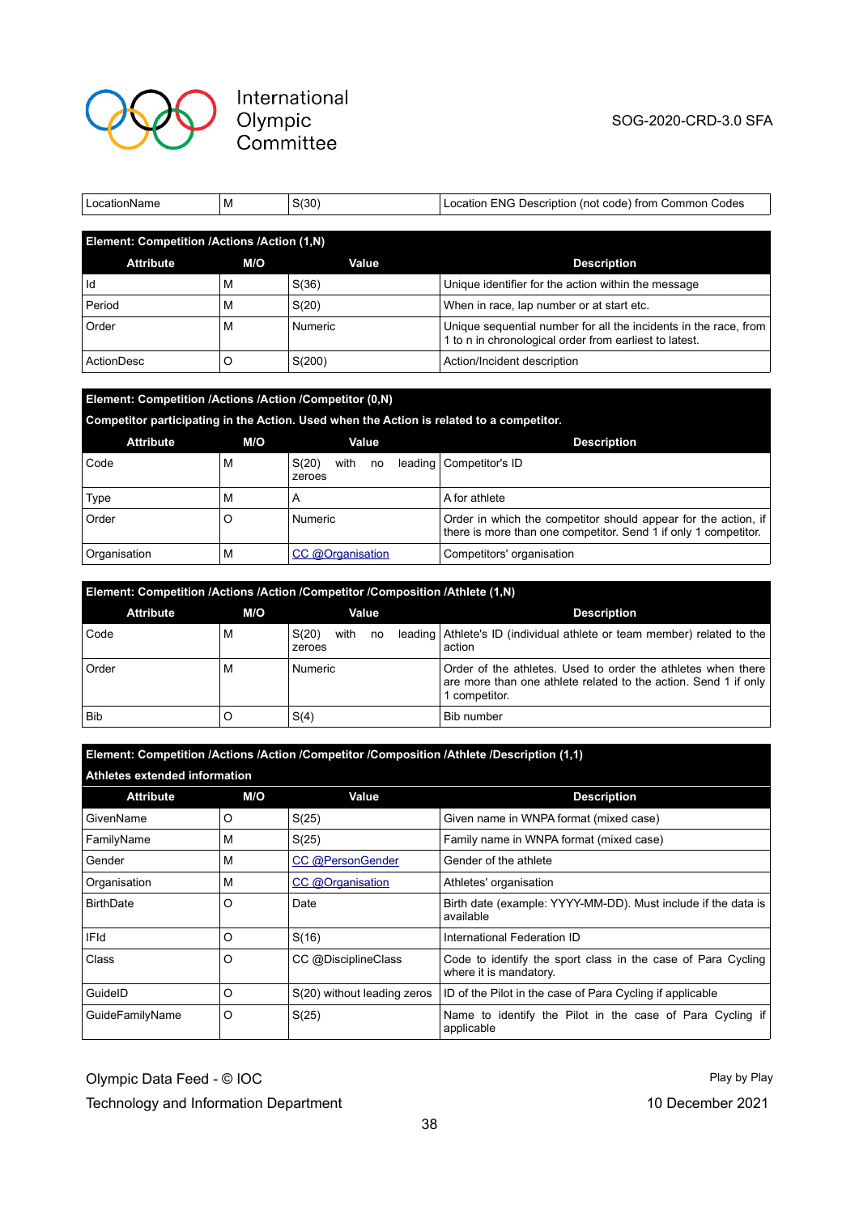| | | | |
|---|---|---|---|
| LocationName | M | S(30) | Location ENG Description (not code) from Common Codes |

| **Element: Competition /Actions /Action (1,N)** | | | |
|---|---|---|---|
| **Attribute** | **M/O** | **Value** | **Description** |
| Id | M | S(36) | Unique identifier for the action within the message |
| Period | M | S(20) | When in race, lap number or at start etc. |
| Order | M | Numeric | Unique sequential number for all the incidents in the race, from 1 to n in chronological order from earliest to latest. |
| ActionDesc | O | S(200) | Action/Incident description |

| **Element: Competition /Actions /Action /Competitor (0,N)** | | | |
|---|---|---|---|
| **Competitor participating in the Action. Used when the Action is related to a competitor.** | | | |
| **Attribute** | **M/O** | **Value** | **Description** |
| Code | M | S(20) with no leading zeroes | Competitor's ID |
| Type | M | A | A for athlete |
| Order | O | Numeric | Order in which the competitor should appear for the action, if there is more than one competitor. Send 1 if only 1 competitor. |
| Organisation | M | CC @Organisation | Competitors' organisation |

| **Element: Competition /Actions /Action /Competitor /Composition /Athlete (1,N)** | | | |
|---|---|---|---|
| **Attribute** | **M/O** | **Value** | **Description** |
| Code | M | S(20) with no leading zeroes | Athlete's ID (individual athlete or team member) related to the action |
| Order | M | Numeric | Order of the athletes. Used to order the athletes when there are more than one athlete related to the action. Send 1 if only 1 competitor. |
| Bib | O | S(4) | Bib number |

| **Element: Competition /Actions /Action /Competitor /Composition /Athlete /Description (1,1)** | | | |
|---|---|---|---|
| **Athletes extended information** | | | |
| **Attribute** | **M/O** | **Value** | **Description** |
| GivenName | O | S(25) | Given name in WNPA format (mixed case) |
| FamilyName | M | S(25) | Family name in WNPA format (mixed case) |
| Gender | M | CC @PersonGender | Gender of the athlete |
| Organisation | M | CC @Organisation | Athletes' organisation |
| BirthDate | O | Date | Birth date (example: YYYY-MM-DD). Must include if the data is available |
| IFId | O | S(16) | International Federation ID |
| Class | O | CC @DisciplineClass | Code to identify the sport class in the case of Para Cycling where it is mandatory. |
| GuideID | O | S(20) without leading zeros | ID of the Pilot in the case of Para Cycling if applicable |
| GuideFamilyName | O | S(25) | Name to identify the Pilot in the case of Para Cycling if applicable |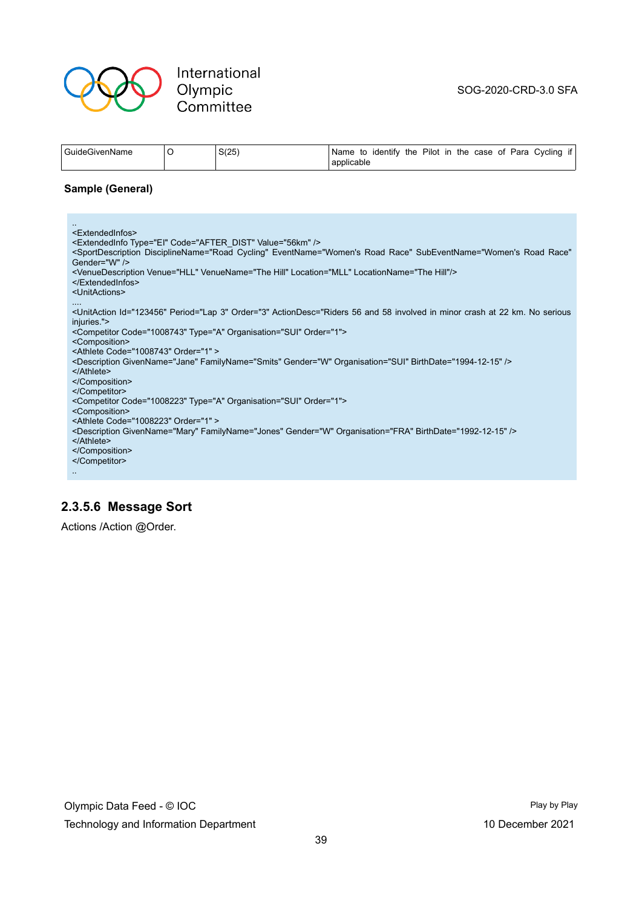| GuideGivenName | O | S(25) | Name to identify the Pilot in the case of Para Cycling if applicable |
|---|---|---|---|

**Sample (General)**

```
..
<ExtendedInfos>
<ExtendedInfo Type="EI" Code="AFTER_DIST" Value="56km" />
<SportDescription DisciplineName="Road Cycling" EventName="Women's Road Race" SubEventName="Women's Road Race" Gender="W" />
<VenueDescription Venue="HLL" VenueName="The Hill" Location="MLL" LocationName="The Hill"/>
</ExtendedInfos>
<UnitActions>
....
<UnitAction Id="123456" Period="Lap 3" Order="3" ActionDesc="Riders 56 and 58 involved in minor crash at 22 km. No serious injuries.">
<Competitor Code="1008743" Type="A" Organisation="SUI" Order="1">
<Composition>
<Athlete Code="1008743" Order="1" >
<Description GivenName="Jane" FamilyName="Smits" Gender="W" Organisation="SUI" BirthDate="1994-12-15" />
</Athlete>
</Composition>
</Competitor>
<Competitor Code="1008223" Type="A" Organisation="SUI" Order="1">
<Composition>
<Athlete Code="1008223" Order="1" >
<Description GivenName="Mary" FamilyName="Jones" Gender="W" Organisation="FRA" BirthDate="1992-12-15" />
</Athlete>
</Composition>
</Competitor>
..
```

### 2.3.5.6 Message Sort

Actions /Action @Order.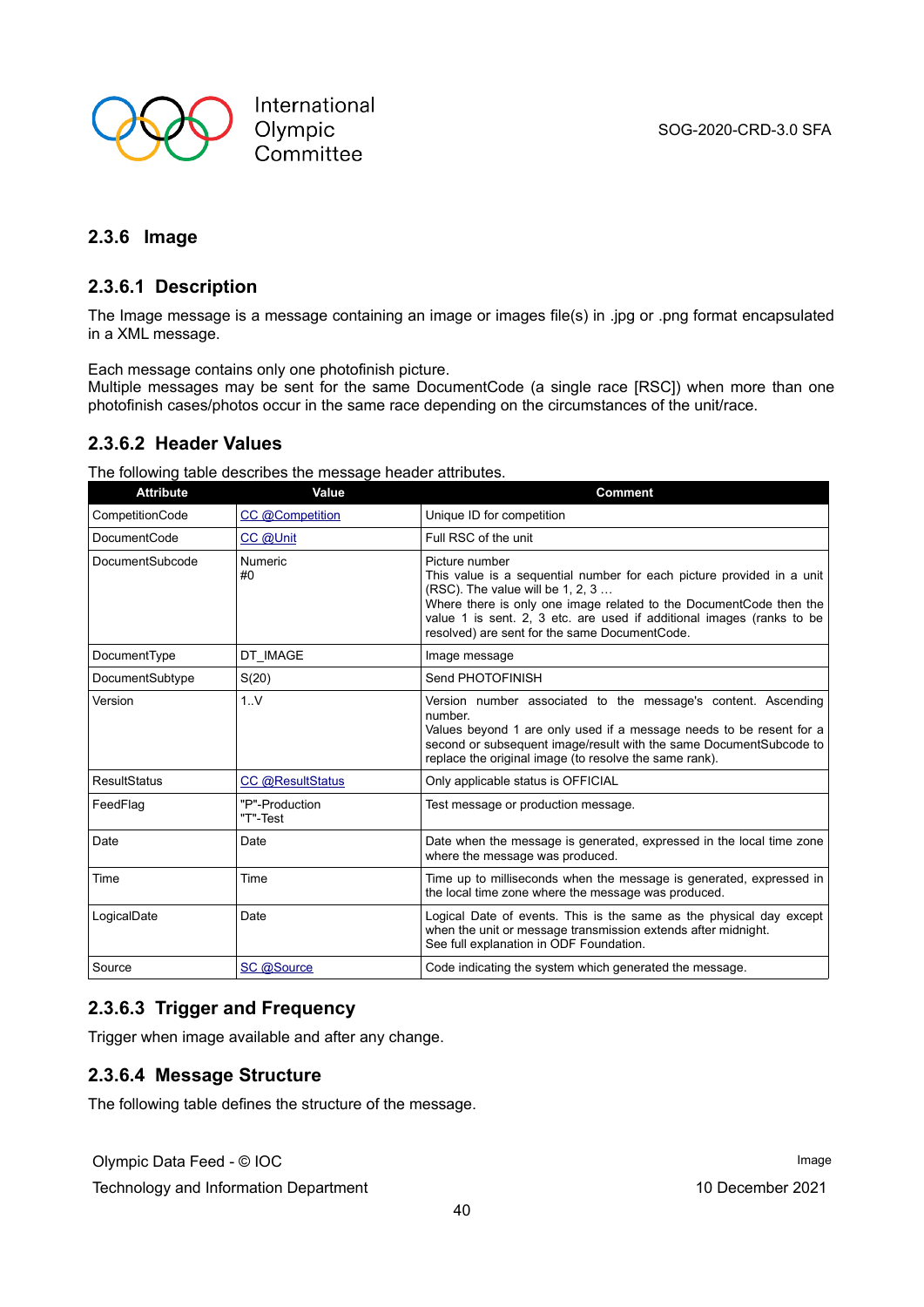### 2.3.6 Image

#### 2.3.6.1 Description

The Image message is a message containing an image or images file(s) in .jpg or .png format encapsulated in a XML message.

Each message contains only one photofinish picture.
Multiple messages may be sent for the same DocumentCode (a single race [RSC]) when more than one photofinish cases/photos occur in the same race depending on the circumstances of the unit/race.

#### 2.3.6.2 Header Values

The following table describes the message header attributes.

| Attribute | Value | Comment |
|---|---|---|
| CompetitionCode | CC @Competition | Unique ID for competition |
| DocumentCode | CC @Unit | Full RSC of the unit |
| DocumentSubcode | Numeric<br>#0 | Picture number<br>This value is a sequential number for each picture provided in a unit (RSC). The value will be 1, 2, 3 …<br>Where there is only one image related to the DocumentCode then the value 1 is sent. 2, 3 etc. are used if additional images (ranks to be resolved) are sent for the same DocumentCode. |
| DocumentType | DT_IMAGE | Image message |
| DocumentSubtype | S(20) | Send PHOTOFINISH |
| Version | 1..V | Version number associated to the message's content. Ascending number.<br>Values beyond 1 are only used if a message needs to be resent for a second or subsequent image/result with the same DocumentSubcode to replace the original image (to resolve the same rank). |
| ResultStatus | CC @ResultStatus | Only applicable status is OFFICIAL |
| FeedFlag | "P"-Production<br>"T"-Test | Test message or production message. |
| Date | Date | Date when the message is generated, expressed in the local time zone where the message was produced. |
| Time | Time | Time up to milliseconds when the message is generated, expressed in the local time zone where the message was produced. |
| LogicalDate | Date | Logical Date of events. This is the same as the physical day except when the unit or message transmission extends after midnight.<br>See full explanation in ODF Foundation. |
| Source | SC @Source | Code indicating the system which generated the message. |

#### 2.3.6.3 Trigger and Frequency

Trigger when image available and after any change.

#### 2.3.6.4 Message Structure

The following table defines the structure of the message.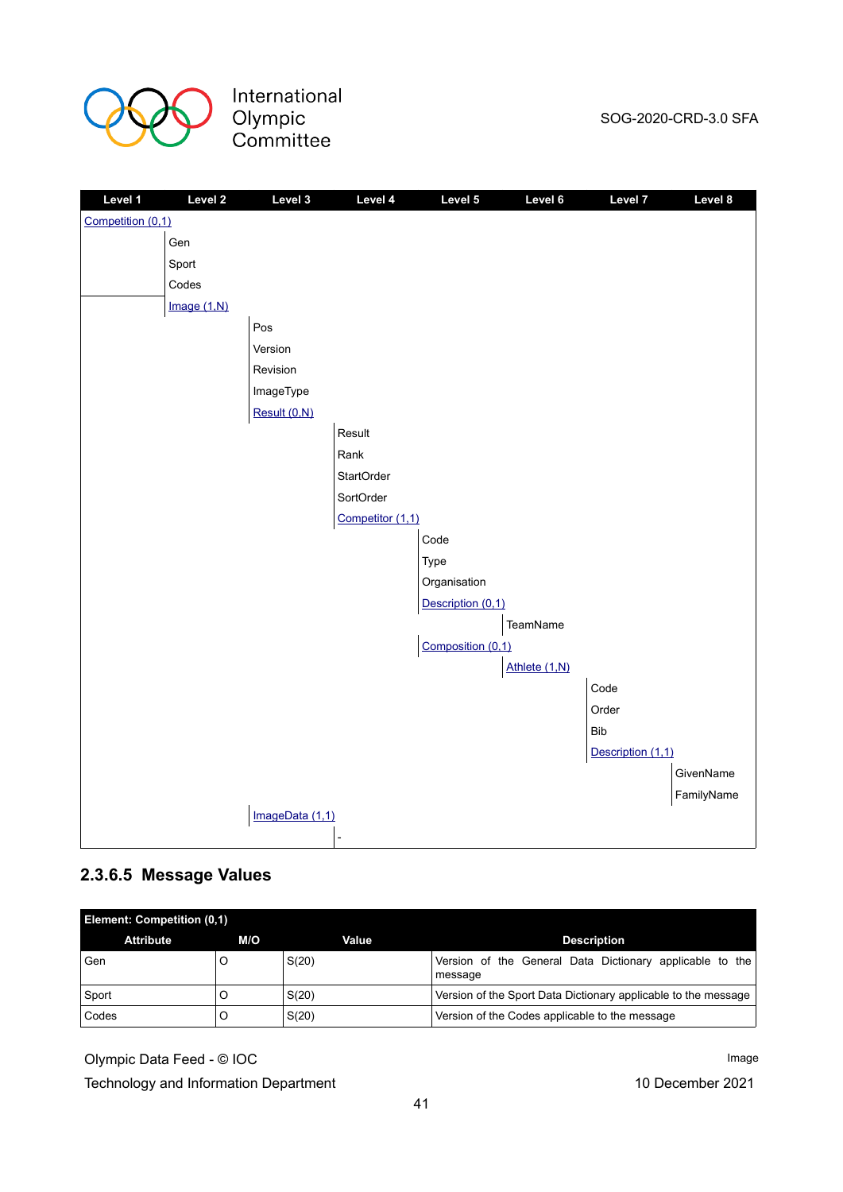| Level 1 | Level 2 | Level 3 | Level 4 | Level 5 | Level 6 | Level 7 | Level 8 |
| --- | --- | --- | --- | --- | --- | --- | --- |
| Competition (0,1) | | | | | | | |
| | Gen | | | | | | |
| | Sport | | | | | | |
| | Codes | | | | | | |
| | Image (1,N) | | | | | | |
| | | Pos | | | | | |
| | | Version | | | | | |
| | | Revision | | | | | |
| | | ImageType | | | | | |
| | | Result (0,N) | | | | | |
| | | | Result | | | | |
| | | | Rank | | | | |
| | | | StartOrder | | | | |
| | | | SortOrder | | | | |
| | | | Competitor (1,1) | | | | |
| | | | | Code | | | |
| | | | | Type | | | |
| | | | | Organisation | | | |
| | | | | Description (0,1) | | | |
| | | | | | TeamName | | |
| | | | | Composition (0,1) | | | |
| | | | | | Athlete (1,N) | | |
| | | | | | | Code | |
| | | | | | | Order | |
| | | | | | | Bib | |
| | | | | | | Description (1,1) | |
| | | | | | | | GivenName |
| | | | | | | | FamilyName |
| | | ImageData (1,1) | | | | | |
| | | | - | | | | |

### 2.3.6.5 Message Values

| Element: Competition (0,1) | | | |
| --- | --- | --- | --- |
| **Attribute** | **M/O** | **Value** | **Description** |
| Gen | O | S(20) | Version of the General Data Dictionary applicable to the message |
| Sport | O | S(20) | Version of the Sport Data Dictionary applicable to the message |
| Codes | O | S(20) | Version of the Codes applicable to the message |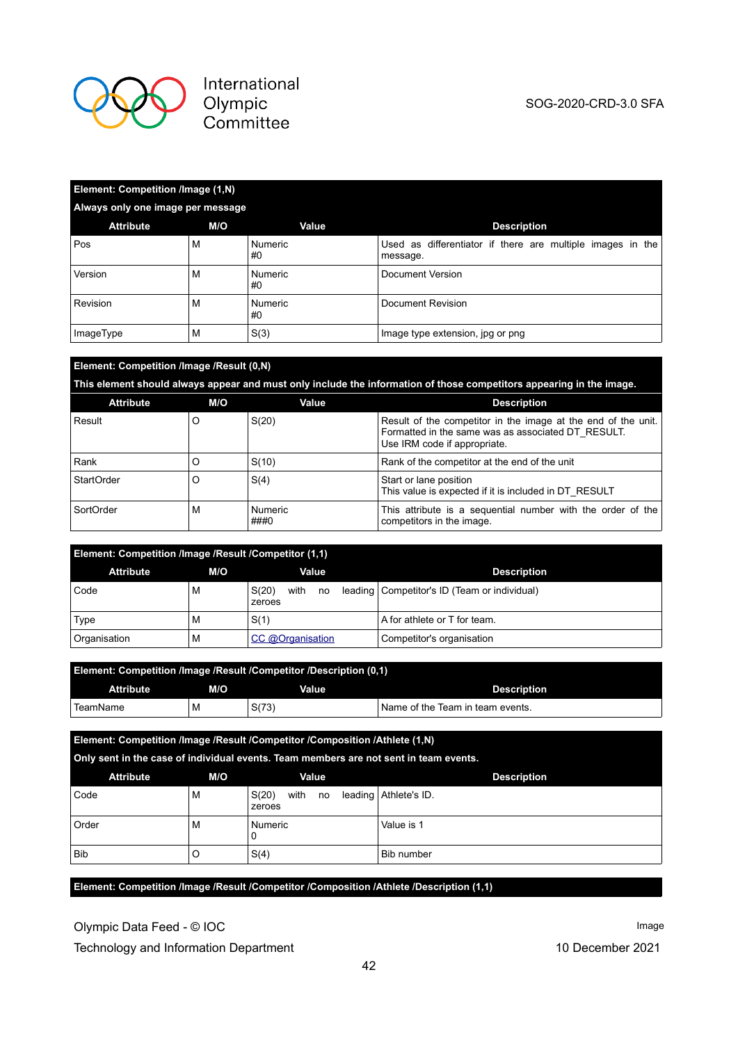| Element: Competition /Image (1,N) | | | |
|---|---|---|---|
| **Always only one image per message** | | | |
| **Attribute** | **M/O** | **Value** | **Description** |
| Pos | M | Numeric #0 | Used as differentiator if there are multiple images in the message. |
| Version | M | Numeric #0 | Document Version |
| Revision | M | Numeric #0 | Document Revision |
| ImageType | M | S(3) | Image type extension, jpg or png |

| Element: Competition /Image /Result (0,N) | | | |
|---|---|---|---|
| **This element should always appear and must only include the information of those competitors appearing in the image.** | | | |
| **Attribute** | **M/O** | **Value** | **Description** |
| Result | O | S(20) | Result of the competitor in the image at the end of the unit. Formatted in the same was as associated DT_RESULT. Use IRM code if appropriate. |
| Rank | O | S(10) | Rank of the competitor at the end of the unit |
| StartOrder | O | S(4) | Start or lane position<br>This value is expected if it is included in DT_RESULT |
| SortOrder | M | Numeric ###0 | This attribute is a sequential number with the order of the competitors in the image. |

| Element: Competition /Image /Result /Competitor (1,1) | | | |
|---|---|---|---|
| **Attribute** | **M/O** | **Value** | **Description** |
| Code | M | S(20) with no leading zeroes | Competitor's ID (Team or individual) |
| Type | M | S(1) | A for athlete or T for team. |
| Organisation | M | CC @Organisation | Competitor's organisation |

| Element: Competition /Image /Result /Competitor /Description (0,1) | | | |
|---|---|---|---|
| **Attribute** | **M/O** | **Value** | **Description** |
| TeamName | M | S(73) | Name of the Team in team events. |

| Element: Competition /Image /Result /Competitor /Composition /Athlete (1,N) | | | |
|---|---|---|---|
| **Only sent in the case of individual events. Team members are not sent in team events.** | | | |
| **Attribute** | **M/O** | **Value** | **Description** |
| Code | M | S(20) with no leading zeroes | Athlete's ID. |
| Order | M | Numeric 0 | Value is 1 |
| Bib | O | S(4) | Bib number |

**Element: Competition /Image /Result /Competitor /Composition /Athlete /Description (1,1)**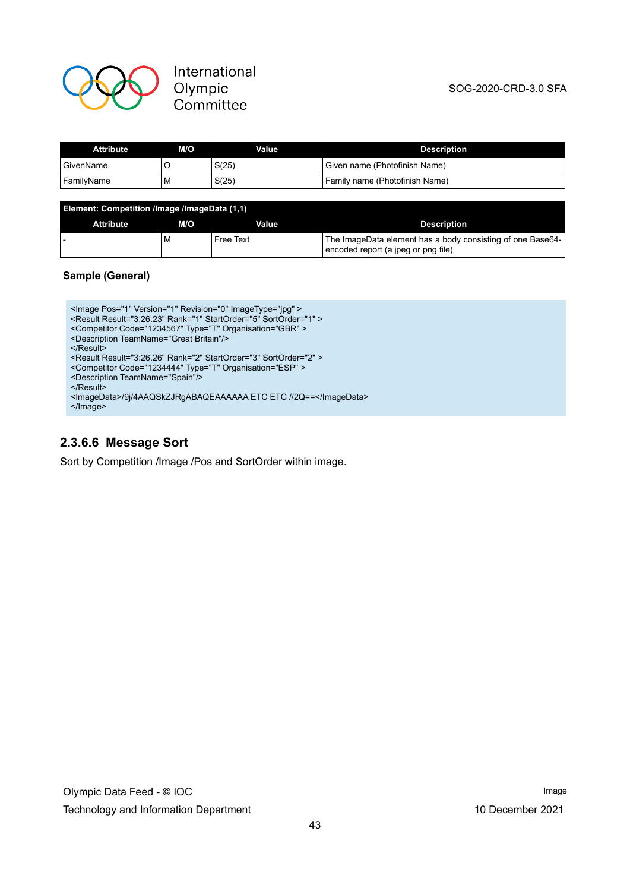| Attribute | M/O | Value | Description |
| --- | --- | --- | --- |
| GivenName | O | S(25) | Given name (Photofinish Name) |
| FamilyName | M | S(25) | Family name (Photofinish Name) |

**Element: Competition /Image /ImageData (1,1)**

| Attribute | M/O | Value | Description |
| --- | --- | --- | --- |
| - | M | Free Text | The ImageData element has a body consisting of one Base64-encoded report (a jpeg or png file) |

**Sample (General)**

```
<Image Pos="1" Version="1" Revision="0" ImageType="jpg" >
<Result Result="3:26.23" Rank="1" StartOrder="5" SortOrder="1" >
<Competitor Code="1234567" Type="T" Organisation="GBR" >
<Description TeamName="Great Britain"/>
</Result>
<Result Result="3:26.26" Rank="2" StartOrder="3" SortOrder="2" >
<Competitor Code="1234444" Type="T" Organisation="ESP" >
<Description TeamName="Spain"/>
</Result>
<ImageData>/9j/4AAQSkZJRgABAQEAAAAAA ETC ETC //2Q==</ImageData>
</Image>
```

### 2.3.6.6 Message Sort

Sort by Competition /Image /Pos and SortOrder within image.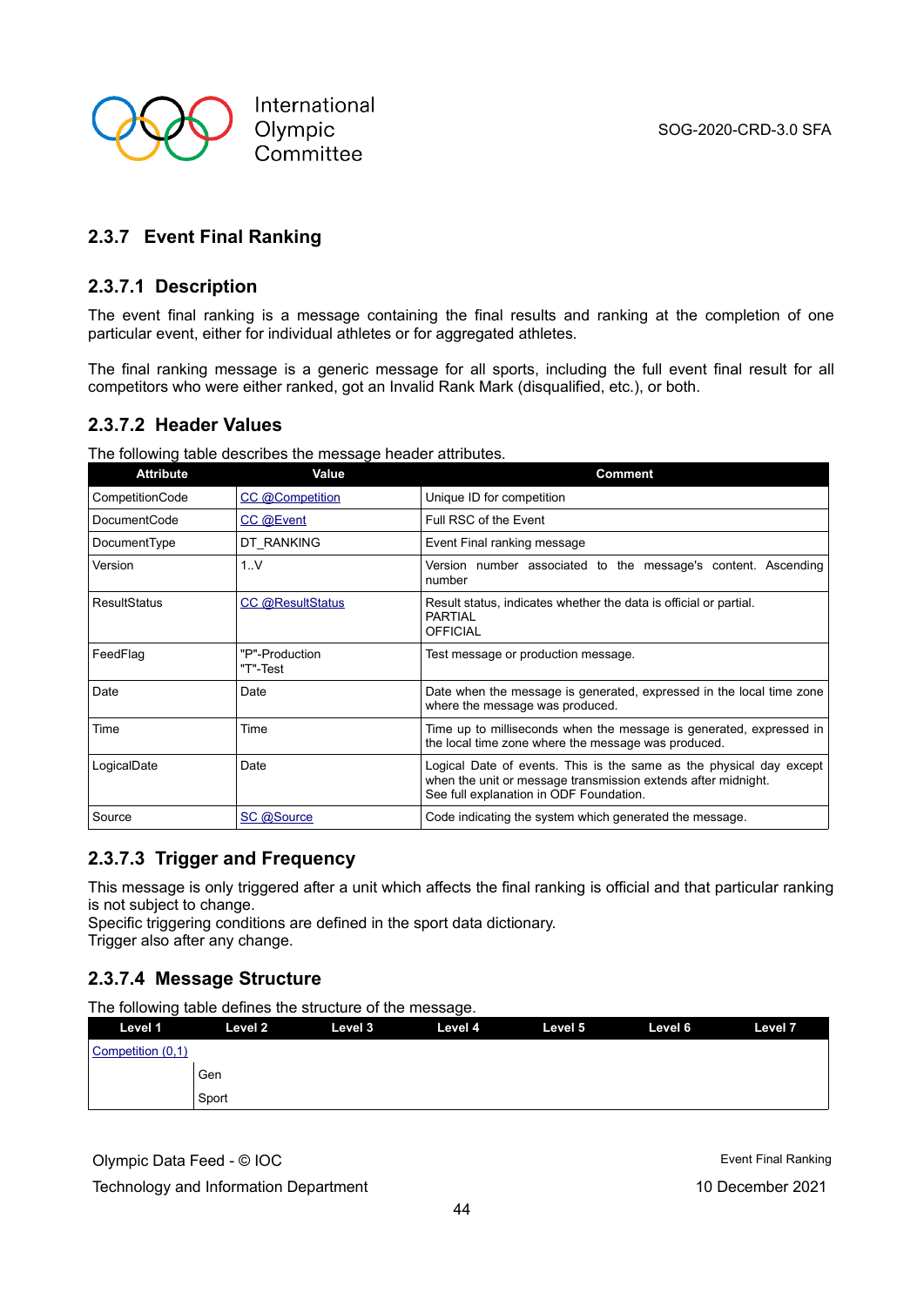### 2.3.7 Event Final Ranking

#### 2.3.7.1 Description

The event final ranking is a message containing the final results and ranking at the completion of one particular event, either for individual athletes or for aggregated athletes.

The final ranking message is a generic message for all sports, including the full event final result for all competitors who were either ranked, got an Invalid Rank Mark (disqualified, etc.), or both.

#### 2.3.7.2 Header Values

The following table describes the message header attributes.

| Attribute | Value | Comment |
|---|---|---|
| CompetitionCode | CC @Competition | Unique ID for competition |
| DocumentCode | CC @Event | Full RSC of the Event |
| DocumentType | DT_RANKING | Event Final ranking message |
| Version | 1..V | Version number associated to the message's content. Ascending number |
| ResultStatus | CC @ResultStatus | Result status, indicates whether the data is official or partial.<br>PARTIAL<br>OFFICIAL |
| FeedFlag | "P"-Production<br>"T"-Test | Test message or production message. |
| Date | Date | Date when the message is generated, expressed in the local time zone where the message was produced. |
| Time | Time | Time up to milliseconds when the message is generated, expressed in the local time zone where the message was produced. |
| LogicalDate | Date | Logical Date of events. This is the same as the physical day except when the unit or message transmission extends after midnight.<br>See full explanation in ODF Foundation. |
| Source | SC @Source | Code indicating the system which generated the message. |

#### 2.3.7.3 Trigger and Frequency

This message is only triggered after a unit which affects the final ranking is official and that particular ranking is not subject to change.
Specific triggering conditions are defined in the sport data dictionary.
Trigger also after any change.

#### 2.3.7.4 Message Structure

The following table defines the structure of the message.

| Level 1 | Level 2 | Level 3 | Level 4 | Level 5 | Level 6 | Level 7 |
|---|---|---|---|---|---|---|
| Competition (0,1) | | | | | | |
| | Gen | | | | | |
| | Sport | | | | | |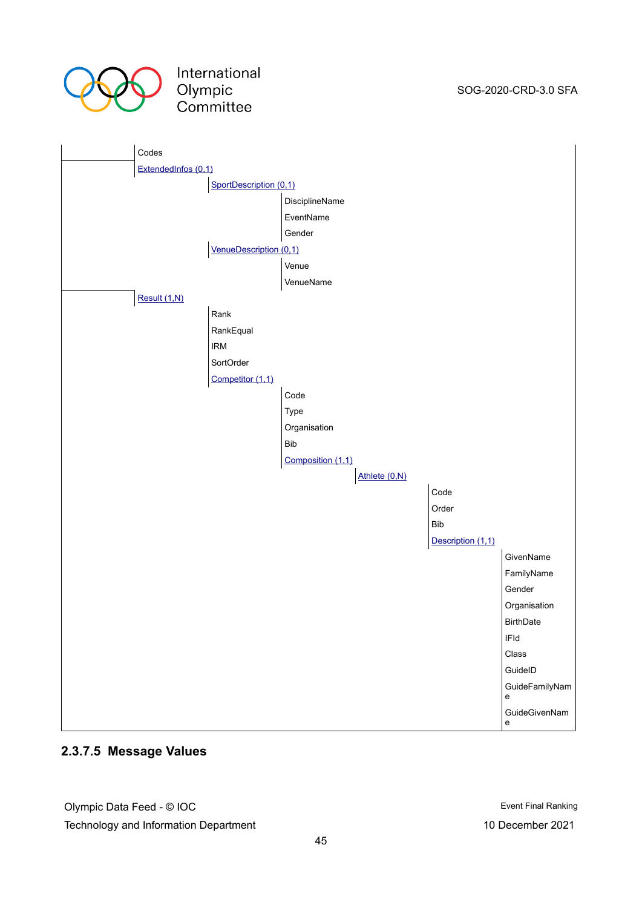| | | | | | | |
|---|---|---|---|---|---|---|
| | Codes | | | | | |
| | ExtendedInfos (0,1) | | | | | |
| | | SportDescription (0,1) | | | | |
| | | | DisciplineName | | | |
| | | | EventName | | | |
| | | | Gender | | | |
| | | VenueDescription (0,1) | | | | |
| | | | Venue | | | |
| | | | VenueName | | | |
| | Result (1,N) | | | | | |
| | | Rank | | | | |
| | | RankEqual | | | | |
| | | IRM | | | | |
| | | SortOrder | | | | |
| | | Competitor (1,1) | | | | |
| | | | Code | | | |
| | | | Type | | | |
| | | | Organisation | | | |
| | | | Bib | | | |
| | | | Composition (1,1) | | | |
| | | | | Athlete (0,N) | | |
| | | | | | Code | |
| | | | | | Order | |
| | | | | | Bib | |
| | | | | | Description (1,1) | |
| | | | | | | GivenName |
| | | | | | | FamilyName |
| | | | | | | Gender |
| | | | | | | Organisation |
| | | | | | | BirthDate |
| | | | | | | IFId |
| | | | | | | Class |
| | | | | | | GuideID |
| | | | | | | GuideFamilyName |
| | | | | | | GuideGivenName |

### 2.3.7.5 Message Values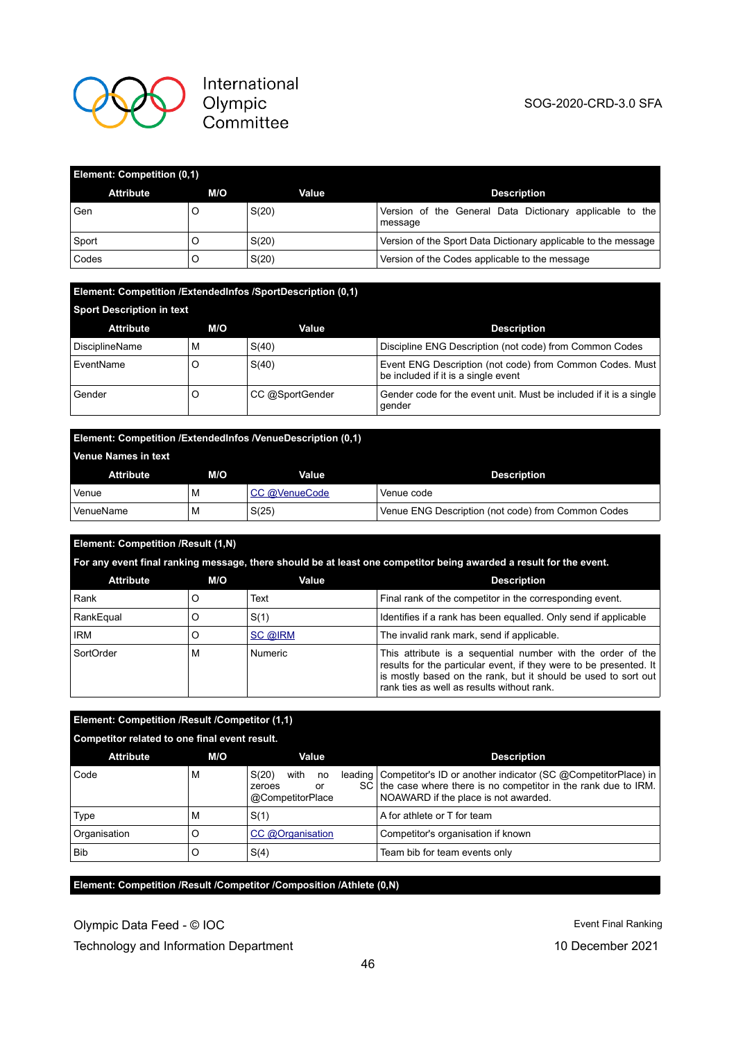| Element: Competition (0,1) | | | |
|---|---|---|---|
| **Attribute** | **M/O** | **Value** | **Description** |
| Gen | O | S(20) | Version of the General Data Dictionary applicable to the message |
| Sport | O | S(20) | Version of the Sport Data Dictionary applicable to the message |
| Codes | O | S(20) | Version of the Codes applicable to the message |

| Element: Competition /ExtendedInfos /SportDescription (0,1) | | | |
|---|---|---|---|
| Sport Description in text | | | |
| **Attribute** | **M/O** | **Value** | **Description** |
| DisciplineName | M | S(40) | Discipline ENG Description (not code) from Common Codes |
| EventName | O | S(40) | Event ENG Description (not code) from Common Codes. Must be included if it is a single event |
| Gender | O | CC @SportGender | Gender code for the event unit. Must be included if it is a single gender |

| Element: Competition /ExtendedInfos /VenueDescription (0,1) | | | |
|---|---|---|---|
| Venue Names in text | | | |
| **Attribute** | **M/O** | **Value** | **Description** |
| Venue | M | CC @VenueCode | Venue code |
| VenueName | M | S(25) | Venue ENG Description (not code) from Common Codes |

| Element: Competition /Result (1,N) | | | |
|---|---|---|---|
| For any event final ranking message, there should be at least one competitor being awarded a result for the event. | | | |
| **Attribute** | **M/O** | **Value** | **Description** |
| Rank | O | Text | Final rank of the competitor in the corresponding event. |
| RankEqual | O | S(1) | Identifies if a rank has been equalled. Only send if applicable |
| IRM | O | SC @IRM | The invalid rank mark, send if applicable. |
| SortOrder | M | Numeric | This attribute is a sequential number with the order of the results for the particular event, if they were to be presented. It is mostly based on the rank, but it should be used to sort out rank ties as well as results without rank. |

| Element: Competition /Result /Competitor (1,1) | | | |
|---|---|---|---|
| Competitor related to one final event result. | | | |
| **Attribute** | **M/O** | **Value** | **Description** |
| Code | M | S(20) with no leading zeroes or SC @CompetitorPlace | Competitor's ID or another indicator (SC @CompetitorPlace) in the case where there is no competitor in the rank due to IRM. NOAWARD if the place is not awarded. |
| Type | M | S(1) | A for athlete or T for team |
| Organisation | O | CC @Organisation | Competitor's organisation if known |
| Bib | O | S(4) | Team bib for team events only |

| Element: Competition /Result /Competitor /Composition /Athlete (0,N) |
|---|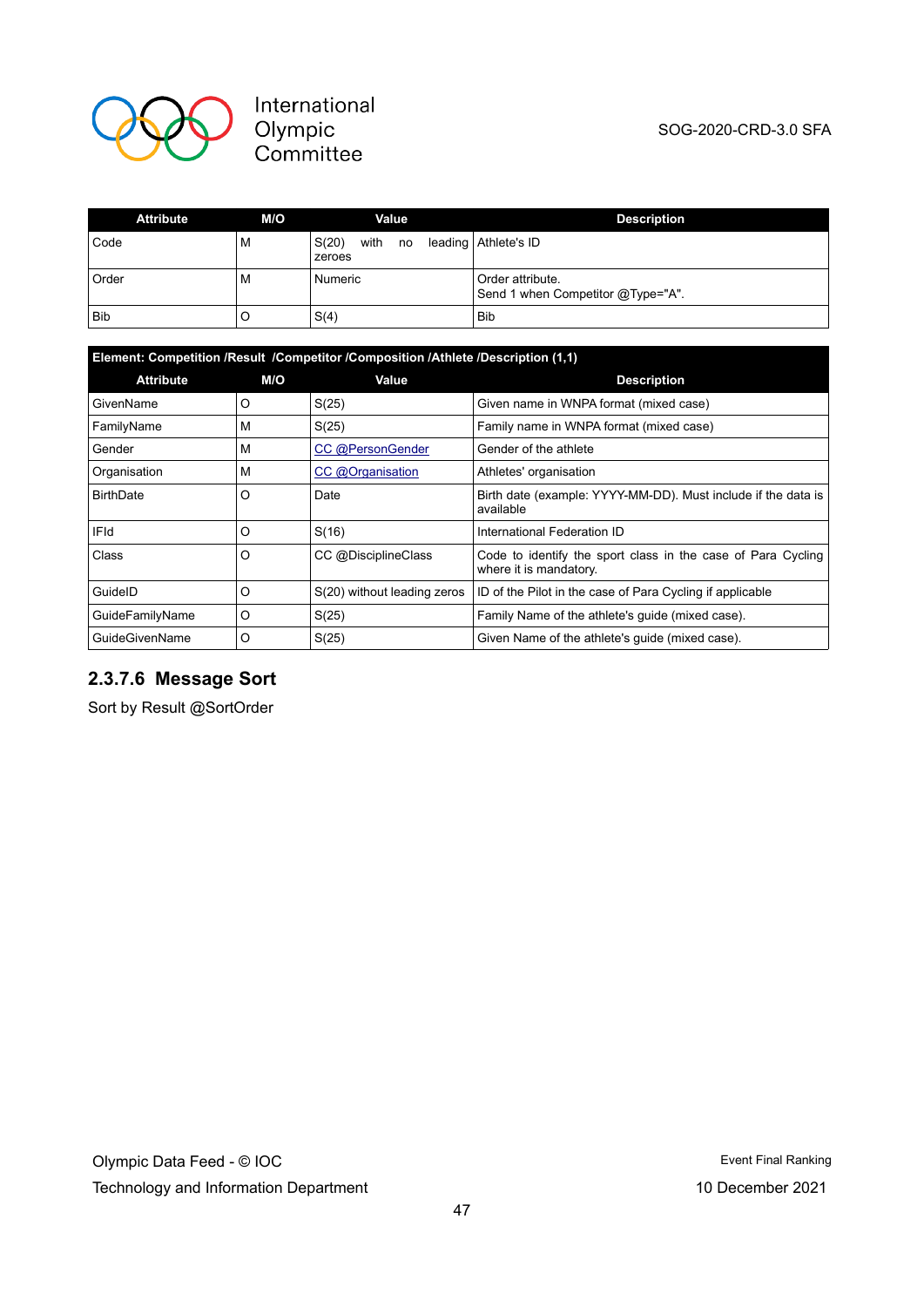| Attribute | M/O | Value | Description |
|---|---|---|---|
| Code | M | S(20) with no leading zeroes | Athlete's ID |
| Order | M | Numeric | Order attribute.<br>Send 1 when Competitor @Type="A". |
| Bib | O | S(4) | Bib |

**Element: Competition /Result /Competitor /Composition /Athlete /Description (1,1)**

| Attribute | M/O | Value | Description |
|---|---|---|---|
| GivenName | O | S(25) | Given name in WNPA format (mixed case) |
| FamilyName | M | S(25) | Family name in WNPA format (mixed case) |
| Gender | M | CC @PersonGender | Gender of the athlete |
| Organisation | M | CC @Organisation | Athletes' organisation |
| BirthDate | O | Date | Birth date (example: YYYY-MM-DD). Must include if the data is available |
| IFId | O | S(16) | International Federation ID |
| Class | O | CC @DisciplineClass | Code to identify the sport class in the case of Para Cycling where it is mandatory. |
| GuideID | O | S(20) without leading zeros | ID of the Pilot in the case of Para Cycling if applicable |
| GuideFamilyName | O | S(25) | Family Name of the athlete's guide (mixed case). |
| GuideGivenName | O | S(25) | Given Name of the athlete's guide (mixed case). |

### 2.3.7.6 Message Sort

Sort by Result @SortOrder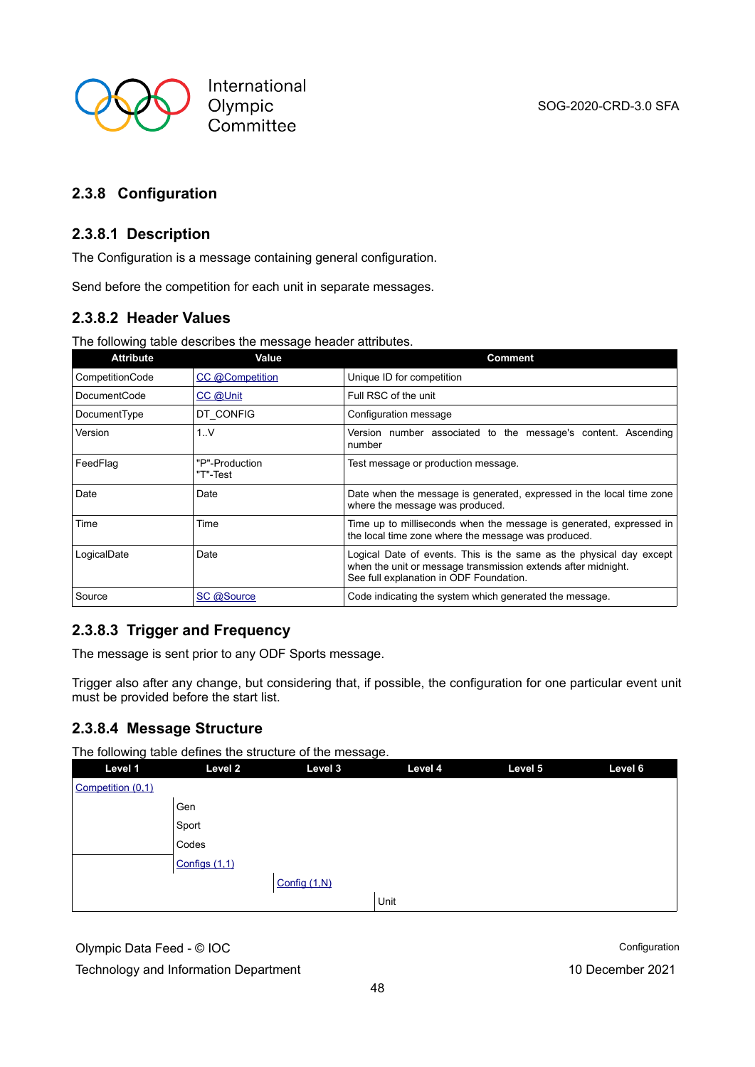### 2.3.8 Configuration

#### 2.3.8.1 Description

The Configuration is a message containing general configuration.

Send before the competition for each unit in separate messages.

#### 2.3.8.2 Header Values

The following table describes the message header attributes.

| Attribute | Value | Comment |
|---|---|---|
| CompetitionCode | CC @Competition | Unique ID for competition |
| DocumentCode | CC @Unit | Full RSC of the unit |
| DocumentType | DT_CONFIG | Configuration message |
| Version | 1..V | Version number associated to the message's content. Ascending number |
| FeedFlag | "P"-Production<br>"T"-Test | Test message or production message. |
| Date | Date | Date when the message is generated, expressed in the local time zone where the message was produced. |
| Time | Time | Time up to milliseconds when the message is generated, expressed in the local time zone where the message was produced. |
| LogicalDate | Date | Logical Date of events. This is the same as the physical day except when the unit or message transmission extends after midnight.<br>See full explanation in ODF Foundation. |
| Source | SC @Source | Code indicating the system which generated the message. |

#### 2.3.8.3 Trigger and Frequency

The message is sent prior to any ODF Sports message.

Trigger also after any change, but considering that, if possible, the configuration for one particular event unit must be provided before the start list.

#### 2.3.8.4 Message Structure

The following table defines the structure of the message.

| Level 1 | Level 2 | Level 3 | Level 4 | Level 5 | Level 6 |
|---|---|---|---|---|---|
| Competition (0,1) | | | | | |
| | Gen | | | | |
| | Sport | | | | |
| | Codes | | | | |
| | Configs (1,1) | | | | |
| | | Config (1,N) | | | |
| | | | Unit | | |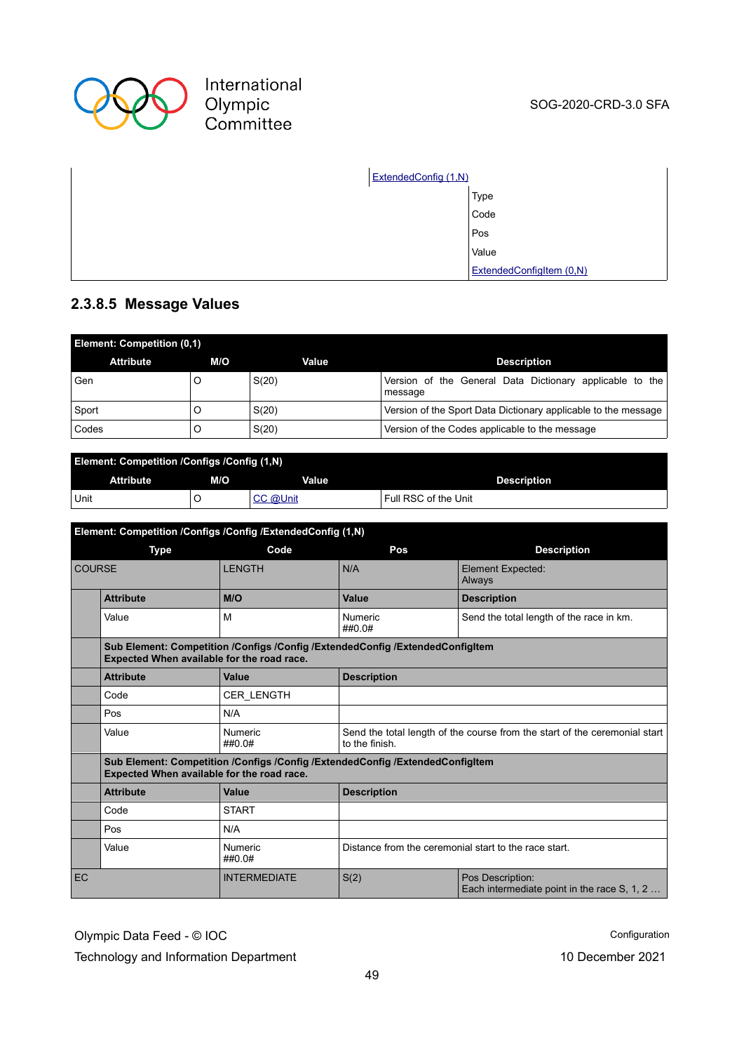| | | |
|---|---|---|
| | ExtendedConfig (1,N) | |
| | | Type |
| | | Code |
| | | Pos |
| | | Value |
| | | ExtendedConfigItem (0,N) |

### 2.3.8.5 Message Values

| Element: Competition (0,1) | | | |
|---|---|---|---|
| **Attribute** | **M/O** | **Value** | **Description** |
| Gen | O | S(20) | Version of the General Data Dictionary applicable to the message |
| Sport | O | S(20) | Version of the Sport Data Dictionary applicable to the message |
| Codes | O | S(20) | Version of the Codes applicable to the message |

| Element: Competition /Configs /Config (1,N) | | | |
|---|---|---|---|
| **Attribute** | **M/O** | **Value** | **Description** |
| Unit | O | CC @Unit | Full RSC of the Unit |

| Element: Competition /Configs /Config /ExtendedConfig (1,N) | | | | |
|---|---|---|---|---|
| **Type** | | **Code** | **Pos** | **Description** |
| COURSE | | LENGTH | N/A | Element Expected: Always |
| | **Attribute** | **M/O** | **Value** | **Description** |
| | Value | M | Numeric ##0.0# | Send the total length of the race in km. |
| | **Sub Element: Competition /Configs /Config /ExtendedConfig /ExtendedConfigItem Expected When available for the road race.** | | | |
| | **Attribute** | **Value** | **Description** | |
| | Code | CER_LENGTH | | |
| | Pos | N/A | | |
| | Value | Numeric ##0.0# | Send the total length of the course from the start of the ceremonial start to the finish. | |
| | **Sub Element: Competition /Configs /Config /ExtendedConfig /ExtendedConfigItem Expected When available for the road race.** | | | |
| | **Attribute** | **Value** | **Description** | |
| | Code | START | | |
| | Pos | N/A | | |
| | Value | Numeric ##0.0# | Distance from the ceremonial start to the race start. | |
| EC | | INTERMEDIATE | S(2) | Pos Description: Each intermediate point in the race S, 1, 2 … |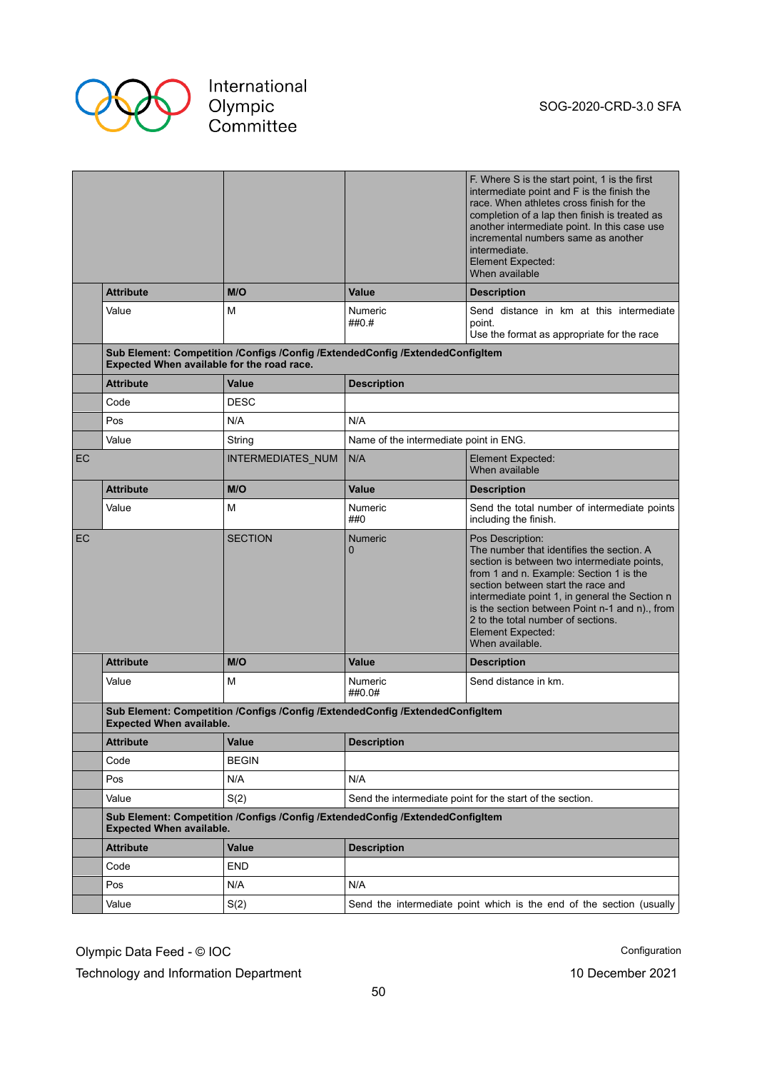| | | | |
|---|---|---|---|
| | | | F. Where S is the start point, 1 is the first intermediate point and F is the finish the race. When athletes cross finish for the completion of a lap then finish is treated as another intermediate point. In this case use incremental numbers same as another intermediate.<br>Element Expected:<br>When available |
| | **Attribute** | **M/O** | **Value** | **Description** |
| | Value | M | Numeric<br>##0.# | Send distance in km at this intermediate point.<br>Use the format as appropriate for the race |
| | **Sub Element: Competition /Configs /Config /ExtendedConfig /ExtendedConfigItem**<br>**Expected When available for the road race.** | | | |
| | **Attribute** | **Value** | **Description** | |
| | Code | DESC | | |
| | Pos | N/A | N/A | |
| | Value | String | Name of the intermediate point in ENG. | |
| EC | | INTERMEDIATES_NUM | N/A | Element Expected:<br>When available |
| | **Attribute** | **M/O** | **Value** | **Description** |
| | Value | M | Numeric<br>##0 | Send the total number of intermediate points including the finish. |
| EC | | SECTION | Numeric<br>0 | Pos Description:<br>The number that identifies the section. A section is between two intermediate points, from 1 and n. Example: Section 1 is the section between start the race and intermediate point 1, in general the Section n is the section between Point n-1 and n)., from 2 to the total number of sections.<br>Element Expected:<br>When available. |
| | **Attribute** | **M/O** | **Value** | **Description** |
| | Value | M | Numeric<br>##0.0# | Send distance in km. |
| | **Sub Element: Competition /Configs /Config /ExtendedConfig /ExtendedConfigItem**<br>**Expected When available.** | | | |
| | **Attribute** | **Value** | **Description** | |
| | Code | BEGIN | | |
| | Pos | N/A | N/A | |
| | Value | S(2) | Send the intermediate point for the start of the section. | |
| | **Sub Element: Competition /Configs /Config /ExtendedConfig /ExtendedConfigItem**<br>**Expected When available.** | | | |
| | **Attribute** | **Value** | **Description** | |
| | Code | END | | |
| | Pos | N/A | N/A | |
| | Value | S(2) | Send the intermediate point which is the end of the section (usually | |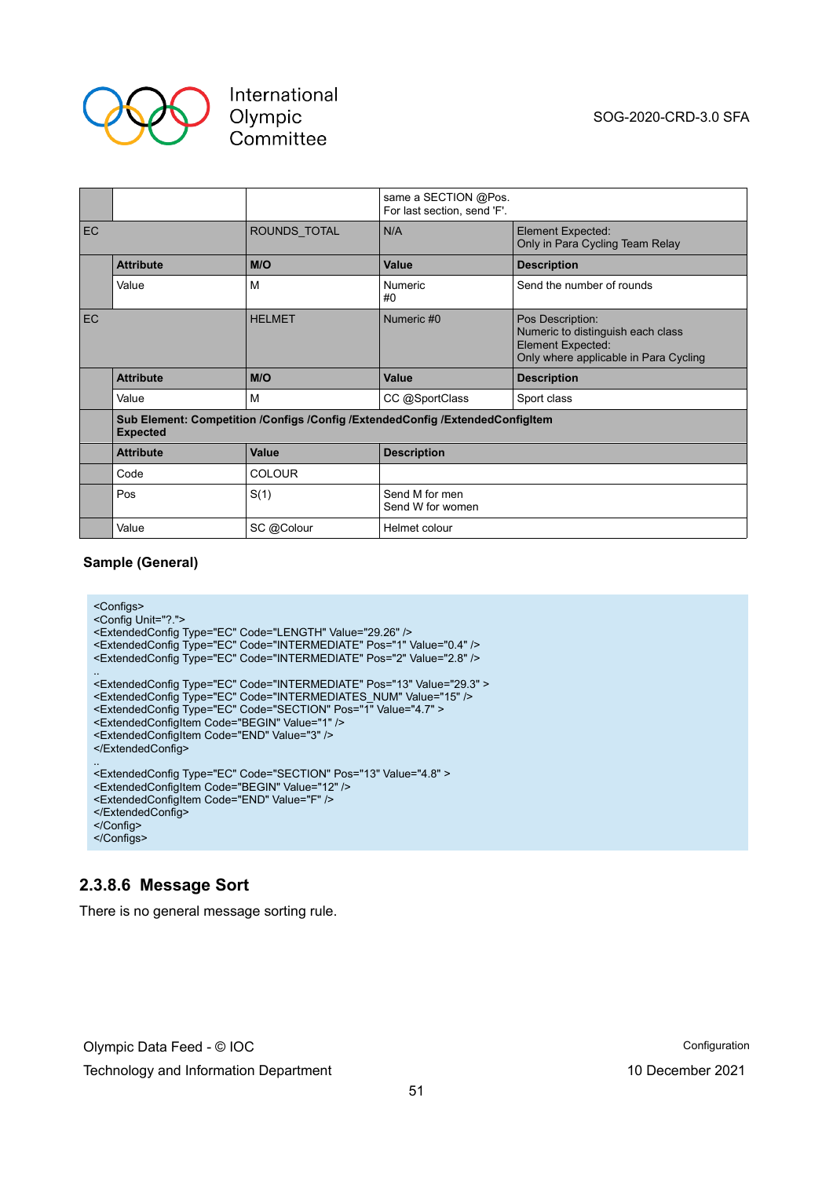| | | | | |
|---|---|---|---|---|
| | | | same a SECTION @Pos.<br>For last section, send 'F'. | |
| EC | | ROUNDS_TOTAL | N/A | Element Expected:<br>Only in Para Cycling Team Relay |
| | **Attribute** | **M/O** | **Value** | **Description** |
| | Value | M | Numeric<br>#0 | Send the number of rounds |
| EC | | HELMET | Numeric #0 | Pos Description:<br>Numeric to distinguish each class<br>Element Expected:<br>Only where applicable in Para Cycling |
| | **Attribute** | **M/O** | **Value** | **Description** |
| | Value | M | CC @SportClass | Sport class |
| | **Sub Element: Competition /Configs /Config /ExtendedConfig /ExtendedConfigItem Expected** | | | |
| | **Attribute** | **Value** | **Description** | |
| | Code | COLOUR | | |
| | Pos | S(1) | Send M for men<br>Send W for women | |
| | Value | SC @Colour | Helmet colour | |

**Sample (General)**

```
<Configs>
<Config Unit="?.">
<ExtendedConfig Type="EC" Code="LENGTH" Value="29.26" />
<ExtendedConfig Type="EC" Code="INTERMEDIATE" Pos="1" Value="0.4" />
<ExtendedConfig Type="EC" Code="INTERMEDIATE" Pos="2" Value="2.8" />
..
<ExtendedConfig Type="EC" Code="INTERMEDIATE" Pos="13" Value="29.3" >
<ExtendedConfig Type="EC" Code="INTERMEDIATES_NUM" Value="15" />
<ExtendedConfig Type="EC" Code="SECTION" Pos="1" Value="4.7" >
<ExtendedConfigItem Code="BEGIN" Value="1" />
<ExtendedConfigItem Code="END" Value="3" />
</ExtendedConfig>
..
<ExtendedConfig Type="EC" Code="SECTION" Pos="13" Value="4.8" >
<ExtendedConfigItem Code="BEGIN" Value="12" />
<ExtendedConfigItem Code="END" Value="F" />
</ExtendedConfig>
</Config>
</Configs>
```

### 2.3.8.6 Message Sort

There is no general message sorting rule.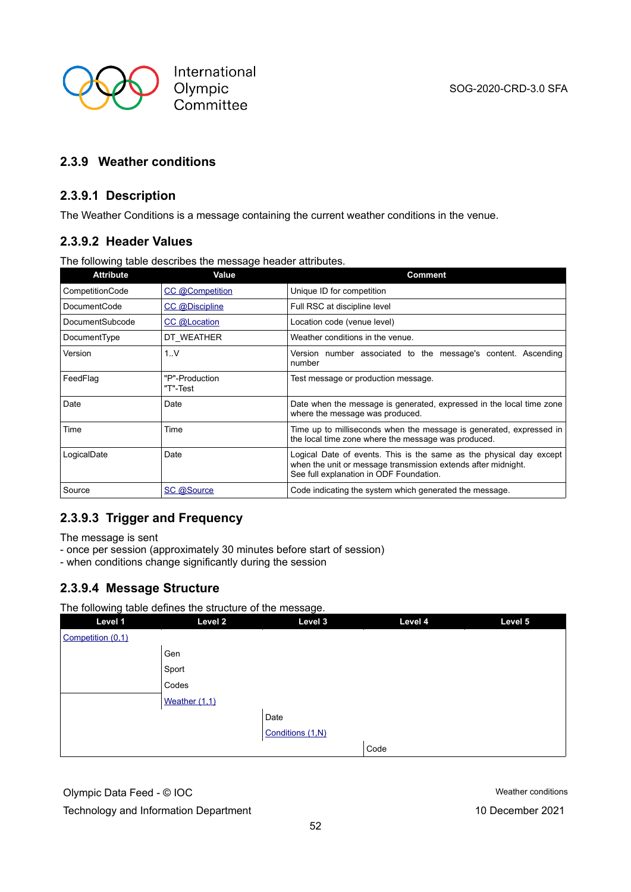### 2.3.9 Weather conditions

#### 2.3.9.1 Description

The Weather Conditions is a message containing the current weather conditions in the venue.

#### 2.3.9.2 Header Values

The following table describes the message header attributes.

| Attribute | Value | Comment |
|---|---|---|
| CompetitionCode | CC @Competition | Unique ID for competition |
| DocumentCode | CC @Discipline | Full RSC at discipline level |
| DocumentSubcode | CC @Location | Location code (venue level) |
| DocumentType | DT_WEATHER | Weather conditions in the venue. |
| Version | 1..V | Version number associated to the message's content. Ascending number |
| FeedFlag | "P"-Production<br>"T"-Test | Test message or production message. |
| Date | Date | Date when the message is generated, expressed in the local time zone where the message was produced. |
| Time | Time | Time up to milliseconds when the message is generated, expressed in the local time zone where the message was produced. |
| LogicalDate | Date | Logical Date of events. This is the same as the physical day except when the unit or message transmission extends after midnight.<br>See full explanation in ODF Foundation. |
| Source | SC @Source | Code indicating the system which generated the message. |

#### 2.3.9.3 Trigger and Frequency

The message is sent
- once per session (approximately 30 minutes before start of session)
- when conditions change significantly during the session

#### 2.3.9.4 Message Structure

The following table defines the structure of the message.

| Level 1 | Level 2 | Level 3 | Level 4 | Level 5 |
|---|---|---|---|---|
| Competition (0,1) | | | | |
| | Gen | | | |
| | Sport | | | |
| | Codes | | | |
| | Weather (1,1) | | | |
| | | Date | | |
| | | Conditions (1,N) | | |
| | | | Code | |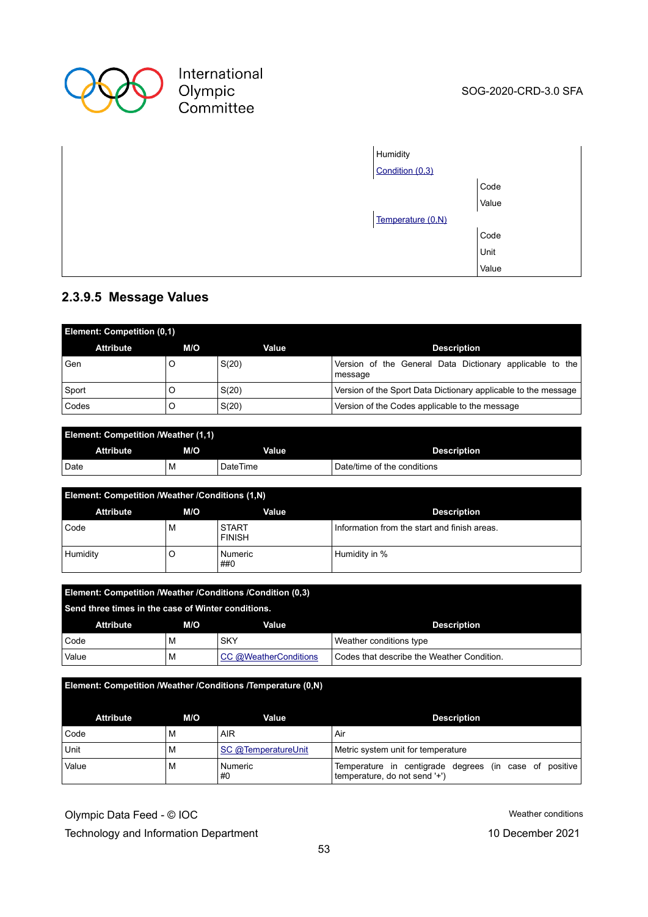| | | |
|---|---|---|
| | Humidity | |
| | Condition (0,3) | |
| | | Code |
| | | Value |
| | Temperature (0,N) | |
| | | Code |
| | | Unit |
| | | Value |

### 2.3.9.5 Message Values

| Element: Competition (0,1) | | | |
|---|---|---|---|
| **Attribute** | **M/O** | **Value** | **Description** |
| Gen | O | S(20) | Version of the General Data Dictionary applicable to the message |
| Sport | O | S(20) | Version of the Sport Data Dictionary applicable to the message |
| Codes | O | S(20) | Version of the Codes applicable to the message |

| Element: Competition /Weather (1,1) | | | |
|---|---|---|---|
| **Attribute** | **M/O** | **Value** | **Description** |
| Date | M | DateTime | Date/time of the conditions |

| Element: Competition /Weather /Conditions (1,N) | | | |
|---|---|---|---|
| **Attribute** | **M/O** | **Value** | **Description** |
| Code | M | START<br>FINISH | Information from the start and finish areas. |
| Humidity | O | Numeric<br>##0 | Humidity in % |

| Element: Competition /Weather /Conditions /Condition (0,3)<br>Send three times in the case of Winter conditions. | | | |
|---|---|---|---|
| **Attribute** | **M/O** | **Value** | **Description** |
| Code | M | SKY | Weather conditions type |
| Value | M | CC @WeatherConditions | Codes that describe the Weather Condition. |

| Element: Competition /Weather /Conditions /Temperature (0,N) | | | |
|---|---|---|---|
| **Attribute** | **M/O** | **Value** | **Description** |
| Code | M | AIR | Air |
| Unit | M | SC @TemperatureUnit | Metric system unit for temperature |
| Value | M | Numeric<br>#0 | Temperature in centigrade degrees (in case of positive temperature, do not send '+') |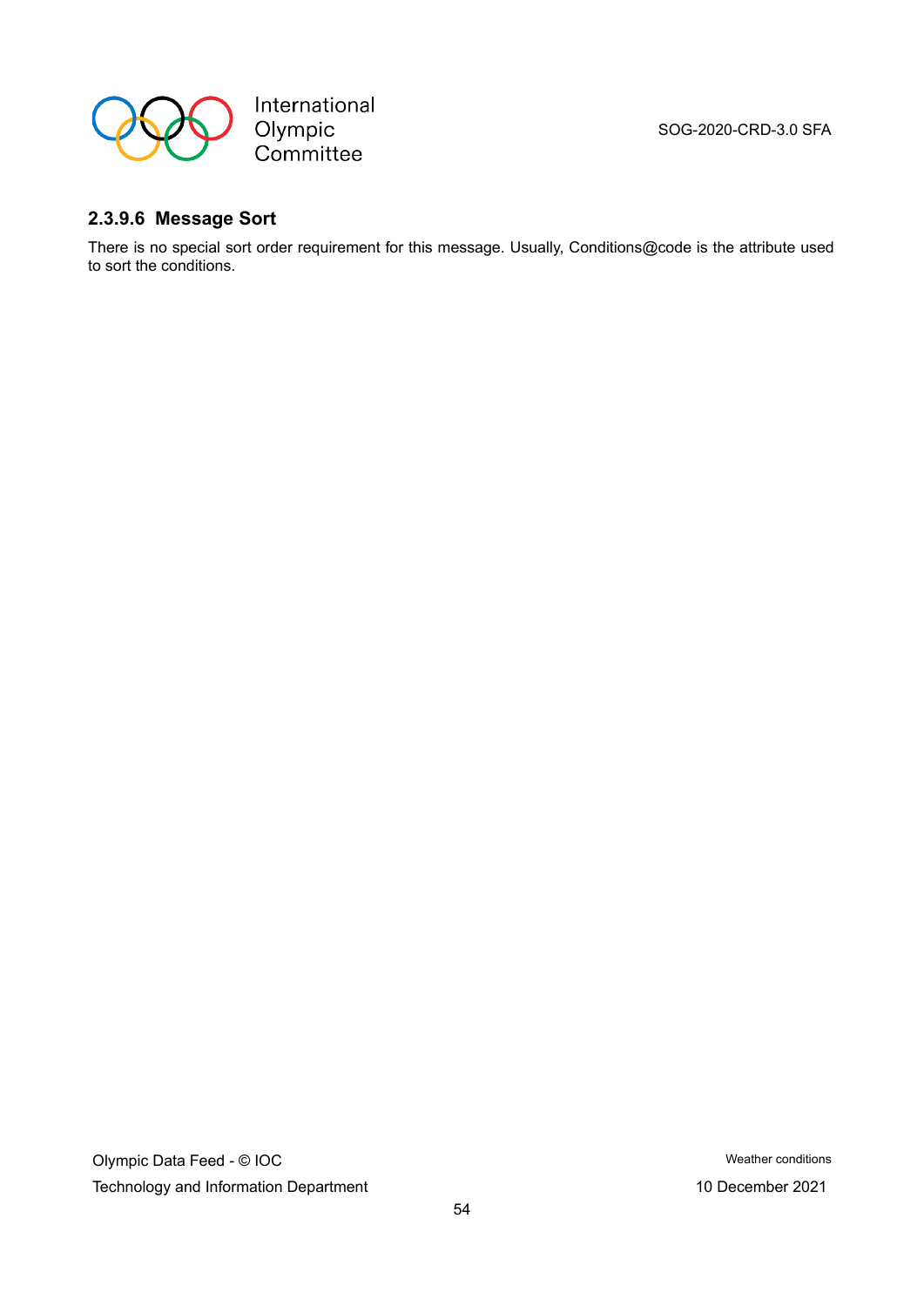#### 2.3.9.6 Message Sort

There is no special sort order requirement for this message. Usually, Conditions@code is the attribute used to sort the conditions.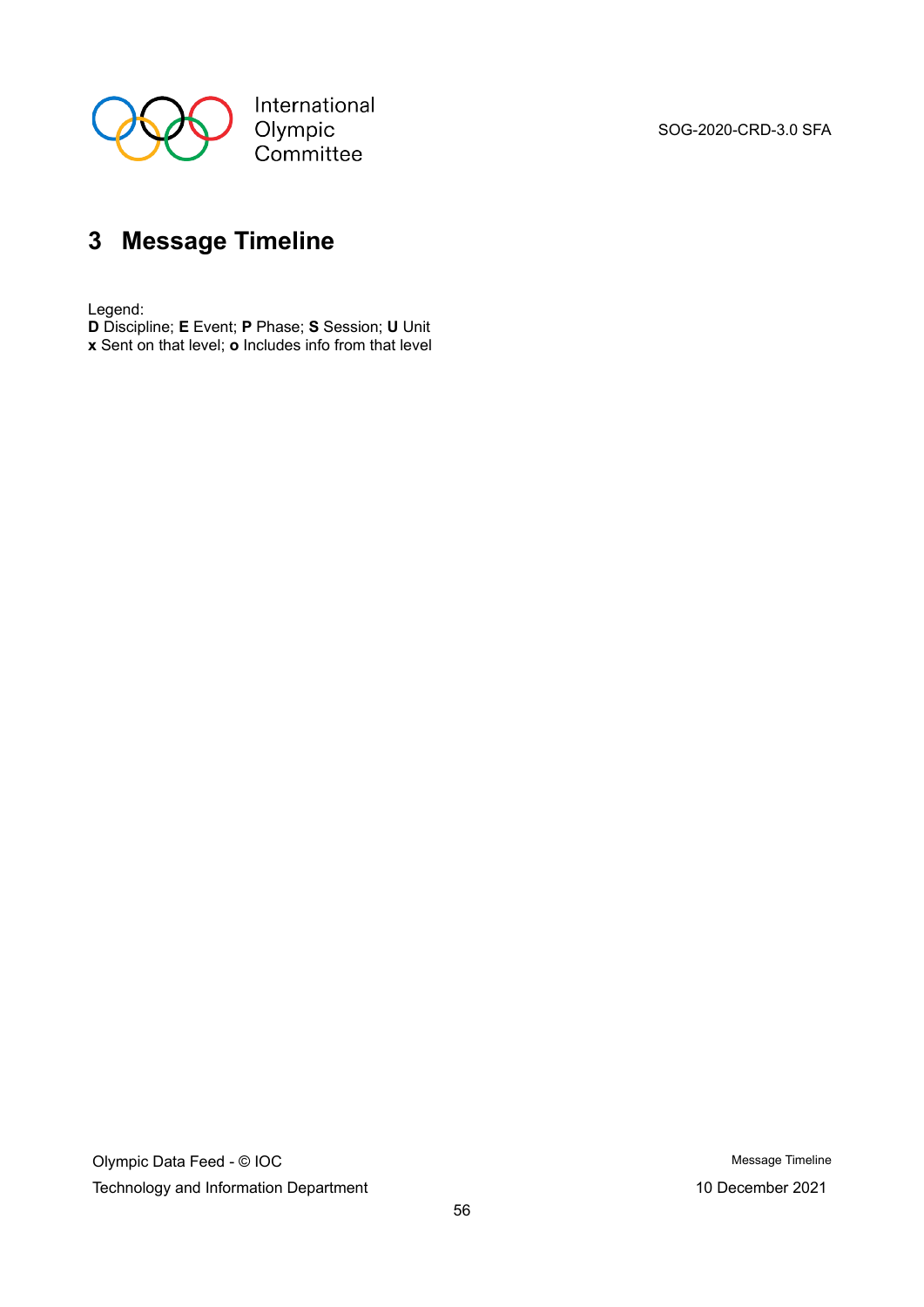# 3 Message Timeline

Legend:
**D** Discipline; **E** Event; **P** Phase; **S** Session; **U** Unit
**x** Sent on that level; **o** Includes info from that level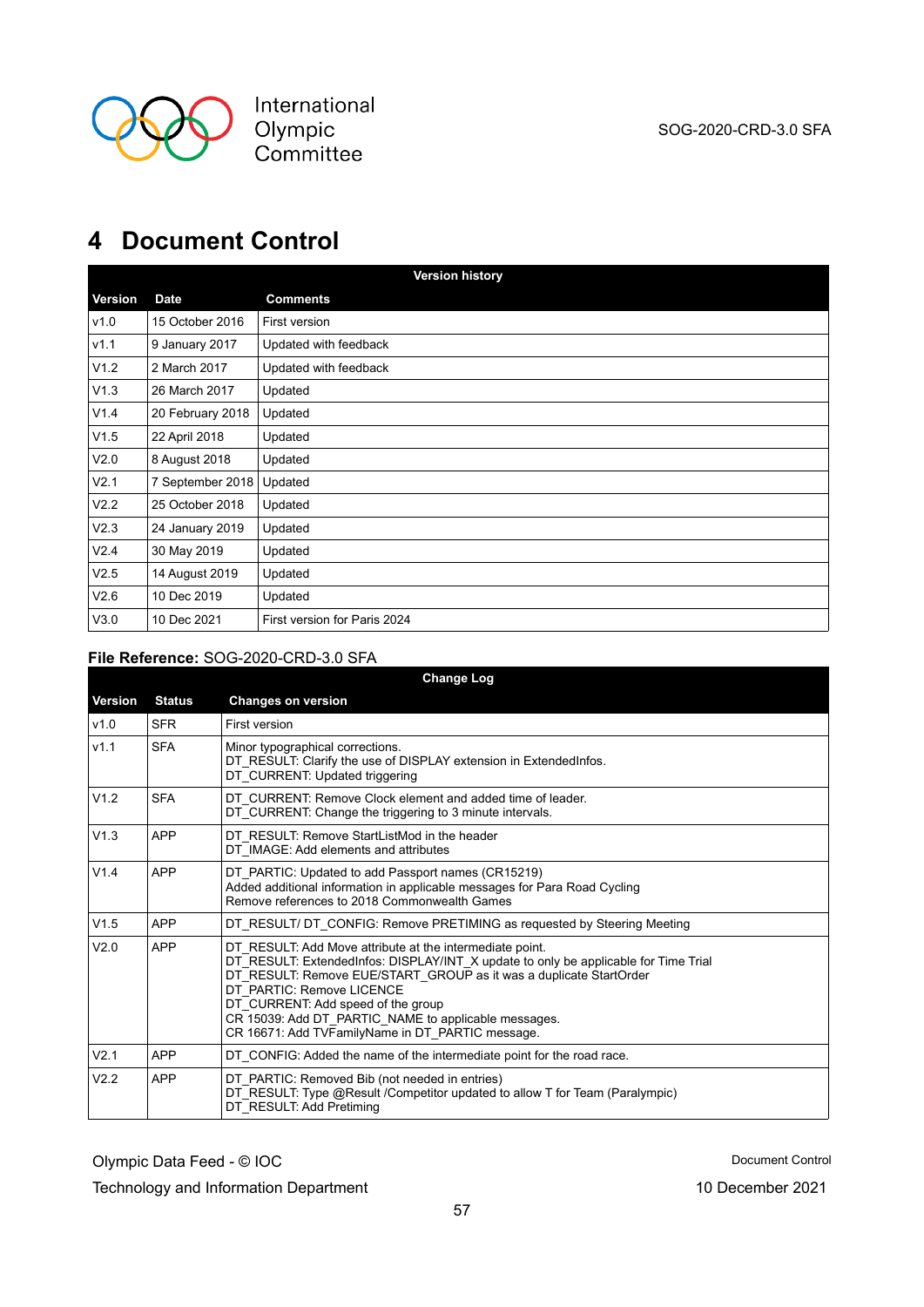# 4 Document Control

| Version history | | |
|---|---|---|
| **Version** | **Date** | **Comments** |
| v1.0 | 15 October 2016 | First version |
| v1.1 | 9 January 2017 | Updated with feedback |
| V1.2 | 2 March 2017 | Updated with feedback |
| V1.3 | 26 March 2017 | Updated |
| V1.4 | 20 February 2018 | Updated |
| V1.5 | 22 April 2018 | Updated |
| V2.0 | 8 August 2018 | Updated |
| V2.1 | 7 September 2018 | Updated |
| V2.2 | 25 October 2018 | Updated |
| V2.3 | 24 January 2019 | Updated |
| V2.4 | 30 May 2019 | Updated |
| V2.5 | 14 August 2019 | Updated |
| V2.6 | 10 Dec 2019 | Updated |
| V3.0 | 10 Dec 2021 | First version for Paris 2024 |

**File Reference:** SOG-2020-CRD-3.0 SFA

| Change Log | | |
|---|---|---|
| **Version** | **Status** | **Changes on version** |
| v1.0 | SFR | First version |
| v1.1 | SFA | Minor typographical corrections.<br>DT_RESULT: Clarify the use of DISPLAY extension in ExtendedInfos.<br>DT_CURRENT: Updated triggering |
| V1.2 | SFA | DT_CURRENT: Remove Clock element and added time of leader.<br>DT_CURRENT: Change the triggering to 3 minute intervals. |
| V1.3 | APP | DT_RESULT: Remove StartListMod in the header<br>DT_IMAGE: Add elements and attributes |
| V1.4 | APP | DT_PARTIC: Updated to add Passport names (CR15219)<br>Added additional information in applicable messages for Para Road Cycling<br>Remove references to 2018 Commonwealth Games |
| V1.5 | APP | DT_RESULT/ DT_CONFIG: Remove PRETIMING as requested by Steering Meeting |
| V2.0 | APP | DT_RESULT: Add Move attribute at the intermediate point.<br>DT_RESULT: ExtendedInfos: DISPLAY/INT_X update to only be applicable for Time Trial<br>DT_RESULT: Remove EUE/START_GROUP as it was a duplicate StartOrder<br>DT_PARTIC: Remove LICENCE<br>DT_CURRENT: Add speed of the group<br>CR 15039: Add DT_PARTIC_NAME to applicable messages.<br>CR 16671: Add TVFamilyName in DT_PARTIC message. |
| V2.1 | APP | DT_CONFIG: Added the name of the intermediate point for the road race. |
| V2.2 | APP | DT_PARTIC: Removed Bib (not needed in entries)<br>DT_RESULT: Type @Result /Competitor updated to allow T for Team (Paralympic)<br>DT_RESULT: Add Pretiming |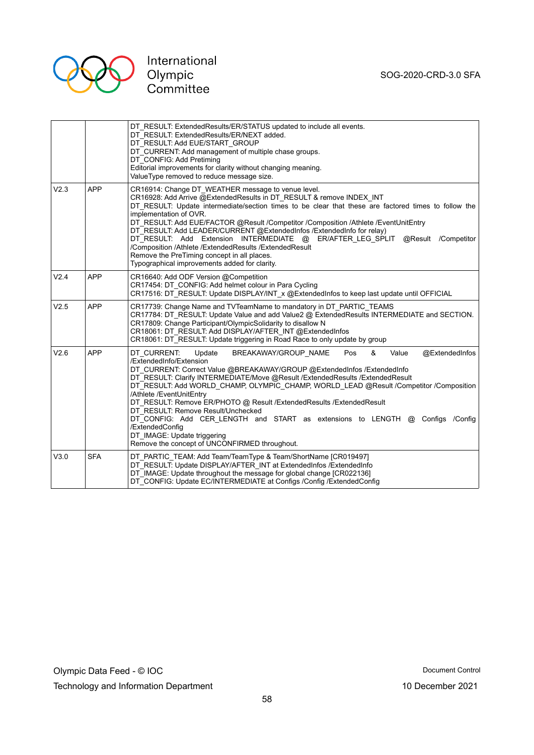| | | |
|---|---|---|
| | | DT_RESULT: ExtendedResults/ER/STATUS updated to include all events.<br>DT_RESULT: ExtendedResults/ER/NEXT added.<br>DT_RESULT: Add EUE/START_GROUP<br>DT_CURRENT: Add management of multiple chase groups.<br>DT_CONFIG: Add Pretiming<br>Editorial improvements for clarity without changing meaning.<br>ValueType removed to reduce message size. |
| V2.3 | APP | CR16914: Change DT_WEATHER message to venue level.<br>CR16928: Add Arrive @ExtendedResults in DT_RESULT & remove INDEX_INT<br>DT_RESULT: Update intermediate/section times to be clear that these are factored times to follow the implementation of OVR.<br>DT_RESULT: Add EUE/FACTOR @Result /Competitor /Composition /Athlete /EventUnitEntry<br>DT_RESULT: Add LEADER/CURRENT @ExtendedInfos /ExtendedInfo for relay)<br>DT_RESULT: Add Extension INTERMEDIATE @ ER/AFTER_LEG_SPLIT @Result /Competitor /Composition /Athlete /ExtendedResults /ExtendedResult<br>Remove the PreTiming concept in all places.<br>Typographical improvements added for clarity. |
| V2.4 | APP | CR16640: Add ODF Version @Competition<br>CR17454: DT_CONFIG: Add helmet colour in Para Cycling<br>CR17516: DT_RESULT: Update DISPLAY/INT_x @ExtendedInfos to keep last update until OFFICIAL |
| V2.5 | APP | CR17739: Change Name and TVTeamName to mandatory in DT_PARTIC_TEAMS<br>CR17784: DT_RESULT: Update Value and add Value2 @ ExtendedResults INTERMEDIATE and SECTION.<br>CR17809: Change Participant/OlympicSolidarity to disallow N<br>CR18061: DT_RESULT: Add DISPLAY/AFTER_INT @ExtendedInfos<br>CR18061: DT_RESULT: Update triggering in Road Race to only update by group |
| V2.6 | APP | DT_CURRENT: Update BREAKAWAY/GROUP_NAME Pos & Value @ExtendedInfos /ExtendedInfo/Extension<br>DT_CURRENT: Correct Value @BREAKAWAY/GROUP @ExtendedInfos /ExtendedInfo<br>DT_RESULT: Clarify INTERMEDIATE/Move @Result /ExtendedResults /ExtendedResult<br>DT_RESULT: Add WORLD_CHAMP, OLYMPIC_CHAMP, WORLD_LEAD @Result /Competitor /Composition /Athlete /EventUnitEntry<br>DT_RESULT: Remove ER/PHOTO @ Result /ExtendedResults /ExtendedResult<br>DT_RESULT: Remove Result/Unchecked<br>DT_CONFIG: Add CER_LENGTH and START as extensions to LENGTH @ Configs /Config /ExtendedConfig<br>DT_IMAGE: Update triggering<br>Remove the concept of UNCONFIRMED throughout. |
| V3.0 | SFA | DT_PARTIC_TEAM: Add Team/TeamType & Team/ShortName [CR019497]<br>DT_RESULT: Update DISPLAY/AFTER_INT at ExtendedInfos /ExtendedInfo<br>DT_IMAGE: Update throughout the message for global change [CR022136]<br>DT_CONFIG: Update EC/INTERMEDIATE at Configs /Config /ExtendedConfig |